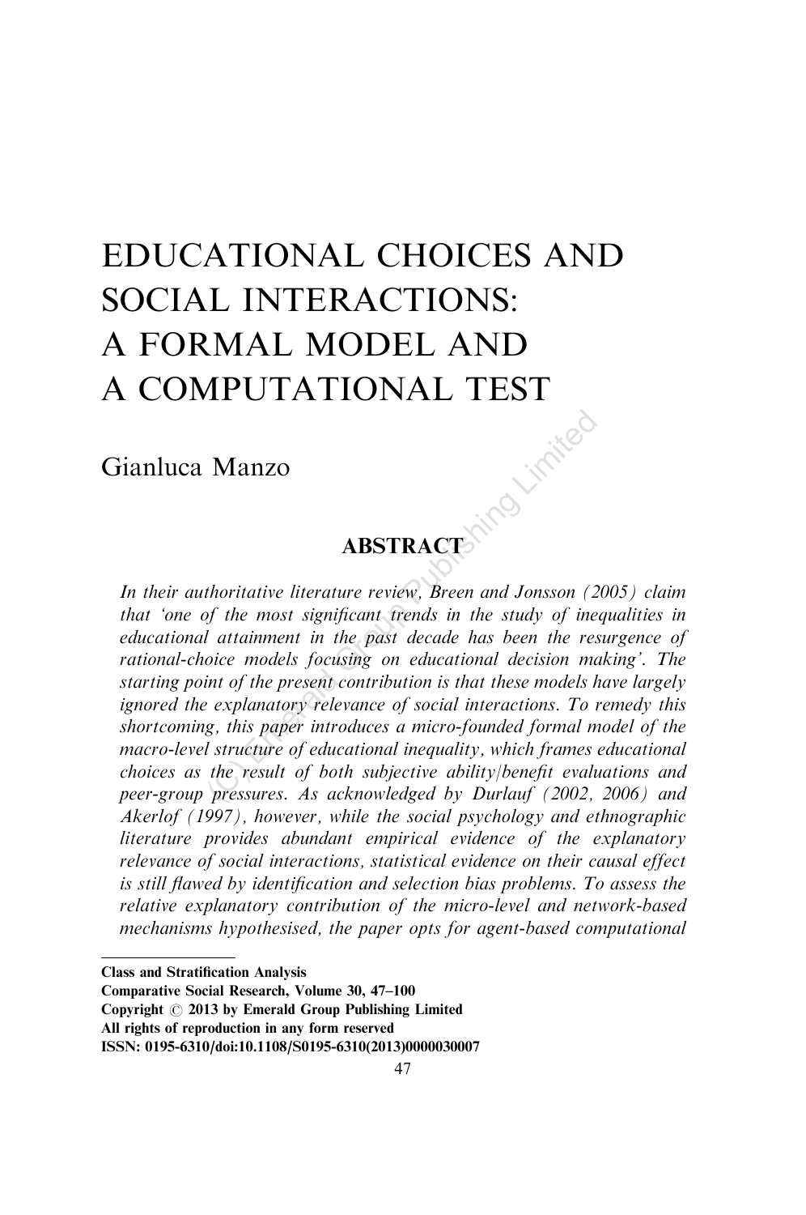# EDUCATIONAL CHOICES AND SOCIAL INTERACTIONS: A FORMAL MODEL AND A COMPUTATIONAL TEST

Gianluca Manzo

## ABSTRACT

*In their authoritative literature review, Breen and Jonsson (2005) claim that 'one of the most significant trends in the study of inequalities in educational attainment in the past decade has been the resurgence of rational-choice models focusing on educational decision making'. The starting point of the present contribution is that these models have largely ignored the explanatory relevance of social interactions. To remedy this shortcoming, this paper introduces a micro-founded formal model of the macro-level structure of educational inequality, which frames educational choices as the result of both subjective ability/benefit evaluations and peer-group pressures. As acknowledged by Durlauf (2002, 2006) and Akerlof (1997), however, while the social psychology and ethnographic literature provides abundant empirical evidence of the explanatory relevance of social interactions, statistical evidence on their causal effect is still flawed by identification and selection bias problems. To assess the relative explanatory contribution of the micro-level and network-based mechanisms hypothesised, the paper opts for agent-based computational*

---

**Class and Stratification Analysis**
**Comparative Social Research, Volume 30, 47–100**
**Copyright © 2013 by Emerald Group Publishing Limited**
**All rights of reproduction in any form reserved**
**ISSN: 0195-6310/doi:10.1108/S0195-6310(2013)0000030007**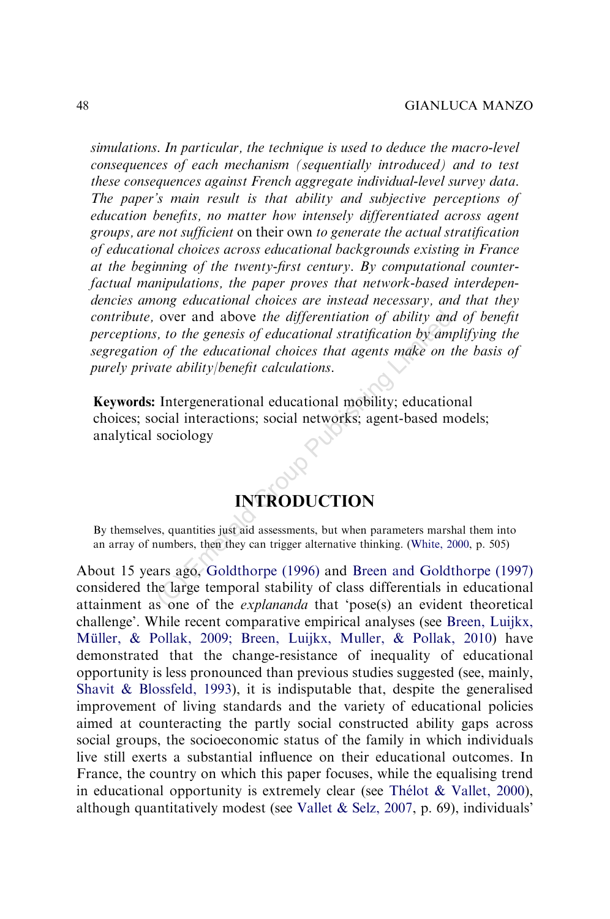*simulations. In particular, the technique is used to deduce the macro-level consequences of each mechanism (sequentially introduced) and to test these consequences against French aggregate individual-level survey data. The paper's main result is that ability and subjective perceptions of education benefits, no matter how intensely differentiated across agent groups, are not sufficient* on their own *to generate the actual stratification of educational choices across educational backgrounds existing in France at the beginning of the twenty-first century. By computational counter-factual manipulations, the paper proves that network-based interdependencies among educational choices are instead necessary, and that they contribute,* over and above *the differentiation of ability and of benefit perceptions, to the genesis of educational stratification by amplifying the segregation of the educational choices that agents make on the basis of purely private ability/benefit calculations.*

**Keywords:** Intergenerational educational mobility; educational choices; social interactions; social networks; agent-based models; analytical sociology

# INTRODUCTION

By themselves, quantities just aid assessments, but when parameters marshal them into an array of numbers, then they can trigger alternative thinking. (White, 2000, p. 505)

About 15 years ago, Goldthorpe (1996) and Breen and Goldthorpe (1997) considered the large temporal stability of class differentials in educational attainment as one of the *explananda* that 'pose(s) an evident theoretical challenge'. While recent comparative empirical analyses (see Breen, Luijkx, Müller, & Pollak, 2009; Breen, Luijkx, Muller, & Pollak, 2010) have demonstrated that the change-resistance of inequality of educational opportunity is less pronounced than previous studies suggested (see, mainly, Shavit & Blossfeld, 1993), it is indisputable that, despite the generalised improvement of living standards and the variety of educational policies aimed at counteracting the partly social constructed ability gaps across social groups, the socioeconomic status of the family in which individuals live still exerts a substantial influence on their educational outcomes. In France, the country on which this paper focuses, while the equalising trend in educational opportunity is extremely clear (see Thélot & Vallet, 2000), although quantitatively modest (see Vallet & Selz, 2007, p. 69), individuals'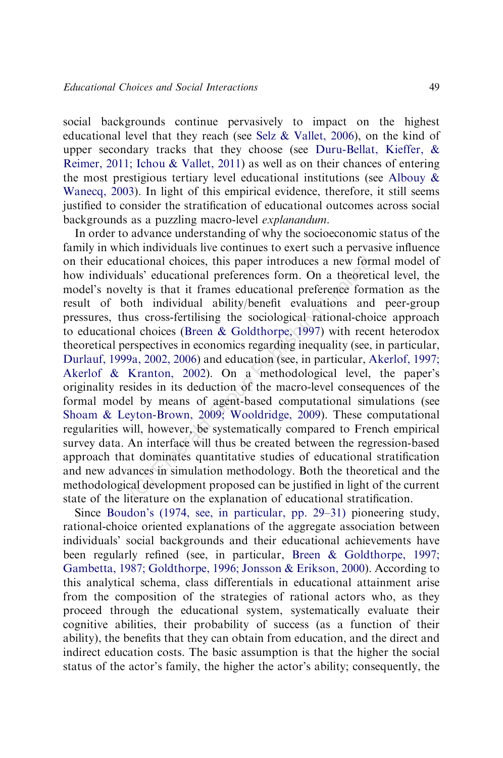social backgrounds continue pervasively to impact on the highest educational level that they reach (see Selz & Vallet, 2006), on the kind of upper secondary tracks that they choose (see Duru-Bellat, Kieffer, & Reimer, 2011; Ichou & Vallet, 2011) as well as on their chances of entering the most prestigious tertiary level educational institutions (see Albouy & Wanecq, 2003). In light of this empirical evidence, therefore, it still seems justified to consider the stratification of educational outcomes across social backgrounds as a puzzling macro-level *explanandum*.

In order to advance understanding of why the socioeconomic status of the family in which individuals live continues to exert such a pervasive influence on their educational choices, this paper introduces a new formal model of how individuals' educational preferences form. On a theoretical level, the model's novelty is that it frames educational preference formation as the result of both individual ability/benefit evaluations and peer-group pressures, thus cross-fertilising the sociological rational-choice approach to educational choices (Breen & Goldthorpe, 1997) with recent heterodox theoretical perspectives in economics regarding inequality (see, in particular, Durlauf, 1999a, 2002, 2006) and education (see, in particular, Akerlof, 1997; Akerlof & Kranton, 2002). On a methodological level, the paper's originality resides in its deduction of the macro-level consequences of the formal model by means of agent-based computational simulations (see Shoam & Leyton-Brown, 2009; Wooldridge, 2009). These computational regularities will, however, be systematically compared to French empirical survey data. An interface will thus be created between the regression-based approach that dominates quantitative studies of educational stratification and new advances in simulation methodology. Both the theoretical and the methodological development proposed can be justified in light of the current state of the literature on the explanation of educational stratification.

Since Boudon's (1974, see, in particular, pp. 29–31) pioneering study, rational-choice oriented explanations of the aggregate association between individuals' social backgrounds and their educational achievements have been regularly refined (see, in particular, Breen & Goldthorpe, 1997; Gambetta, 1987; Goldthorpe, 1996; Jonsson & Erikson, 2000). According to this analytical schema, class differentials in educational attainment arise from the composition of the strategies of rational actors who, as they proceed through the educational system, systematically evaluate their cognitive abilities, their probability of success (as a function of their ability), the benefits that they can obtain from education, and the direct and indirect education costs. The basic assumption is that the higher the social status of the actor's family, the higher the actor's ability; consequently, the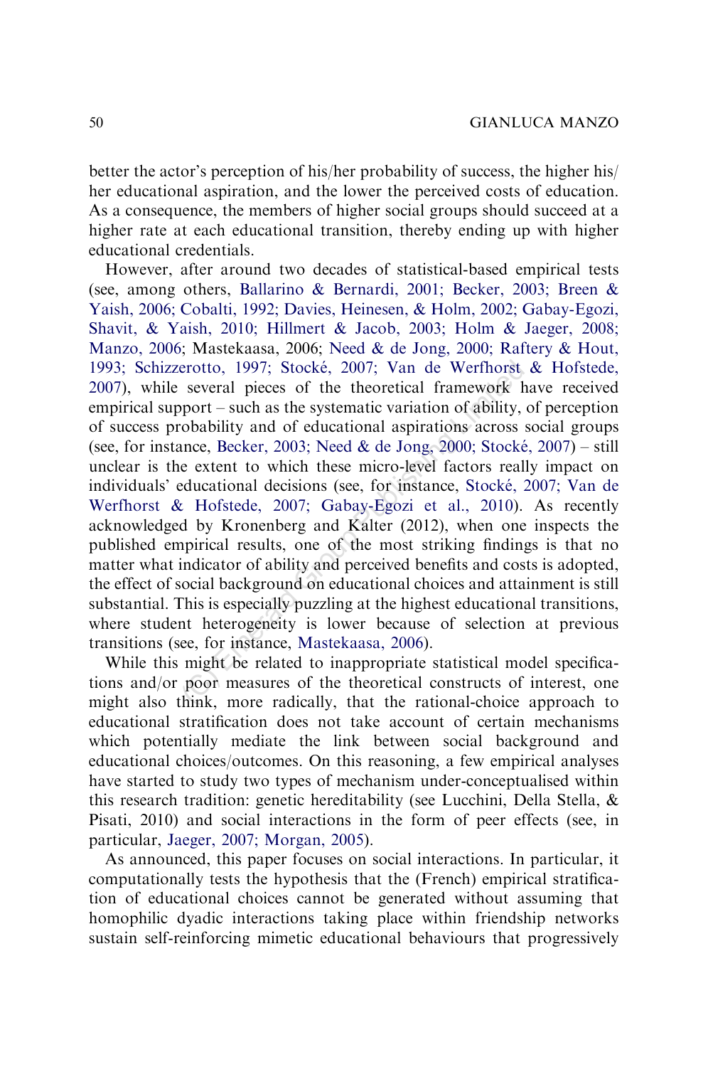better the actor's perception of his/her probability of success, the higher his/her educational aspiration, and the lower the perceived costs of education. As a consequence, the members of higher social groups should succeed at a higher rate at each educational transition, thereby ending up with higher educational credentials.

However, after around two decades of statistical-based empirical tests (see, among others, Ballarino & Bernardi, 2001; Becker, 2003; Breen & Yaish, 2006; Cobalti, 1992; Davies, Heinesen, & Holm, 2002; Gabay-Egozi, Shavit, & Yaish, 2010; Hillmert & Jacob, 2003; Holm & Jaeger, 2008; Manzo, 2006; Mastekaasa, 2006; Need & de Jong, 2000; Raftery & Hout, 1993; Schizzerotto, 1997; Stocké, 2007; Van de Werfhorst & Hofstede, 2007), while several pieces of the theoretical framework have received empirical support – such as the systematic variation of ability, of perception of success probability and of educational aspirations across social groups (see, for instance, Becker, 2003; Need & de Jong, 2000; Stocké, 2007) – still unclear is the extent to which these micro-level factors really impact on individuals' educational decisions (see, for instance, Stocké, 2007; Van de Werfhorst & Hofstede, 2007; Gabay-Egozi et al., 2010). As recently acknowledged by Kronenberg and Kalter (2012), when one inspects the published empirical results, one of the most striking findings is that no matter what indicator of ability and perceived benefits and costs is adopted, the effect of social background on educational choices and attainment is still substantial. This is especially puzzling at the highest educational transitions, where student heterogeneity is lower because of selection at previous transitions (see, for instance, Mastekaasa, 2006).

While this might be related to inappropriate statistical model specifications and/or poor measures of the theoretical constructs of interest, one might also think, more radically, that the rational-choice approach to educational stratification does not take account of certain mechanisms which potentially mediate the link between social background and educational choices/outcomes. On this reasoning, a few empirical analyses have started to study two types of mechanism under-conceptualised within this research tradition: genetic hereditability (see Lucchini, Della Stella, & Pisati, 2010) and social interactions in the form of peer effects (see, in particular, Jaeger, 2007; Morgan, 2005).

As announced, this paper focuses on social interactions. In particular, it computationally tests the hypothesis that the (French) empirical stratification of educational choices cannot be generated without assuming that homophilic dyadic interactions taking place within friendship networks sustain self-reinforcing mimetic educational behaviours that progressively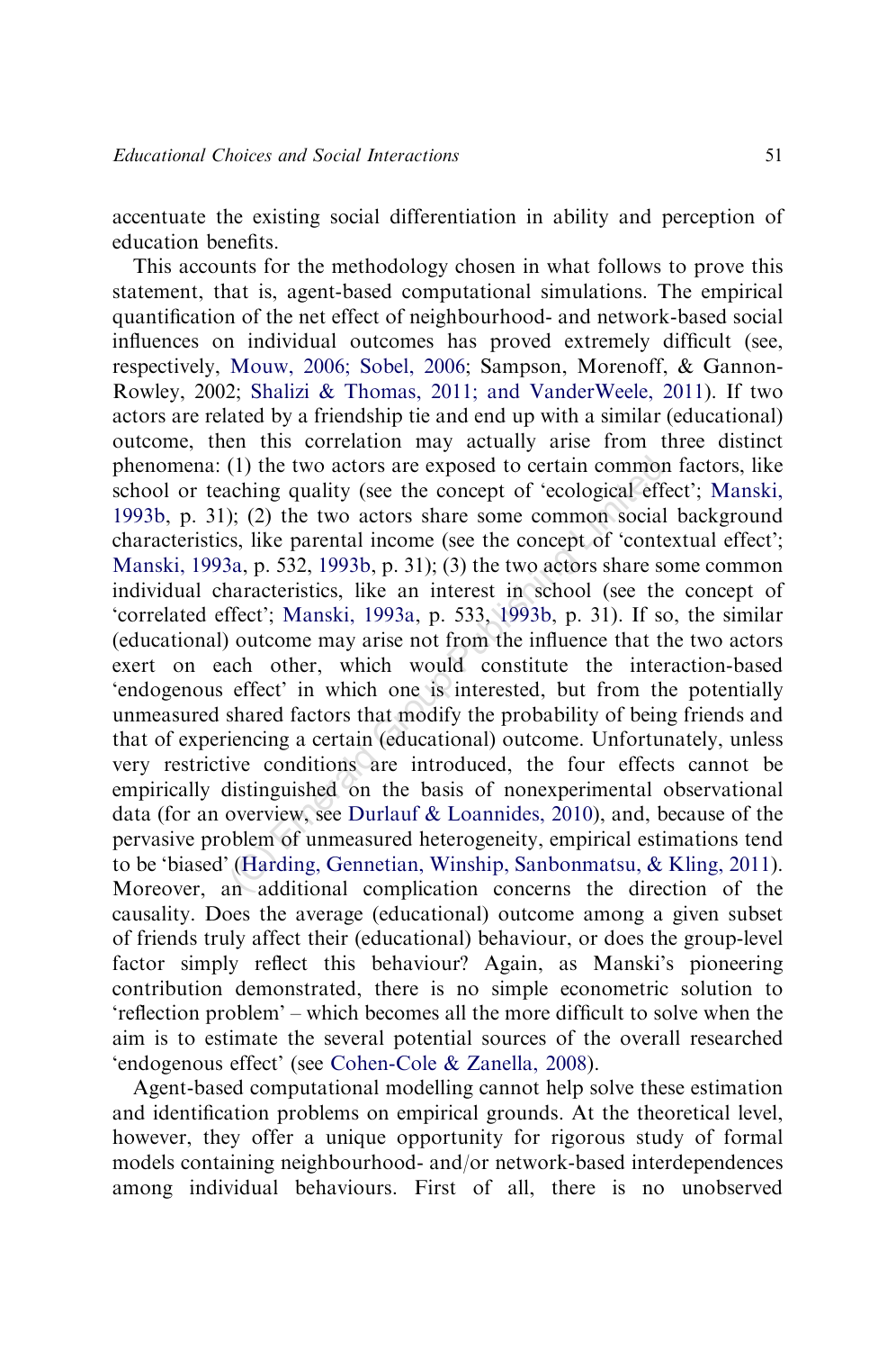accentuate the existing social differentiation in ability and perception of education benefits.

This accounts for the methodology chosen in what follows to prove this statement, that is, agent-based computational simulations. The empirical quantification of the net effect of neighbourhood- and network-based social influences on individual outcomes has proved extremely difficult (see, respectively, Mouw, 2006; Sobel, 2006; Sampson, Morenoff, & Gannon-Rowley, 2002; Shalizi & Thomas, 2011; and VanderWeele, 2011). If two actors are related by a friendship tie and end up with a similar (educational) outcome, then this correlation may actually arise from three distinct phenomena: (1) the two actors are exposed to certain common factors, like school or teaching quality (see the concept of 'ecological effect'; Manski, 1993b, p. 31); (2) the two actors share some common social background characteristics, like parental income (see the concept of 'contextual effect'; Manski, 1993a, p. 532, 1993b, p. 31); (3) the two actors share some common individual characteristics, like an interest in school (see the concept of 'correlated effect'; Manski, 1993a, p. 533, 1993b, p. 31). If so, the similar (educational) outcome may arise not from the influence that the two actors exert on each other, which would constitute the interaction-based 'endogenous effect' in which one is interested, but from the potentially unmeasured shared factors that modify the probability of being friends and that of experiencing a certain (educational) outcome. Unfortunately, unless very restrictive conditions are introduced, the four effects cannot be empirically distinguished on the basis of nonexperimental observational data (for an overview, see Durlauf & Loannides, 2010), and, because of the pervasive problem of unmeasured heterogeneity, empirical estimations tend to be 'biased' (Harding, Gennetian, Winship, Sanbonmatsu, & Kling, 2011). Moreover, an additional complication concerns the direction of the causality. Does the average (educational) outcome among a given subset of friends truly affect their (educational) behaviour, or does the group-level factor simply reflect this behaviour? Again, as Manski's pioneering contribution demonstrated, there is no simple econometric solution to 'reflection problem' – which becomes all the more difficult to solve when the aim is to estimate the several potential sources of the overall researched 'endogenous effect' (see Cohen-Cole & Zanella, 2008).

Agent-based computational modelling cannot help solve these estimation and identification problems on empirical grounds. At the theoretical level, however, they offer a unique opportunity for rigorous study of formal models containing neighbourhood- and/or network-based interdependences among individual behaviours. First of all, there is no unobserved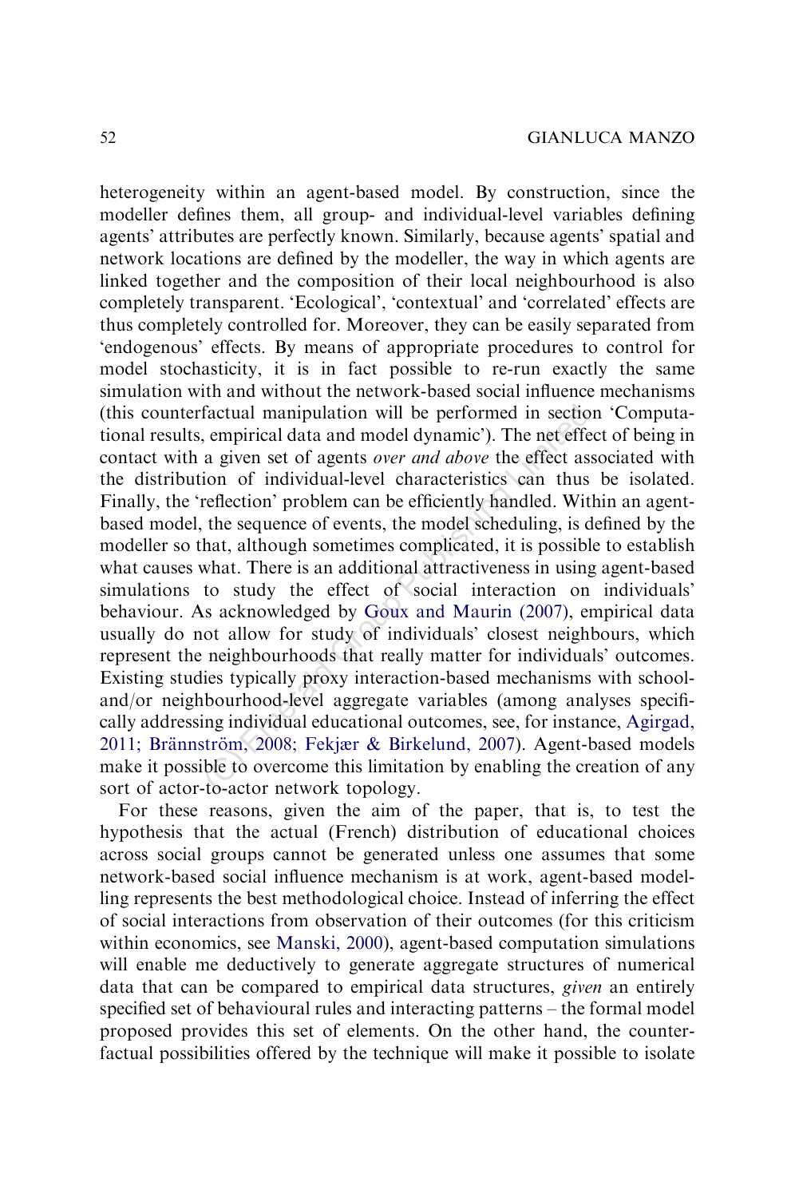heterogeneity within an agent-based model. By construction, since the modeller defines them, all group- and individual-level variables defining agents' attributes are perfectly known. Similarly, because agents' spatial and network locations are defined by the modeller, the way in which agents are linked together and the composition of their local neighbourhood is also completely transparent. 'Ecological', 'contextual' and 'correlated' effects are thus completely controlled for. Moreover, they can be easily separated from 'endogenous' effects. By means of appropriate procedures to control for model stochasticity, it is in fact possible to re-run exactly the same simulation with and without the network-based social influence mechanisms (this counterfactual manipulation will be performed in section 'Computational results, empirical data and model dynamic'). The net effect of being in contact with a given set of agents *over and above* the effect associated with the distribution of individual-level characteristics can thus be isolated. Finally, the 'reflection' problem can be efficiently handled. Within an agent-based model, the sequence of events, the model scheduling, is defined by the modeller so that, although sometimes complicated, it is possible to establish what causes what. There is an additional attractiveness in using agent-based simulations to study the effect of social interaction on individuals' behaviour. As acknowledged by Goux and Maurin (2007), empirical data usually do not allow for study of individuals' closest neighbours, which represent the neighbourhoods that really matter for individuals' outcomes. Existing studies typically proxy interaction-based mechanisms with school- and/or neighbourhood-level aggregate variables (among analyses specifically addressing individual educational outcomes, see, for instance, Agirgad, 2011; Brännström, 2008; Fekjær & Birkelund, 2007). Agent-based models make it possible to overcome this limitation by enabling the creation of any sort of actor-to-actor network topology.

For these reasons, given the aim of the paper, that is, to test the hypothesis that the actual (French) distribution of educational choices across social groups cannot be generated unless one assumes that some network-based social influence mechanism is at work, agent-based modelling represents the best methodological choice. Instead of inferring the effect of social interactions from observation of their outcomes (for this criticism within economics, see Manski, 2000), agent-based computation simulations will enable me deductively to generate aggregate structures of numerical data that can be compared to empirical data structures, *given* an entirely specified set of behavioural rules and interacting patterns – the formal model proposed provides this set of elements. On the other hand, the counterfactual possibilities offered by the technique will make it possible to isolate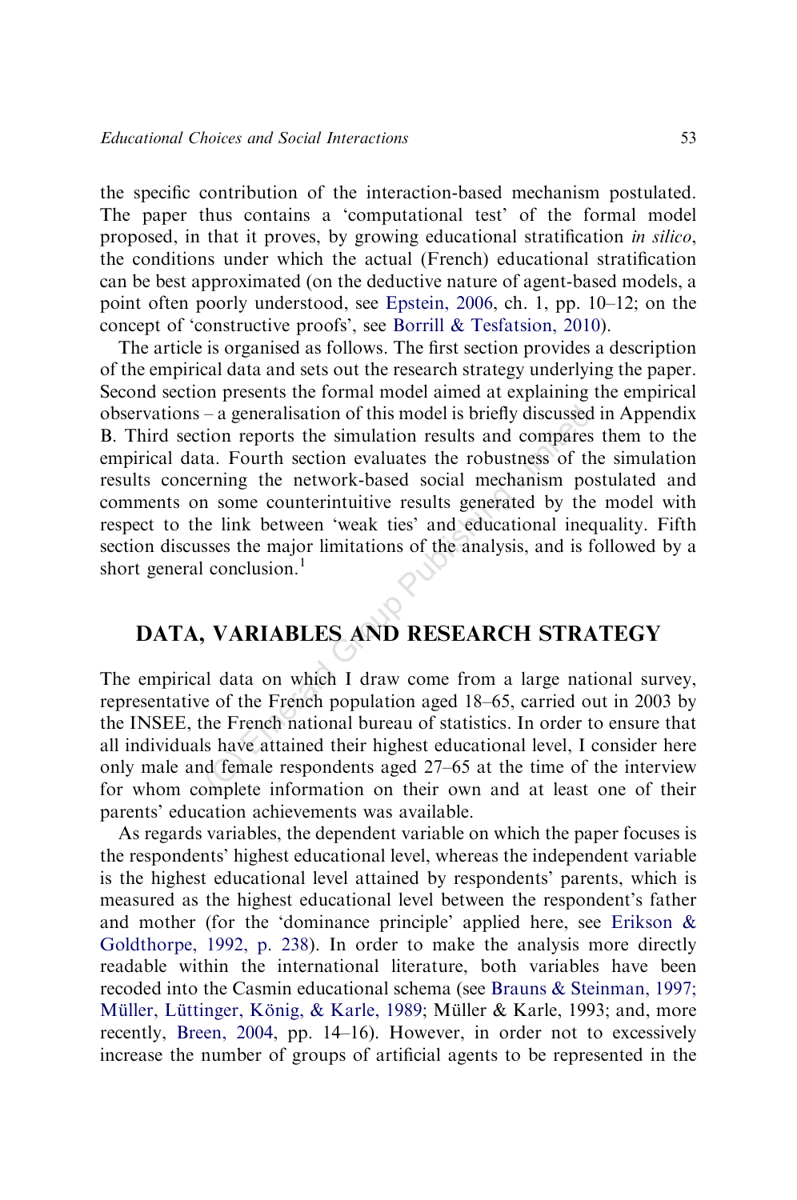the specific contribution of the interaction-based mechanism postulated. The paper thus contains a 'computational test' of the formal model proposed, in that it proves, by growing educational stratification *in silico*, the conditions under which the actual (French) educational stratification can be best approximated (on the deductive nature of agent-based models, a point often poorly understood, see Epstein, 2006, ch. 1, pp. 10–12; on the concept of 'constructive proofs', see Borrill & Tesfatsion, 2010).

The article is organised as follows. The first section provides a description of the empirical data and sets out the research strategy underlying the paper. Second section presents the formal model aimed at explaining the empirical observations – a generalisation of this model is briefly discussed in Appendix B. Third section reports the simulation results and compares them to the empirical data. Fourth section evaluates the robustness of the simulation results concerning the network-based social mechanism postulated and comments on some counterintuitive results generated by the model with respect to the link between 'weak ties' and educational inequality. Fifth section discusses the major limitations of the analysis, and is followed by a short general conclusion.[1]

## DATA, VARIABLES AND RESEARCH STRATEGY

The empirical data on which I draw come from a large national survey, representative of the French population aged 18–65, carried out in 2003 by the INSEE, the French national bureau of statistics. In order to ensure that all individuals have attained their highest educational level, I consider here only male and female respondents aged 27–65 at the time of the interview for whom complete information on their own and at least one of their parents' education achievements was available.

As regards variables, the dependent variable on which the paper focuses is the respondents' highest educational level, whereas the independent variable is the highest educational level attained by respondents' parents, which is measured as the highest educational level between the respondent's father and mother (for the 'dominance principle' applied here, see Erikson & Goldthorpe, 1992, p. 238). In order to make the analysis more directly readable within the international literature, both variables have been recoded into the Casmin educational schema (see Brauns & Steinman, 1997; Müller, Lüttinger, König, & Karle, 1989; Müller & Karle, 1993; and, more recently, Breen, 2004, pp. 14–16). However, in order not to excessively increase the number of groups of artificial agents to be represented in the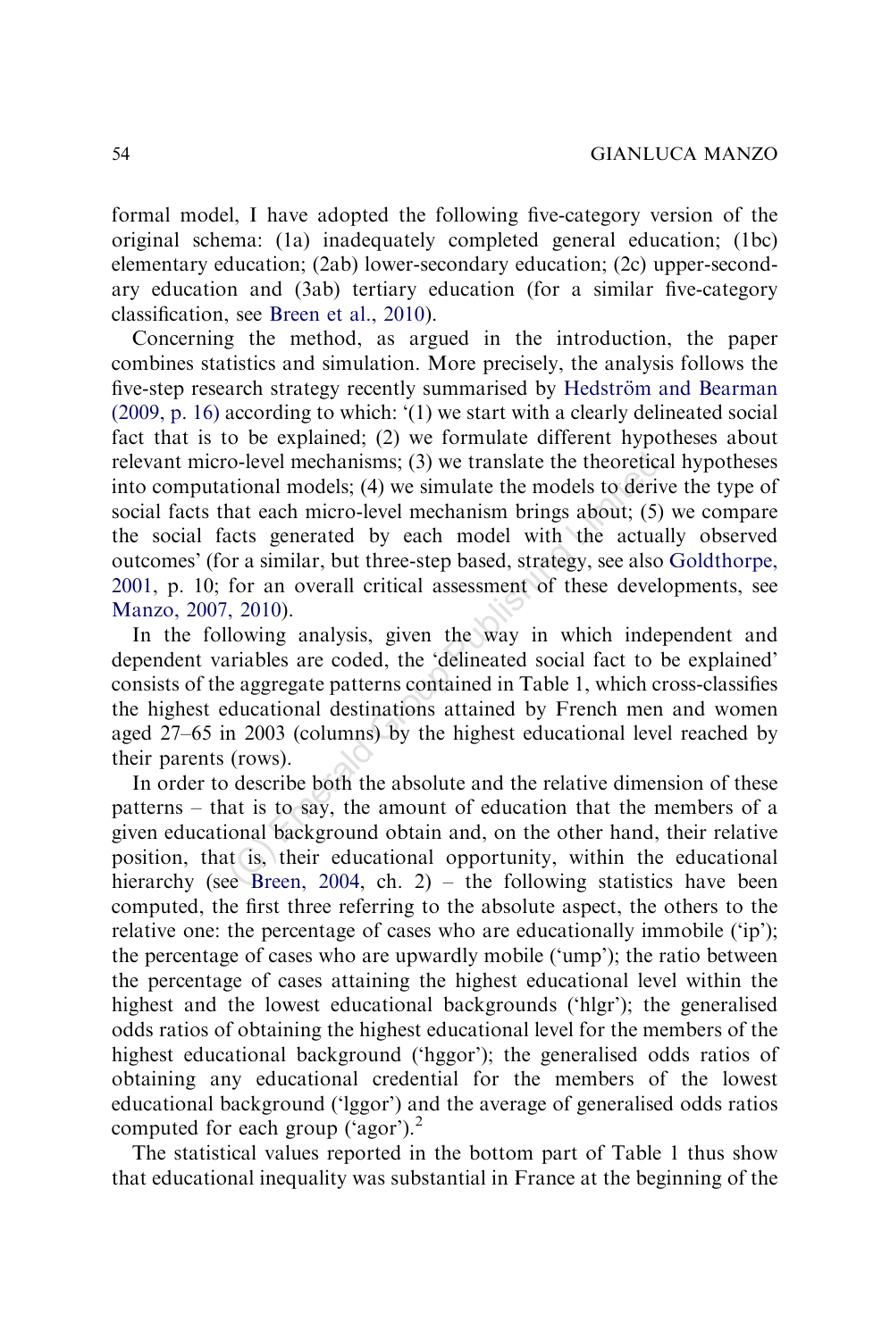formal model, I have adopted the following five-category version of the original schema: (1a) inadequately completed general education; (1bc) elementary education; (2ab) lower-secondary education; (2c) upper-secondary education and (3ab) tertiary education (for a similar five-category classification, see Breen et al., 2010).

Concerning the method, as argued in the introduction, the paper combines statistics and simulation. More precisely, the analysis follows the five-step research strategy recently summarised by Hedström and Bearman (2009, p. 16) according to which: '(1) we start with a clearly delineated social fact that is to be explained; (2) we formulate different hypotheses about relevant micro-level mechanisms; (3) we translate the theoretical hypotheses into computational models; (4) we simulate the models to derive the type of social facts that each micro-level mechanism brings about; (5) we compare the social facts generated by each model with the actually observed outcomes' (for a similar, but three-step based, strategy, see also Goldthorpe, 2001, p. 10; for an overall critical assessment of these developments, see Manzo, 2007, 2010).

In the following analysis, given the way in which independent and dependent variables are coded, the 'delineated social fact to be explained' consists of the aggregate patterns contained in Table 1, which cross-classifies the highest educational destinations attained by French men and women aged 27–65 in 2003 (columns) by the highest educational level reached by their parents (rows).

In order to describe both the absolute and the relative dimension of these patterns – that is to say, the amount of education that the members of a given educational background obtain and, on the other hand, their relative position, that is, their educational opportunity, within the educational hierarchy (see Breen, 2004, ch. 2) – the following statistics have been computed, the first three referring to the absolute aspect, the others to the relative one: the percentage of cases who are educationally immobile ('ip'); the percentage of cases who are upwardly mobile ('ump'); the ratio between the percentage of cases attaining the highest educational level within the highest and the lowest educational backgrounds ('hlgr'); the generalised odds ratios of obtaining the highest educational level for the members of the highest educational background ('hggor'); the generalised odds ratios of obtaining any educational credential for the members of the lowest educational background ('lggor') and the average of generalised odds ratios computed for each group ('agor').[2]

The statistical values reported in the bottom part of Table 1 thus show that educational inequality was substantial in France at the beginning of the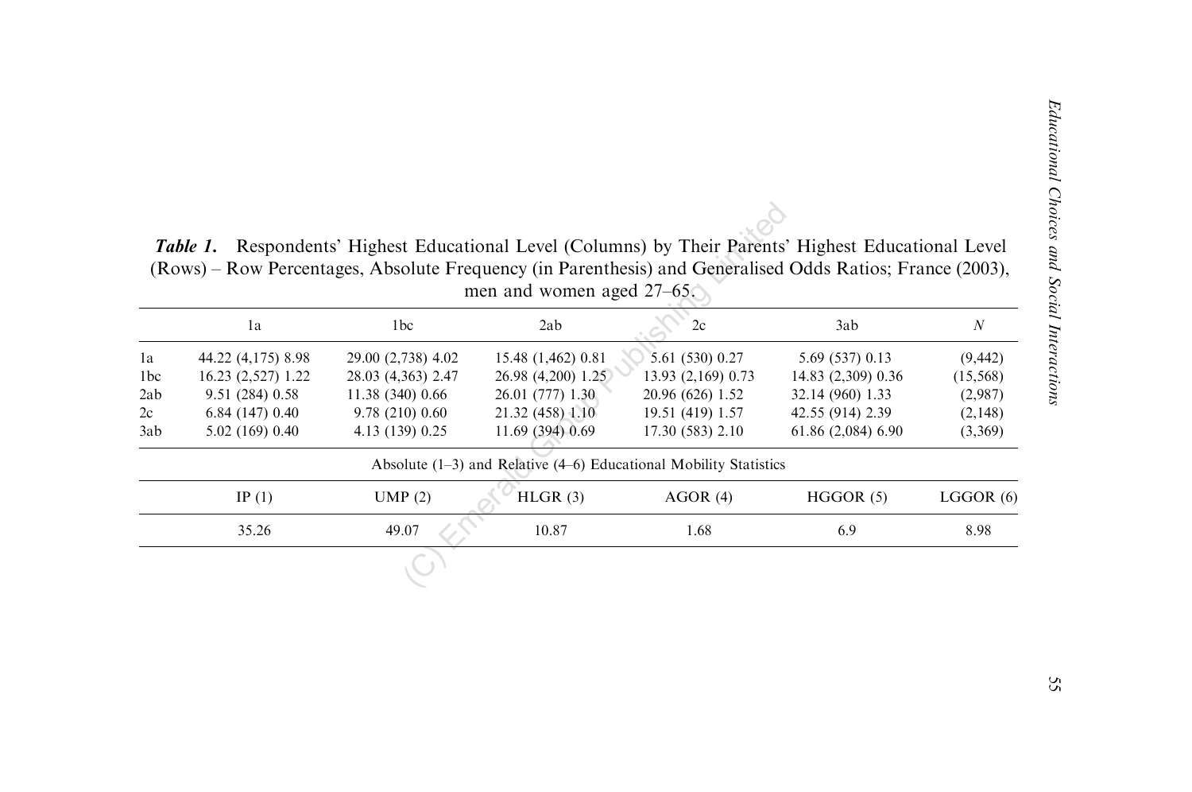***Table 1.*** Respondents' Highest Educational Level (Columns) by Their Parents' Highest Educational Level (Rows) – Row Percentages, Absolute Frequency (in Parenthesis) and Generalised Odds Ratios; France (2003), men and women aged 27–65.

| | 1a | 1bc | 2ab | 2c | 3ab | *N* |
|---|---|---|---|---|---|---|
| 1a | 44.22 (4,175) 8.98 | 29.00 (2,738) 4.02 | 15.48 (1,462) 0.81 | 5.61 (530) 0.27 | 5.69 (537) 0.13 | (9,442) |
| 1bc | 16.23 (2,527) 1.22 | 28.03 (4,363) 2.47 | 26.98 (4,200) 1.25 | 13.93 (2,169) 0.73 | 14.83 (2,309) 0.36 | (15,568) |
| 2ab | 9.51 (284) 0.58 | 11.38 (340) 0.66 | 26.01 (777) 1.30 | 20.96 (626) 1.52 | 32.14 (960) 1.33 | (2,987) |
| 2c | 6.84 (147) 0.40 | 9.78 (210) 0.60 | 21.32 (458) 1.10 | 19.51 (419) 1.57 | 42.55 (914) 2.39 | (2,148) |
| 3ab | 5.02 (169) 0.40 | 4.13 (139) 0.25 | 11.69 (394) 0.69 | 17.30 (583) 2.10 | 61.86 (2,084) 6.90 | (3,369) |

Absolute (1–3) and Relative (4–6) Educational Mobility Statistics

| IP (1) | UMP (2) | HLGR (3) | AGOR (4) | HGGOR (5) | LGGOR (6) |
|---|---|---|---|---|---|
| 35.26 | 49.07 | 10.87 | 1.68 | 6.9 | 8.98 |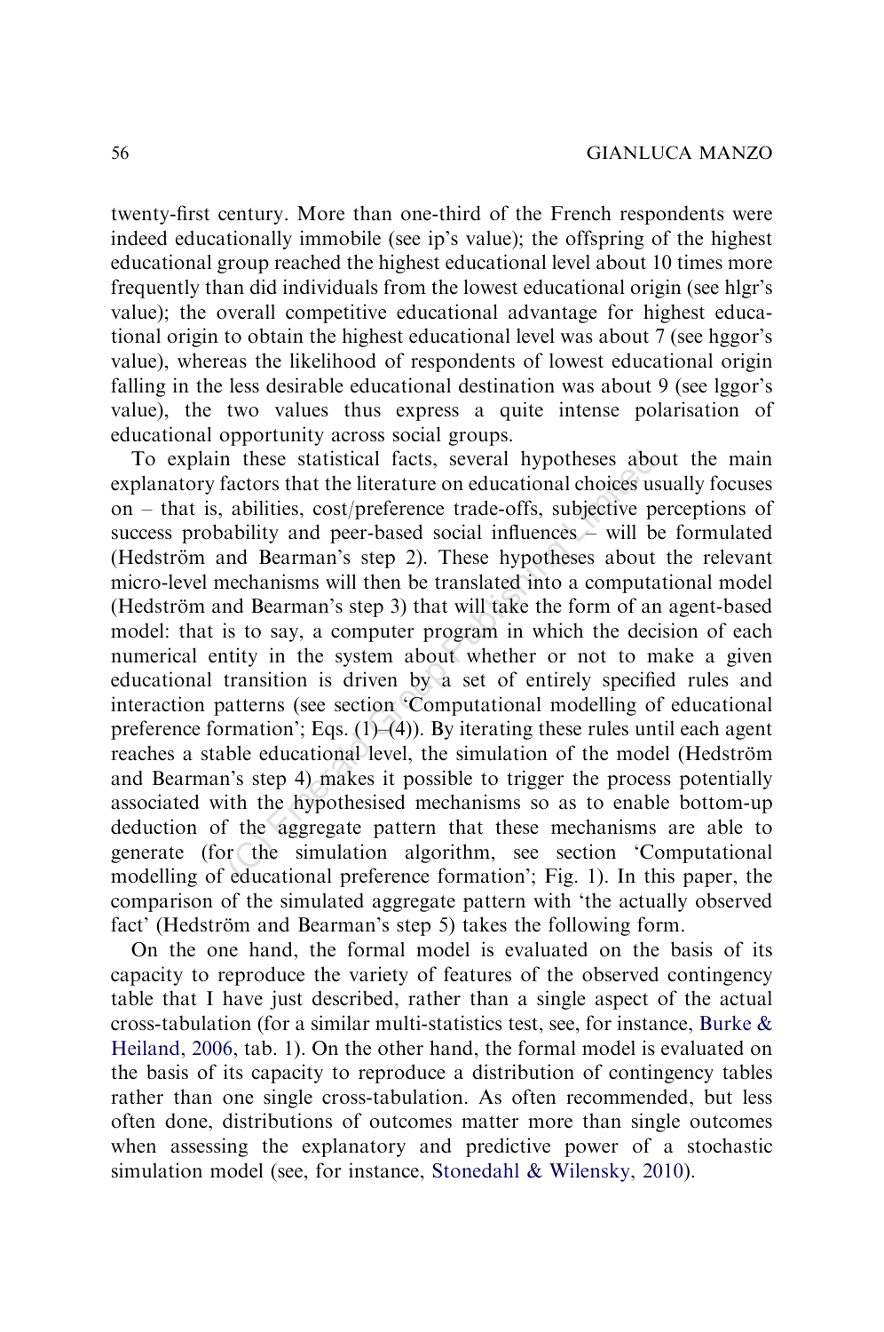twenty-first century. More than one-third of the French respondents were indeed educationally immobile (see ip's value); the offspring of the highest educational group reached the highest educational level about 10 times more frequently than did individuals from the lowest educational origin (see hlgr's value); the overall competitive educational advantage for highest educational origin to obtain the highest educational level was about 7 (see hggor's value), whereas the likelihood of respondents of lowest educational origin falling in the less desirable educational destination was about 9 (see lggor's value), the two values thus express a quite intense polarisation of educational opportunity across social groups.

To explain these statistical facts, several hypotheses about the main explanatory factors that the literature on educational choices usually focuses on – that is, abilities, cost/preference trade-offs, subjective perceptions of success probability and peer-based social influences – will be formulated (Hedström and Bearman's step 2). These hypotheses about the relevant micro-level mechanisms will then be translated into a computational model (Hedström and Bearman's step 3) that will take the form of an agent-based model: that is to say, a computer program in which the decision of each numerical entity in the system about whether or not to make a given educational transition is driven by a set of entirely specified rules and interaction patterns (see section 'Computational modelling of educational preference formation'; Eqs. (1)–(4)). By iterating these rules until each agent reaches a stable educational level, the simulation of the model (Hedström and Bearman's step 4) makes it possible to trigger the process potentially associated with the hypothesised mechanisms so as to enable bottom-up deduction of the aggregate pattern that these mechanisms are able to generate (for the simulation algorithm, see section 'Computational modelling of educational preference formation'; Fig. 1). In this paper, the comparison of the simulated aggregate pattern with 'the actually observed fact' (Hedström and Bearman's step 5) takes the following form.

On the one hand, the formal model is evaluated on the basis of its capacity to reproduce the variety of features of the observed contingency table that I have just described, rather than a single aspect of the actual cross-tabulation (for a similar multi-statistics test, see, for instance, Burke & Heiland, 2006, tab. 1). On the other hand, the formal model is evaluated on the basis of its capacity to reproduce a distribution of contingency tables rather than one single cross-tabulation. As often recommended, but less often done, distributions of outcomes matter more than single outcomes when assessing the explanatory and predictive power of a stochastic simulation model (see, for instance, Stonedahl & Wilensky, 2010).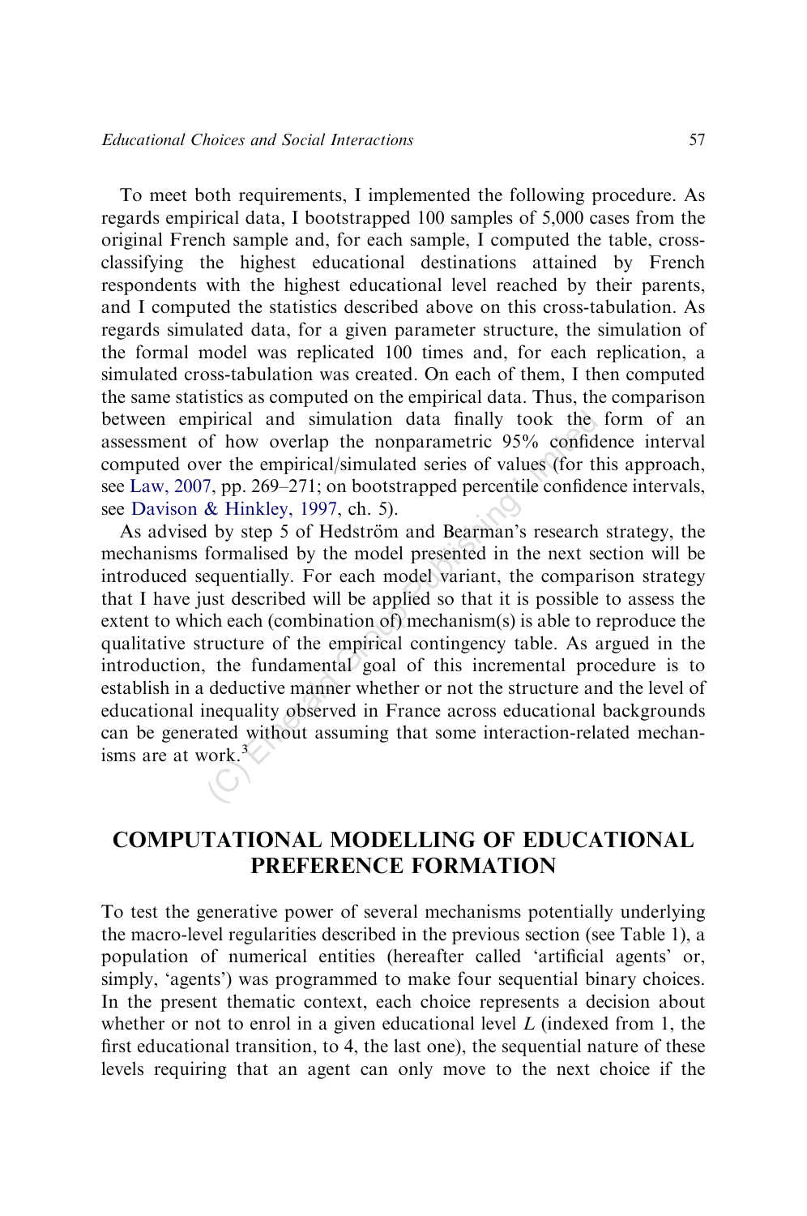To meet both requirements, I implemented the following procedure. As regards empirical data, I bootstrapped 100 samples of 5,000 cases from the original French sample and, for each sample, I computed the table, cross-classifying the highest educational destinations attained by French respondents with the highest educational level reached by their parents, and I computed the statistics described above on this cross-tabulation. As regards simulated data, for a given parameter structure, the simulation of the formal model was replicated 100 times and, for each replication, a simulated cross-tabulation was created. On each of them, I then computed the same statistics as computed on the empirical data. Thus, the comparison between empirical and simulation data finally took the form of an assessment of how overlap the nonparametric 95% confidence interval computed over the empirical/simulated series of values (for this approach, see Law, 2007, pp. 269–271; on bootstrapped percentile confidence intervals, see Davison & Hinkley, 1997, ch. 5).

As advised by step 5 of Hedström and Bearman's research strategy, the mechanisms formalised by the model presented in the next section will be introduced sequentially. For each model variant, the comparison strategy that I have just described will be applied so that it is possible to assess the extent to which each (combination of) mechanism(s) is able to reproduce the qualitative structure of the empirical contingency table. As argued in the introduction, the fundamental goal of this incremental procedure is to establish in a deductive manner whether or not the structure and the level of educational inequality observed in France across educational backgrounds can be generated without assuming that some interaction-related mechanisms are at work.[3]

## COMPUTATIONAL MODELLING OF EDUCATIONAL PREFERENCE FORMATION

To test the generative power of several mechanisms potentially underlying the macro-level regularities described in the previous section (see Table 1), a population of numerical entities (hereafter called 'artificial agents' or, simply, 'agents') was programmed to make four sequential binary choices. In the present thematic context, each choice represents a decision about whether or not to enrol in a given educational level $L$ (indexed from 1, the first educational transition, to 4, the last one), the sequential nature of these levels requiring that an agent can only move to the next choice if the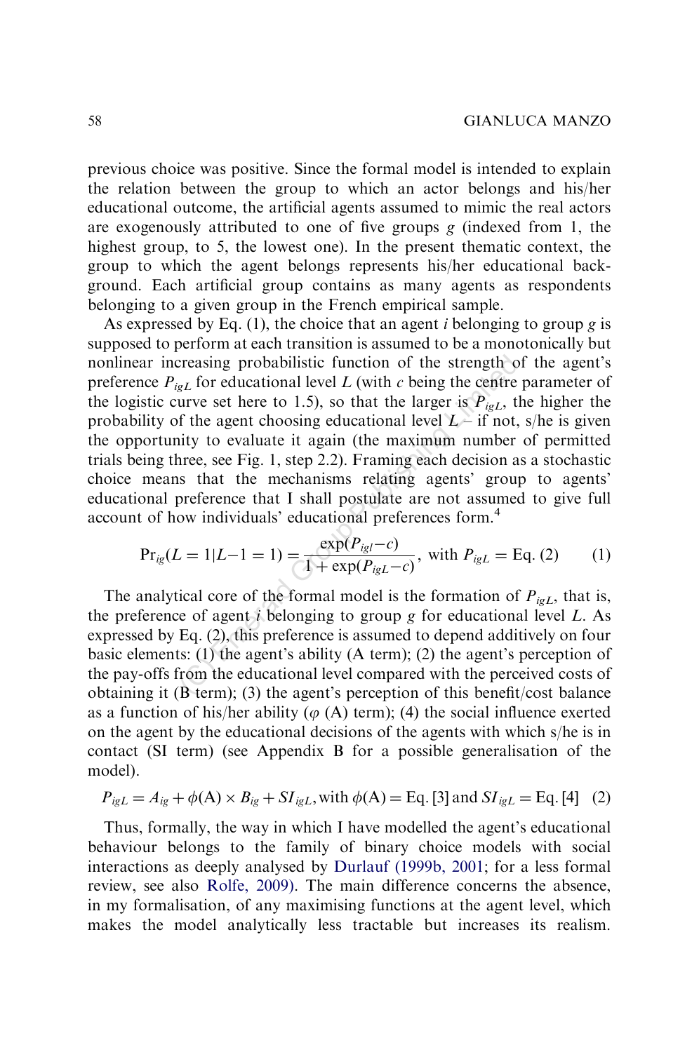previous choice was positive. Since the formal model is intended to explain the relation between the group to which an actor belongs and his/her educational outcome, the artificial agents assumed to mimic the real actors are exogenously attributed to one of five groups $g$ (indexed from 1, the highest group, to 5, the lowest one). In the present thematic context, the group to which the agent belongs represents his/her educational background. Each artificial group contains as many agents as respondents belonging to a given group in the French empirical sample.

As expressed by Eq. (1), the choice that an agent $i$ belonging to group $g$ is supposed to perform at each transition is assumed to be a monotonically but nonlinear increasing probabilistic function of the strength of the agent's preference $P_{igL}$ for educational level $L$ (with $c$ being the centre parameter of the logistic curve set here to 1.5), so that the larger is $P_{igL}$, the higher the probability of the agent choosing educational level $L$ – if not, s/he is given the opportunity to evaluate it again (the maximum number of permitted trials being three, see Fig. 1, step 2.2). Framing each decision as a stochastic choice means that the mechanisms relating agents' group to agents' educational preference that I shall postulate are not assumed to give full account of how individuals' educational preferences form.[4]

$$\Pr_{ig}(L = 1|L{-}1 = 1) = \frac{\exp(P_{igl}{-}c)}{1 + \exp(P_{igL}{-}c)}, \text{ with } P_{igL} = \text{Eq. (2)} \qquad (1)$$

The analytical core of the formal model is the formation of $P_{igL}$, that is, the preference of agent $i$ belonging to group $g$ for educational level $L$. As expressed by Eq. (2), this preference is assumed to depend additively on four basic elements: (1) the agent's ability (A term); (2) the agent's perception of the pay-offs from the educational level compared with the perceived costs of obtaining it (B term); (3) the agent's perception of this benefit/cost balance as a function of his/her ability ($\varphi$ (A) term); (4) the social influence exerted on the agent by the educational decisions of the agents with which s/he is in contact (SI term) (see Appendix B for a possible generalisation of the model).

$$P_{igL} = A_{ig} + \phi(\text{A}) \times B_{ig} + SI_{igL}, \text{with } \phi(\text{A}) = \text{Eq. [3] and } SI_{igL} = \text{Eq. [4]} \quad (2)$$

Thus, formally, the way in which I have modelled the agent's educational behaviour belongs to the family of binary choice models with social interactions as deeply analysed by Durlauf (1999b, 2001; for a less formal review, see also Rolfe, 2009). The main difference concerns the absence, in my formalisation, of any maximising functions at the agent level, which makes the model analytically less tractable but increases its realism.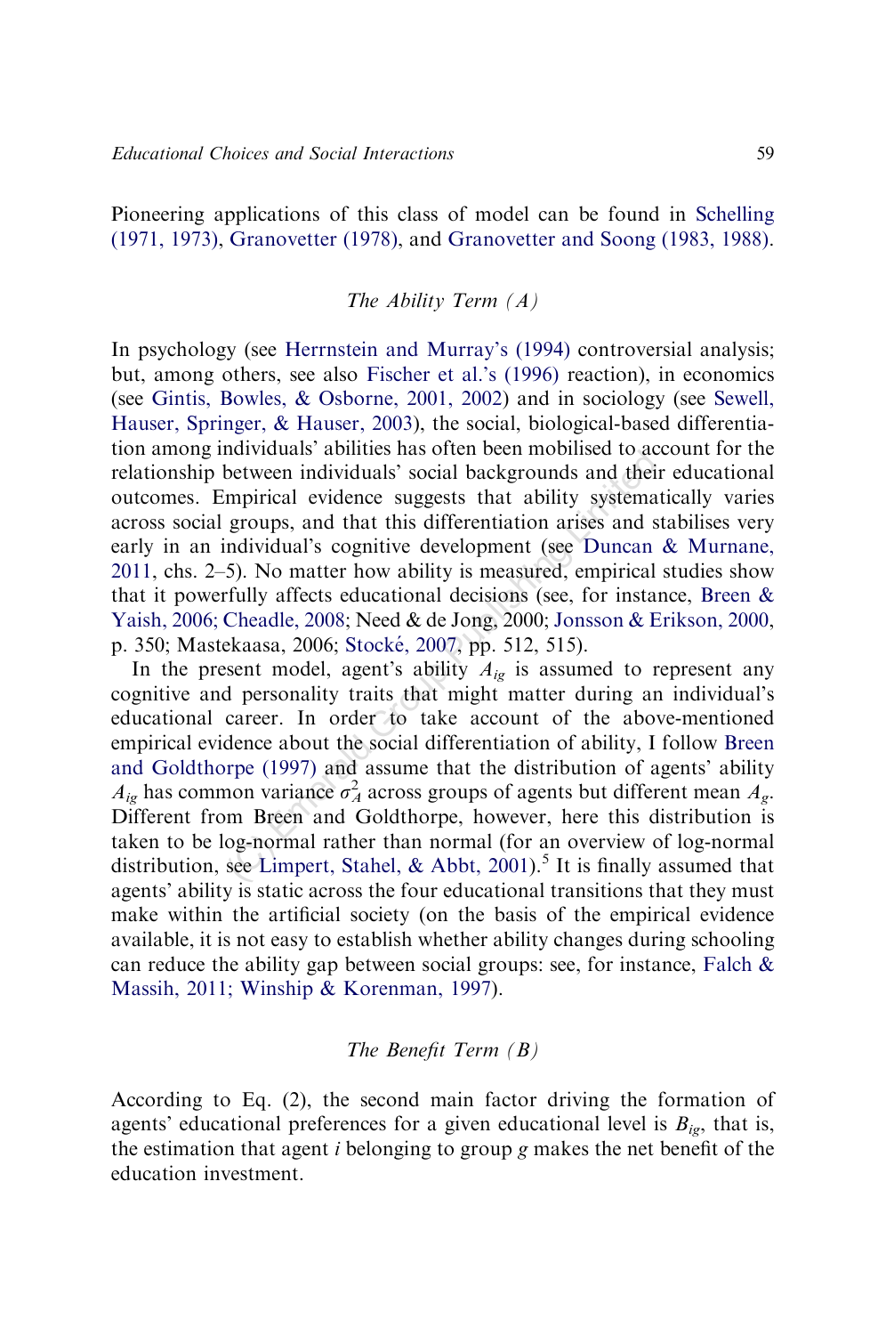Pioneering applications of this class of model can be found in Schelling (1971, 1973), Granovetter (1978), and Granovetter and Soong (1983, 1988).

### *The Ability Term (A)*

In psychology (see Herrnstein and Murray's (1994) controversial analysis; but, among others, see also Fischer et al.'s (1996) reaction), in economics (see Gintis, Bowles, & Osborne, 2001, 2002) and in sociology (see Sewell, Hauser, Springer, & Hauser, 2003), the social, biological-based differentiation among individuals' abilities has often been mobilised to account for the relationship between individuals' social backgrounds and their educational outcomes. Empirical evidence suggests that ability systematically varies across social groups, and that this differentiation arises and stabilises very early in an individual's cognitive development (see Duncan & Murnane, 2011, chs. 2–5). No matter how ability is measured, empirical studies show that it powerfully affects educational decisions (see, for instance, Breen & Yaish, 2006; Cheadle, 2008; Need & de Jong, 2000; Jonsson & Erikson, 2000, p. 350; Mastekaasa, 2006; Stocké, 2007, pp. 512, 515).

In the present model, agent's ability $A_{ig}$ is assumed to represent any cognitive and personality traits that might matter during an individual's educational career. In order to take account of the above-mentioned empirical evidence about the social differentiation of ability, I follow Breen and Goldthorpe (1997) and assume that the distribution of agents' ability $A_{ig}$ has common variance $\sigma_A^2$ across groups of agents but different mean $A_g$. Different from Breen and Goldthorpe, however, here this distribution is taken to be log-normal rather than normal (for an overview of log-normal distribution, see Limpert, Stahel, & Abbt, 2001).[5] It is finally assumed that agents' ability is static across the four educational transitions that they must make within the artificial society (on the basis of the empirical evidence available, it is not easy to establish whether ability changes during schooling can reduce the ability gap between social groups: see, for instance, Falch & Massih, 2011; Winship & Korenman, 1997).

### *The Benefit Term (B)*

According to Eq. (2), the second main factor driving the formation of agents' educational preferences for a given educational level is $B_{ig}$, that is, the estimation that agent $i$ belonging to group $g$ makes the net benefit of the education investment.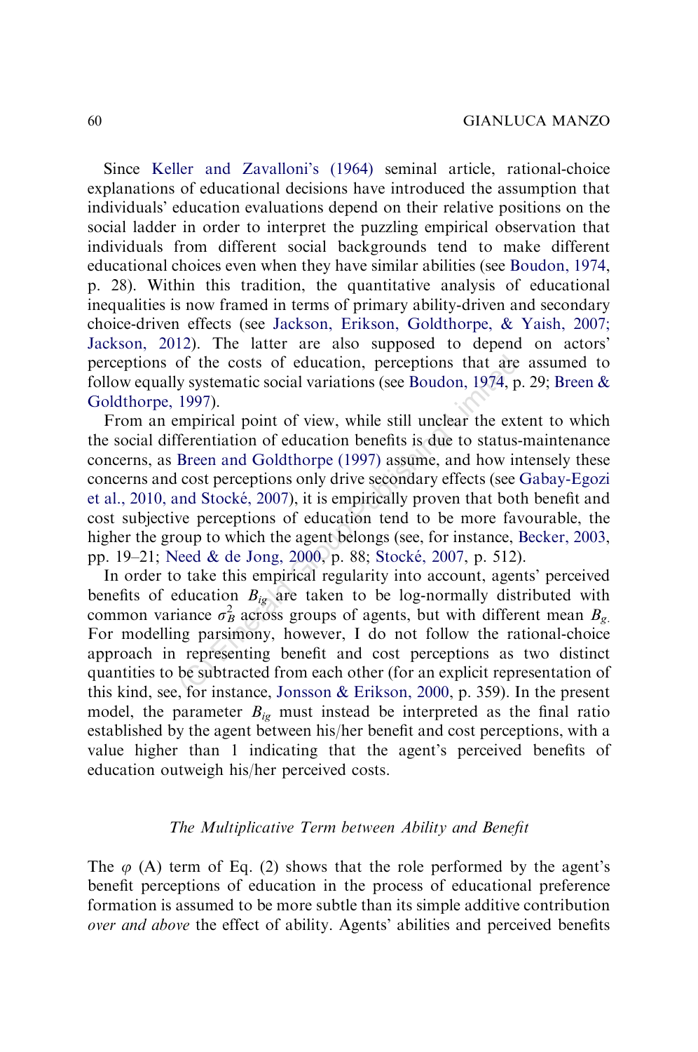Since Keller and Zavalloni's (1964) seminal article, rational-choice explanations of educational decisions have introduced the assumption that individuals' education evaluations depend on their relative positions on the social ladder in order to interpret the puzzling empirical observation that individuals from different social backgrounds tend to make different educational choices even when they have similar abilities (see Boudon, 1974, p. 28). Within this tradition, the quantitative analysis of educational inequalities is now framed in terms of primary ability-driven and secondary choice-driven effects (see Jackson, Erikson, Goldthorpe, & Yaish, 2007; Jackson, 2012). The latter are also supposed to depend on actors' perceptions of the costs of education, perceptions that are assumed to follow equally systematic social variations (see Boudon, 1974, p. 29; Breen & Goldthorpe, 1997).

From an empirical point of view, while still unclear the extent to which the social differentiation of education benefits is due to status-maintenance concerns, as Breen and Goldthorpe (1997) assume, and how intensely these concerns and cost perceptions only drive secondary effects (see Gabay-Egozi et al., 2010, and Stocké, 2007), it is empirically proven that both benefit and cost subjective perceptions of education tend to be more favourable, the higher the group to which the agent belongs (see, for instance, Becker, 2003, pp. 19–21; Need & de Jong, 2000, p. 88; Stocké, 2007, p. 512).

In order to take this empirical regularity into account, agents' perceived benefits of education $B_{ig}$ are taken to be log-normally distributed with common variance $\sigma_B^2$ across groups of agents, but with different mean $B_g$. For modelling parsimony, however, I do not follow the rational-choice approach in representing benefit and cost perceptions as two distinct quantities to be subtracted from each other (for an explicit representation of this kind, see, for instance, Jonsson & Erikson, 2000, p. 359). In the present model, the parameter $B_{ig}$ must instead be interpreted as the final ratio established by the agent between his/her benefit and cost perceptions, with a value higher than 1 indicating that the agent's perceived benefits of education outweigh his/her perceived costs.

### *The Multiplicative Term between Ability and Benefit*

The $\varphi$ (A) term of Eq. (2) shows that the role performed by the agent's benefit perceptions of education in the process of educational preference formation is assumed to be more subtle than its simple additive contribution *over and above* the effect of ability. Agents' abilities and perceived benefits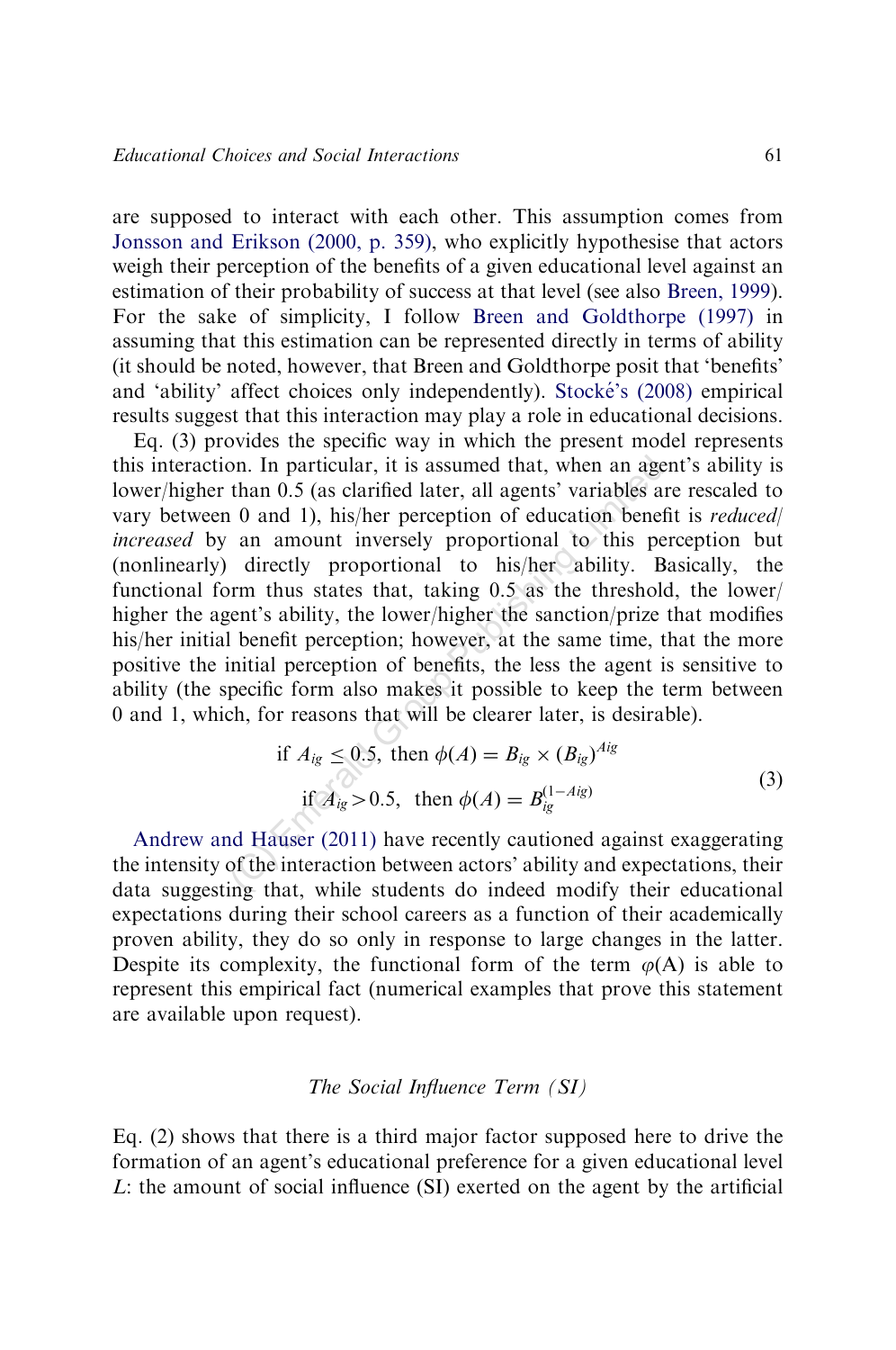are supposed to interact with each other. This assumption comes from Jonsson and Erikson (2000, p. 359), who explicitly hypothesise that actors weigh their perception of the benefits of a given educational level against an estimation of their probability of success at that level (see also Breen, 1999). For the sake of simplicity, I follow Breen and Goldthorpe (1997) in assuming that this estimation can be represented directly in terms of ability (it should be noted, however, that Breen and Goldthorpe posit that 'benefits' and 'ability' affect choices only independently). Stocké's (2008) empirical results suggest that this interaction may play a role in educational decisions.

Eq. (3) provides the specific way in which the present model represents this interaction. In particular, it is assumed that, when an agent's ability is lower/higher than 0.5 (as clarified later, all agents' variables are rescaled to vary between 0 and 1), his/her perception of education benefit is *reduced/increased* by an amount inversely proportional to this perception but (nonlinearly) directly proportional to his/her ability. Basically, the functional form thus states that, taking 0.5 as the threshold, the lower/higher the agent's ability, the lower/higher the sanction/prize that modifies his/her initial benefit perception; however, at the same time, that the more positive the initial perception of benefits, the less the agent is sensitive to ability (the specific form also makes it possible to keep the term between 0 and 1, which, for reasons that will be clearer later, is desirable).

$$
\begin{aligned}
&\text{if } A_{ig} \leq 0.5, \text{ then } \phi(A) = B_{ig} \times (B_{ig})^{Aig} \\
&\text{if } A_{ig} > 0.5, \text{ then } \phi(A) = B_{ig}^{(1-Aig)}
\end{aligned} \tag{3}
$$

Andrew and Hauser (2011) have recently cautioned against exaggerating the intensity of the interaction between actors' ability and expectations, their data suggesting that, while students do indeed modify their educational expectations during their school careers as a function of their academically proven ability, they do so only in response to large changes in the latter. Despite its complexity, the functional form of the term $\varphi(A)$ is able to represent this empirical fact (numerical examples that prove this statement are available upon request).

### *The Social Influence Term (SI)*

Eq. (2) shows that there is a third major factor supposed here to drive the formation of an agent's educational preference for a given educational level *L*: the amount of social influence (SI) exerted on the agent by the artificial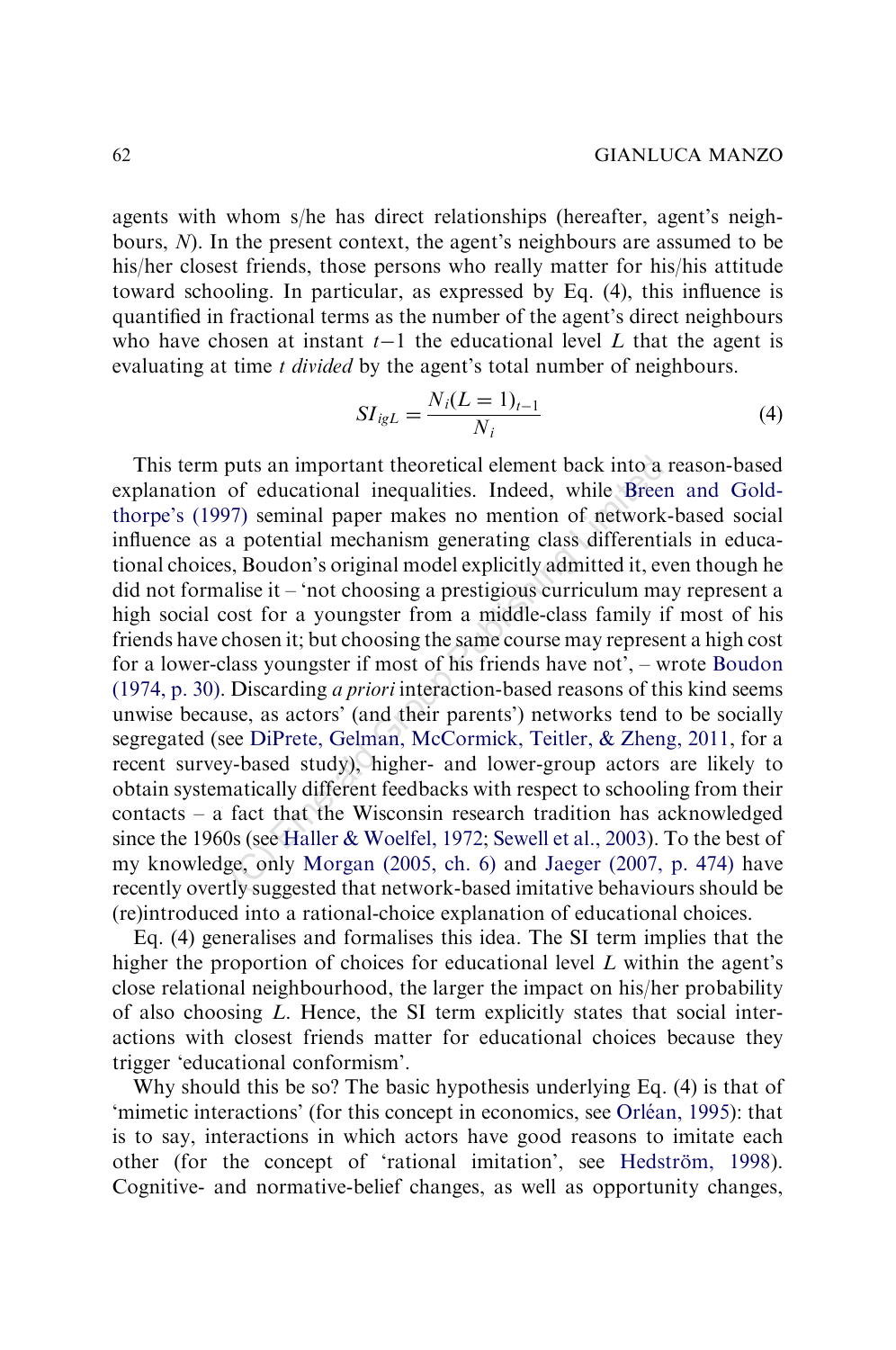agents with whom s/he has direct relationships (hereafter, agent's neighbours, $N$). In the present context, the agent's neighbours are assumed to be his/her closest friends, those persons who really matter for his/his attitude toward schooling. In particular, as expressed by Eq. (4), this influence is quantified in fractional terms as the number of the agent's direct neighbours who have chosen at instant $t-1$ the educational level $L$ that the agent is evaluating at time $t$ *divided* by the agent's total number of neighbours.

$$SI_{igL} = \frac{N_i(L=1)_{t-1}}{N_i} \tag{4}$$

This term puts an important theoretical element back into a reason-based explanation of educational inequalities. Indeed, while Breen and Goldthorpe's (1997) seminal paper makes no mention of network-based social influence as a potential mechanism generating class differentials in educational choices, Boudon's original model explicitly admitted it, even though he did not formalise it – 'not choosing a prestigious curriculum may represent a high social cost for a youngster from a middle-class family if most of his friends have chosen it; but choosing the same course may represent a high cost for a lower-class youngster if most of his friends have not', – wrote Boudon (1974, p. 30). Discarding *a priori* interaction-based reasons of this kind seems unwise because, as actors' (and their parents') networks tend to be socially segregated (see DiPrete, Gelman, McCormick, Teitler, & Zheng, 2011, for a recent survey-based study), higher- and lower-group actors are likely to obtain systematically different feedbacks with respect to schooling from their contacts – a fact that the Wisconsin research tradition has acknowledged since the 1960s (see Haller & Woelfel, 1972; Sewell et al., 2003). To the best of my knowledge, only Morgan (2005, ch. 6) and Jaeger (2007, p. 474) have recently overtly suggested that network-based imitative behaviours should be (re)introduced into a rational-choice explanation of educational choices.

Eq. (4) generalises and formalises this idea. The SI term implies that the higher the proportion of choices for educational level $L$ within the agent's close relational neighbourhood, the larger the impact on his/her probability of also choosing $L$. Hence, the SI term explicitly states that social interactions with closest friends matter for educational choices because they trigger 'educational conformism'.

Why should this be so? The basic hypothesis underlying Eq. (4) is that of 'mimetic interactions' (for this concept in economics, see Orléan, 1995): that is to say, interactions in which actors have good reasons to imitate each other (for the concept of 'rational imitation', see Hedström, 1998). Cognitive- and normative-belief changes, as well as opportunity changes,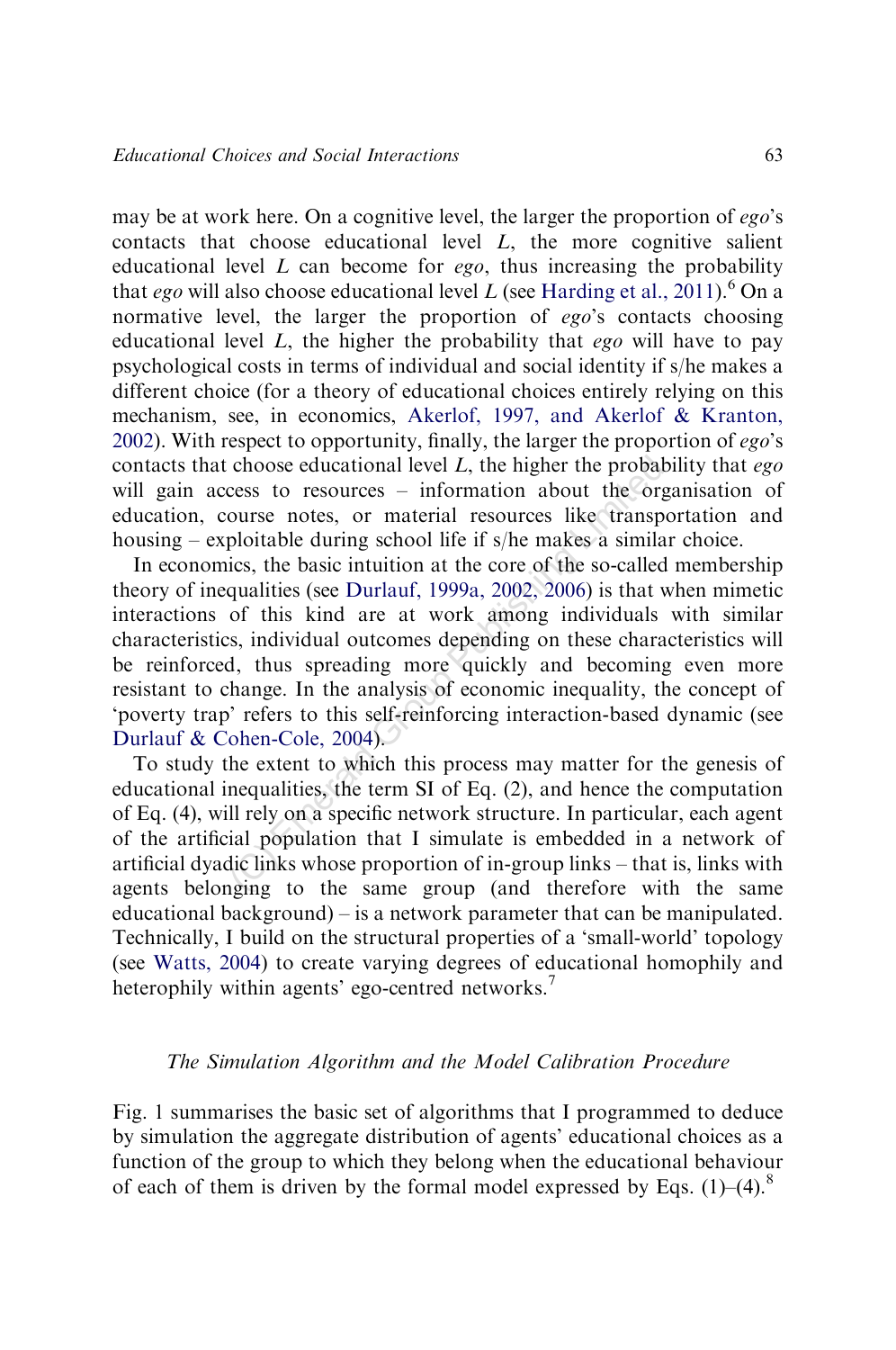may be at work here. On a cognitive level, the larger the proportion of *ego*'s contacts that choose educational level *L*, the more cognitive salient educational level *L* can become for *ego*, thus increasing the probability that *ego* will also choose educational level *L* (see Harding et al., 2011).[6] On a normative level, the larger the proportion of *ego*'s contacts choosing educational level *L*, the higher the probability that *ego* will have to pay psychological costs in terms of individual and social identity if s/he makes a different choice (for a theory of educational choices entirely relying on this mechanism, see, in economics, Akerlof, 1997, and Akerlof & Kranton, 2002). With respect to opportunity, finally, the larger the proportion of *ego*'s contacts that choose educational level *L*, the higher the probability that *ego* will gain access to resources – information about the organisation of education, course notes, or material resources like transportation and housing – exploitable during school life if s/he makes a similar choice.

In economics, the basic intuition at the core of the so-called membership theory of inequalities (see Durlauf, 1999a, 2002, 2006) is that when mimetic interactions of this kind are at work among individuals with similar characteristics, individual outcomes depending on these characteristics will be reinforced, thus spreading more quickly and becoming even more resistant to change. In the analysis of economic inequality, the concept of 'poverty trap' refers to this self-reinforcing interaction-based dynamic (see Durlauf & Cohen-Cole, 2004).

To study the extent to which this process may matter for the genesis of educational inequalities, the term SI of Eq. (2), and hence the computation of Eq. (4), will rely on a specific network structure. In particular, each agent of the artificial population that I simulate is embedded in a network of artificial dyadic links whose proportion of in-group links – that is, links with agents belonging to the same group (and therefore with the same educational background) – is a network parameter that can be manipulated. Technically, I build on the structural properties of a 'small-world' topology (see Watts, 2004) to create varying degrees of educational homophily and heterophily within agents' ego-centred networks.[7]

### *The Simulation Algorithm and the Model Calibration Procedure*

Fig. 1 summarises the basic set of algorithms that I programmed to deduce by simulation the aggregate distribution of agents' educational choices as a function of the group to which they belong when the educational behaviour of each of them is driven by the formal model expressed by Eqs. (1)–(4).[8]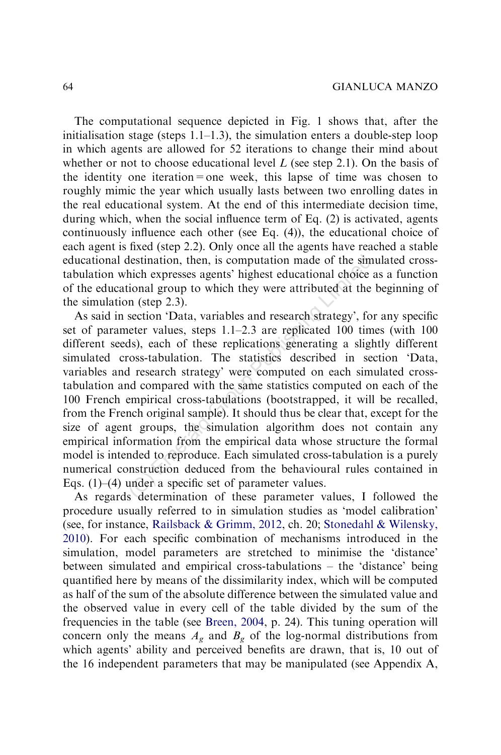The computational sequence depicted in Fig. 1 shows that, after the initialisation stage (steps 1.1–1.3), the simulation enters a double-step loop in which agents are allowed for 52 iterations to change their mind about whether or not to choose educational level $L$ (see step 2.1). On the basis of the identity one iteration = one week, this lapse of time was chosen to roughly mimic the year which usually lasts between two enrolling dates in the real educational system. At the end of this intermediate decision time, during which, when the social influence term of Eq. (2) is activated, agents continuously influence each other (see Eq. (4)), the educational choice of each agent is fixed (step 2.2). Only once all the agents have reached a stable educational destination, then, is computation made of the simulated cross-tabulation which expresses agents' highest educational choice as a function of the educational group to which they were attributed at the beginning of the simulation (step 2.3).

As said in section 'Data, variables and research strategy', for any specific set of parameter values, steps 1.1–2.3 are replicated 100 times (with 100 different seeds), each of these replications generating a slightly different simulated cross-tabulation. The statistics described in section 'Data, variables and research strategy' were computed on each simulated cross-tabulation and compared with the same statistics computed on each of the 100 French empirical cross-tabulations (bootstrapped, it will be recalled, from the French original sample). It should thus be clear that, except for the size of agent groups, the simulation algorithm does not contain any empirical information from the empirical data whose structure the formal model is intended to reproduce. Each simulated cross-tabulation is a purely numerical construction deduced from the behavioural rules contained in Eqs. (1)–(4) under a specific set of parameter values.

As regards determination of these parameter values, I followed the procedure usually referred to in simulation studies as 'model calibration' (see, for instance, Railsback & Grimm, 2012, ch. 20; Stonedahl & Wilensky, 2010). For each specific combination of mechanisms introduced in the simulation, model parameters are stretched to minimise the 'distance' between simulated and empirical cross-tabulations – the 'distance' being quantified here by means of the dissimilarity index, which will be computed as half of the sum of the absolute difference between the simulated value and the observed value in every cell of the table divided by the sum of the frequencies in the table (see Breen, 2004, p. 24). This tuning operation will concern only the means $A_g$ and $B_g$ of the log-normal distributions from which agents' ability and perceived benefits are drawn, that is, 10 out of the 16 independent parameters that may be manipulated (see Appendix A,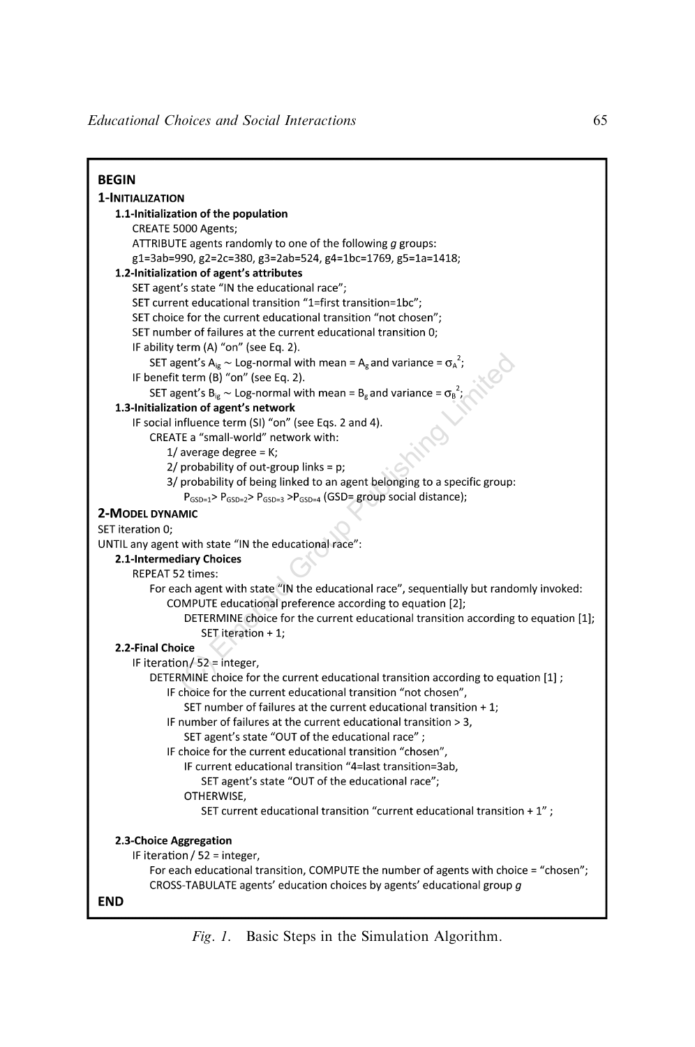**BEGIN**

**1-INITIALIZATION**

**1.1-Initialization of the population**

CREATE 5000 Agents;
ATTRIBUTE agents randomly to one of the following *g* groups:
g1=3ab=990, g2=2c=380, g3=2ab=524, g4=1bc=1769, g5=1a=1418;

**1.2-Initialization of agent's attributes**

SET agent's state "IN the educational race";
SET current educational transition "1=first transition=1bc";
SET choice for the current educational transition "not chosen";
SET number of failures at the current educational transition 0;
IF ability term (A) "on" (see Eq. 2).
    SET agent's $A_{ig} \sim$ Log-normal with mean = $A_g$ and variance = $\sigma_A^2$;
IF benefit term (B) "on" (see Eq. 2).
    SET agent's $B_{ig} \sim$ Log-normal with mean = $B_g$ and variance = $\sigma_B^2$;

**1.3-Initialization of agent's network**

IF social influence term (SI) "on" (see Eqs. 2 and 4).
    CREATE a "small-world" network with:
        1/ average degree = K;
        2/ probability of out-group links = p;
        3/ probability of being linked to an agent belonging to a specific group:
            $P_{GSD=1} > P_{GSD=2} > P_{GSD=3} > P_{GSD=4}$ (GSD= group social distance);

**2-MODEL DYNAMIC**

SET iteration 0;
UNTIL any agent with state "IN the educational race":

**2.1-Intermediary Choices**

REPEAT 52 times:
    For each agent with state "IN the educational race", sequentially but randomly invoked:
        COMPUTE educational preference according to equation [2];
            DETERMINE choice for the current educational transition according to equation [1];
                SET iteration + 1;

**2.2-Final Choice**

IF iteration / 52 = integer,
    DETERMINE choice for the current educational transition according to equation [1] ;
        IF choice for the current educational transition "not chosen",
            SET number of failures at the current educational transition + 1;
        IF number of failures at the current educational transition > 3,
            SET agent's state "OUT of the educational race" ;
        IF choice for the current educational transition "chosen",
            IF current educational transition "4=last transition=3ab,
                SET agent's state "OUT of the educational race";
            OTHERWISE,
                SET current educational transition "current educational transition + 1" ;

**2.3-Choice Aggregation**

IF iteration / 52 = integer,
    For each educational transition, COMPUTE the number of agents with choice = "chosen";
    CROSS-TABULATE agents' education choices by agents' educational group *g*

**END**

*Fig. 1.* Basic Steps in the Simulation Algorithm.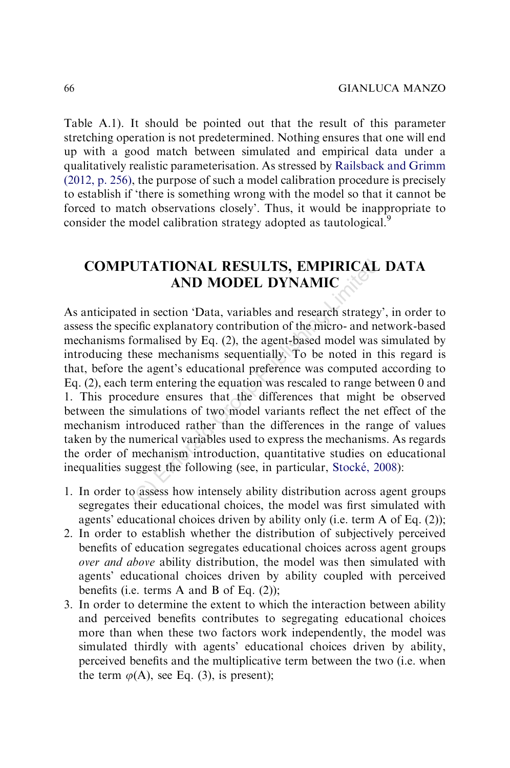Table A.1). It should be pointed out that the result of this parameter stretching operation is not predetermined. Nothing ensures that one will end up with a good match between simulated and empirical data under a qualitatively realistic parameterisation. As stressed by Railsback and Grimm (2012, p. 256), the purpose of such a model calibration procedure is precisely to establish if 'there is something wrong with the model so that it cannot be forced to match observations closely'. Thus, it would be inappropriate to consider the model calibration strategy adopted as tautological.[9]

## COMPUTATIONAL RESULTS, EMPIRICAL DATA AND MODEL DYNAMIC

As anticipated in section 'Data, variables and research strategy', in order to assess the specific explanatory contribution of the micro- and network-based mechanisms formalised by Eq. (2), the agent-based model was simulated by introducing these mechanisms sequentially. To be noted in this regard is that, before the agent's educational preference was computed according to Eq. (2), each term entering the equation was rescaled to range between 0 and 1. This procedure ensures that the differences that might be observed between the simulations of two model variants reflect the net effect of the mechanism introduced rather than the differences in the range of values taken by the numerical variables used to express the mechanisms. As regards the order of mechanism introduction, quantitative studies on educational inequalities suggest the following (see, in particular, Stocké, 2008):

1. In order to assess how intensely ability distribution across agent groups segregates their educational choices, the model was first simulated with agents' educational choices driven by ability only (i.e. term A of Eq. (2));
2. In order to establish whether the distribution of subjectively perceived benefits of education segregates educational choices across agent groups *over and above* ability distribution, the model was then simulated with agents' educational choices driven by ability coupled with perceived benefits (i.e. terms A and B of Eq. (2));
3. In order to determine the extent to which the interaction between ability and perceived benefits contributes to segregating educational choices more than when these two factors work independently, the model was simulated thirdly with agents' educational choices driven by ability, perceived benefits and the multiplicative term between the two (i.e. when the term $\varphi(A)$, see Eq. (3), is present);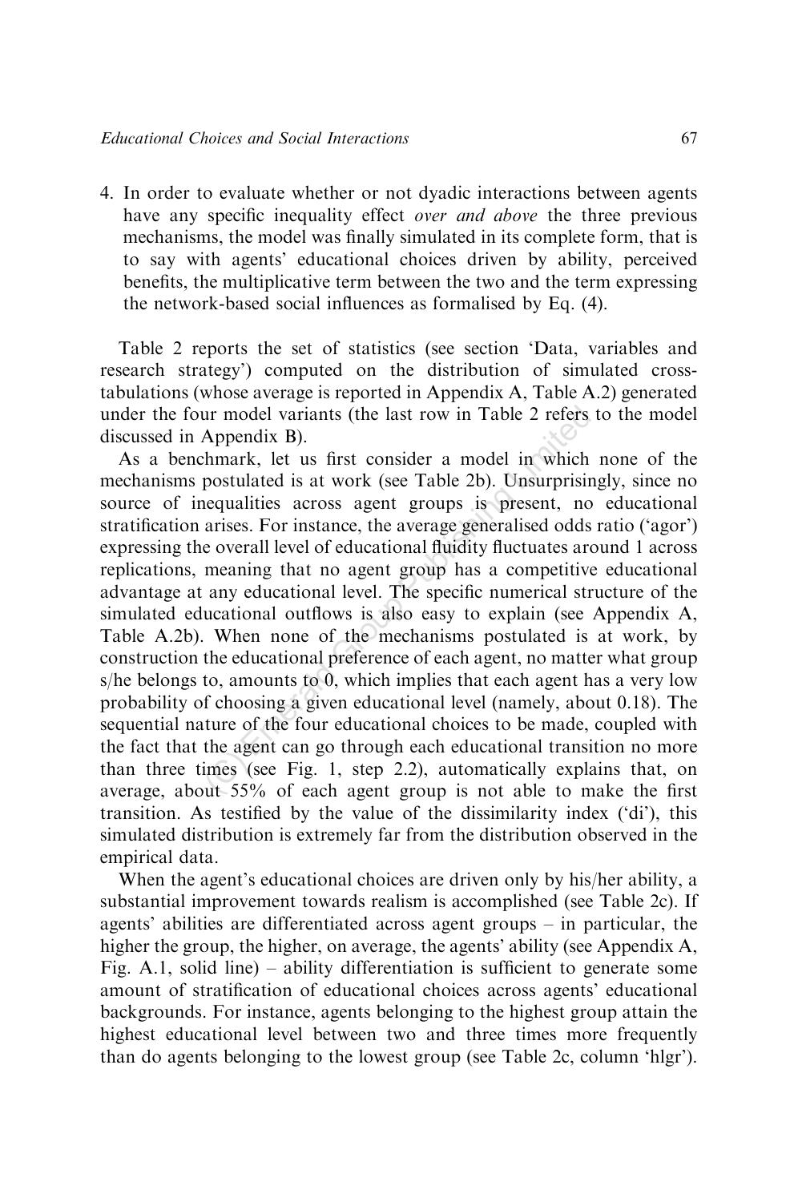4. In order to evaluate whether or not dyadic interactions between agents have any specific inequality effect *over and above* the three previous mechanisms, the model was finally simulated in its complete form, that is to say with agents' educational choices driven by ability, perceived benefits, the multiplicative term between the two and the term expressing the network-based social influences as formalised by Eq. (4).

Table 2 reports the set of statistics (see section 'Data, variables and research strategy') computed on the distribution of simulated cross-tabulations (whose average is reported in Appendix A, Table A.2) generated under the four model variants (the last row in Table 2 refers to the model discussed in Appendix B).

As a benchmark, let us first consider a model in which none of the mechanisms postulated is at work (see Table 2b). Unsurprisingly, since no source of inequalities across agent groups is present, no educational stratification arises. For instance, the average generalised odds ratio ('agor') expressing the overall level of educational fluidity fluctuates around 1 across replications, meaning that no agent group has a competitive educational advantage at any educational level. The specific numerical structure of the simulated educational outflows is also easy to explain (see Appendix A, Table A.2b). When none of the mechanisms postulated is at work, by construction the educational preference of each agent, no matter what group s/he belongs to, amounts to 0, which implies that each agent has a very low probability of choosing a given educational level (namely, about 0.18). The sequential nature of the four educational choices to be made, coupled with the fact that the agent can go through each educational transition no more than three times (see Fig. 1, step 2.2), automatically explains that, on average, about 55% of each agent group is not able to make the first transition. As testified by the value of the dissimilarity index ('di'), this simulated distribution is extremely far from the distribution observed in the empirical data.

When the agent's educational choices are driven only by his/her ability, a substantial improvement towards realism is accomplished (see Table 2c). If agents' abilities are differentiated across agent groups – in particular, the higher the group, the higher, on average, the agents' ability (see Appendix A, Fig. A.1, solid line) – ability differentiation is sufficient to generate some amount of stratification of educational choices across agents' educational backgrounds. For instance, agents belonging to the highest group attain the highest educational level between two and three times more frequently than do agents belonging to the lowest group (see Table 2c, column 'hlgr').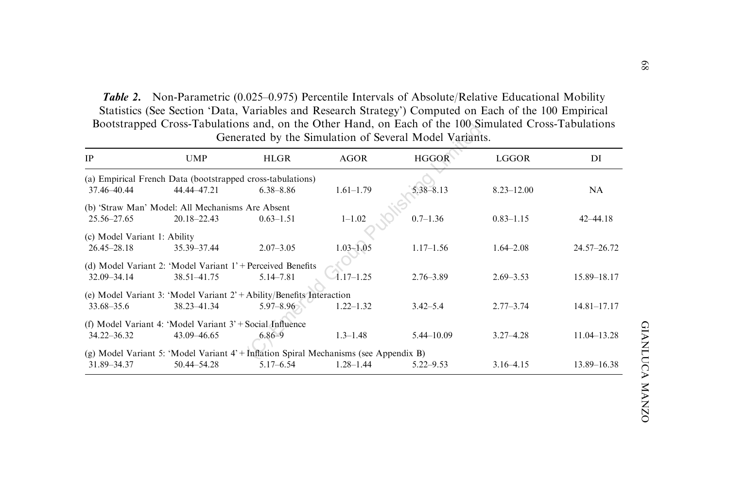***Table 2.*** Non-Parametric (0.025–0.975) Percentile Intervals of Absolute/Relative Educational Mobility Statistics (See Section 'Data, Variables and Research Strategy') Computed on Each of the 100 Empirical Bootstrapped Cross-Tabulations and, on the Other Hand, on Each of the 100 Simulated Cross-Tabulations Generated by the Simulation of Several Model Variants.

| IP | UMP | HLGR | AGOR | HGGOR | LGGOR | DI |
|---|---|---|---|---|---|---|
| (a) Empirical French Data (bootstrapped cross-tabulations) | | | | | | |
| 37.46–40.44 | 44.44–47.21 | 6.38–8.86 | 1.61–1.79 | 5.38–8.13 | 8.23–12.00 | NA |
| (b) 'Straw Man' Model: All Mechanisms Are Absent | | | | | | |
| 25.56–27.65 | 20.18–22.43 | 0.63–1.51 | 1–1.02 | 0.7–1.36 | 0.83–1.15 | 42–44.18 |
| (c) Model Variant 1: Ability | | | | | | |
| 26.45–28.18 | 35.39–37.44 | 2.07–3.05 | 1.03–1.05 | 1.17–1.56 | 1.64–2.08 | 24.57–26.72 |
| (d) Model Variant 2: 'Model Variant 1' + Perceived Benefits | | | | | | |
| 32.09–34.14 | 38.51–41.75 | 5.14–7.81 | 1.17–1.25 | 2.76–3.89 | 2.69–3.53 | 15.89–18.17 |
| (e) Model Variant 3: 'Model Variant 2' + Ability/Benefits Interaction | | | | | | |
| 33.68–35.6 | 38.23–41.34 | 5.97–8.96 | 1.22–1.32 | 3.42–5.4 | 2.77–3.74 | 14.81–17.17 |
| (f) Model Variant 4: 'Model Variant 3' + Social Influence | | | | | | |
| 34.22–36.32 | 43.09–46.65 | 6.86–9 | 1.3–1.48 | 5.44–10.09 | 3.27–4.28 | 11.04–13.28 |
| (g) Model Variant 5: 'Model Variant 4' + Inflation Spiral Mechanisms (see Appendix B) | | | | | | |
| 31.89–34.37 | 50.44–54.28 | 5.17–6.54 | 1.28–1.44 | 5.22–9.53 | 3.16–4.15 | 13.89–16.38 |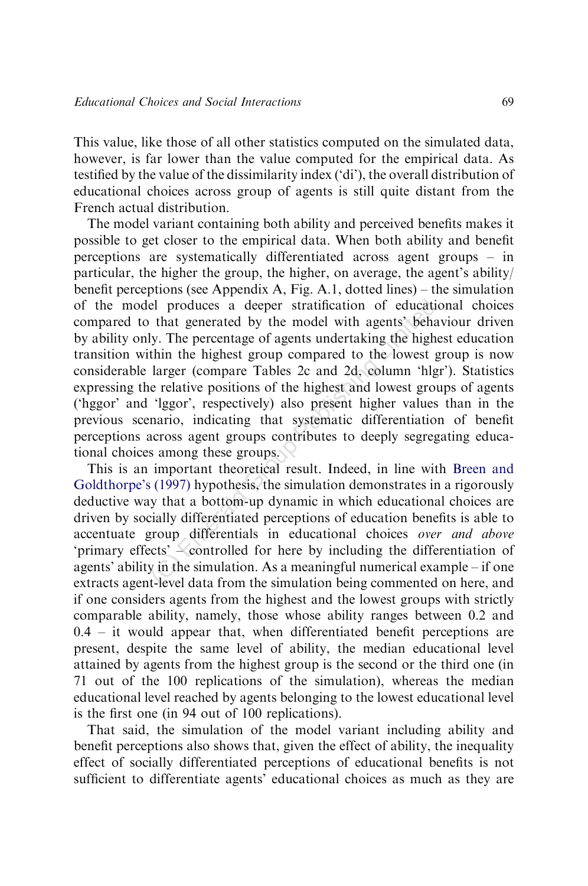This value, like those of all other statistics computed on the simulated data, however, is far lower than the value computed for the empirical data. As testified by the value of the dissimilarity index ('di'), the overall distribution of educational choices across group of agents is still quite distant from the French actual distribution.

The model variant containing both ability and perceived benefits makes it possible to get closer to the empirical data. When both ability and benefit perceptions are systematically differentiated across agent groups – in particular, the higher the group, the higher, on average, the agent's ability/benefit perceptions (see Appendix A, Fig. A.1, dotted lines) – the simulation of the model produces a deeper stratification of educational choices compared to that generated by the model with agents' behaviour driven by ability only. The percentage of agents undertaking the highest education transition within the highest group compared to the lowest group is now considerable larger (compare Tables 2c and 2d, column 'hlgr'). Statistics expressing the relative positions of the highest and lowest groups of agents ('hggor' and 'lggor', respectively) also present higher values than in the previous scenario, indicating that systematic differentiation of benefit perceptions across agent groups contributes to deeply segregating educational choices among these groups.

This is an important theoretical result. Indeed, in line with Breen and Goldthorpe's (1997) hypothesis, the simulation demonstrates in a rigorously deductive way that a bottom-up dynamic in which educational choices are driven by socially differentiated perceptions of education benefits is able to accentuate group differentials in educational choices *over and above* 'primary effects' – controlled for here by including the differentiation of agents' ability in the simulation. As a meaningful numerical example – if one extracts agent-level data from the simulation being commented on here, and if one considers agents from the highest and the lowest groups with strictly comparable ability, namely, those whose ability ranges between 0.2 and 0.4 – it would appear that, when differentiated benefit perceptions are present, despite the same level of ability, the median educational level attained by agents from the highest group is the second or the third one (in 71 out of the 100 replications of the simulation), whereas the median educational level reached by agents belonging to the lowest educational level is the first one (in 94 out of 100 replications).

That said, the simulation of the model variant including ability and benefit perceptions also shows that, given the effect of ability, the inequality effect of socially differentiated perceptions of educational benefits is not sufficient to differentiate agents' educational choices as much as they are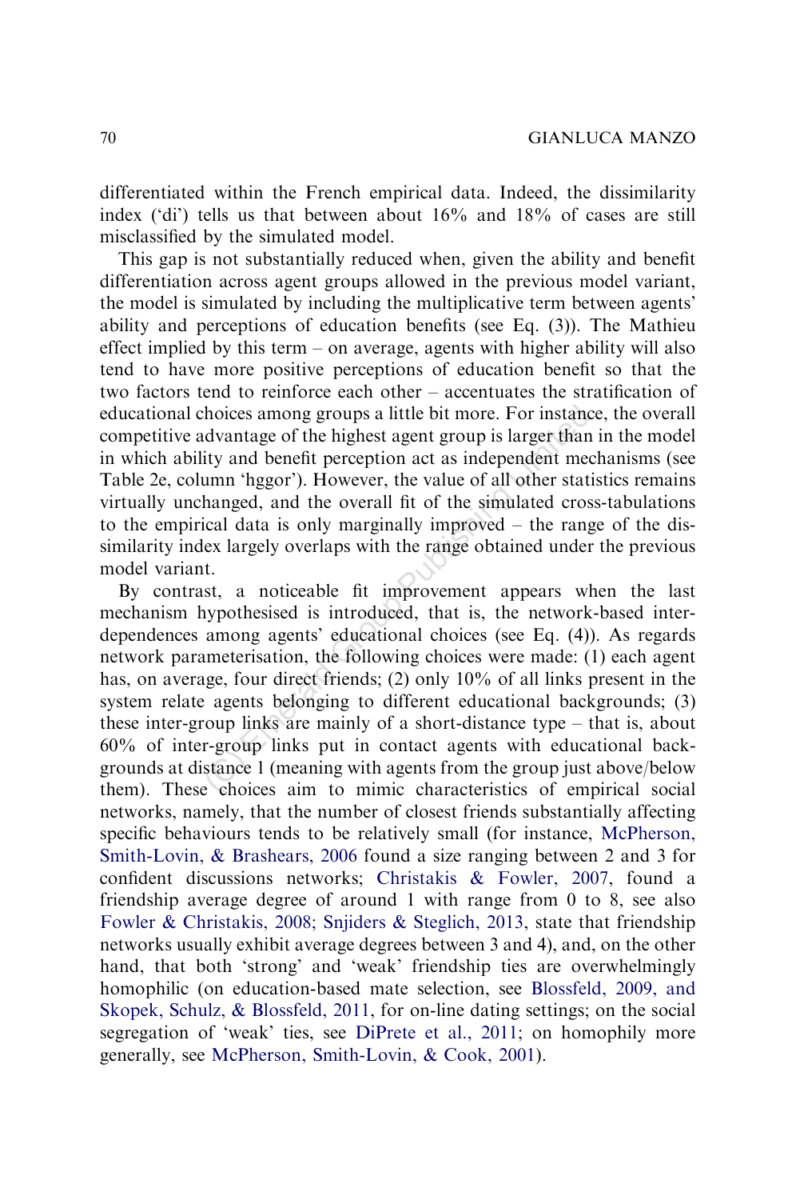differentiated within the French empirical data. Indeed, the dissimilarity index ('di') tells us that between about 16% and 18% of cases are still misclassified by the simulated model.

This gap is not substantially reduced when, given the ability and benefit differentiation across agent groups allowed in the previous model variant, the model is simulated by including the multiplicative term between agents' ability and perceptions of education benefits (see Eq. (3)). The Mathieu effect implied by this term – on average, agents with higher ability will also tend to have more positive perceptions of education benefit so that the two factors tend to reinforce each other – accentuates the stratification of educational choices among groups a little bit more. For instance, the overall competitive advantage of the highest agent group is larger than in the model in which ability and benefit perception act as independent mechanisms (see Table 2e, column 'hggor'). However, the value of all other statistics remains virtually unchanged, and the overall fit of the simulated cross-tabulations to the empirical data is only marginally improved – the range of the dissimilarity index largely overlaps with the range obtained under the previous model variant.

By contrast, a noticeable fit improvement appears when the last mechanism hypothesised is introduced, that is, the network-based interdependences among agents' educational choices (see Eq. (4)). As regards network parameterisation, the following choices were made: (1) each agent has, on average, four direct friends; (2) only 10% of all links present in the system relate agents belonging to different educational backgrounds; (3) these inter-group links are mainly of a short-distance type – that is, about 60% of inter-group links put in contact agents with educational backgrounds at distance 1 (meaning with agents from the group just above/below them). These choices aim to mimic characteristics of empirical social networks, namely, that the number of closest friends substantially affecting specific behaviours tends to be relatively small (for instance, McPherson, Smith-Lovin, & Brashears, 2006 found a size ranging between 2 and 3 for confident discussions networks; Christakis & Fowler, 2007, found a friendship average degree of around 1 with range from 0 to 8, see also Fowler & Christakis, 2008; Snjiders & Steglich, 2013, state that friendship networks usually exhibit average degrees between 3 and 4), and, on the other hand, that both 'strong' and 'weak' friendship ties are overwhelmingly homophilic (on education-based mate selection, see Blossfeld, 2009, and Skopek, Schulz, & Blossfeld, 2011, for on-line dating settings; on the social segregation of 'weak' ties, see DiPrete et al., 2011; on homophily more generally, see McPherson, Smith-Lovin, & Cook, 2001).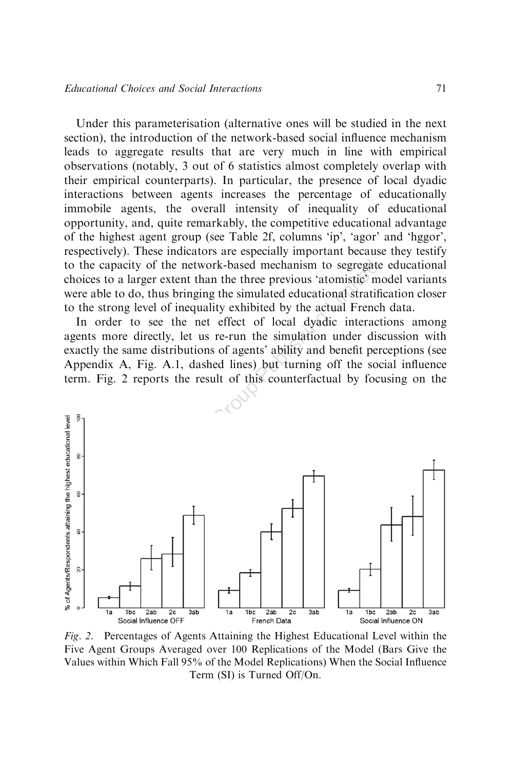Under this parameterisation (alternative ones will be studied in the next section), the introduction of the network-based social influence mechanism leads to aggregate results that are very much in line with empirical observations (notably, 3 out of 6 statistics almost completely overlap with their empirical counterparts). In particular, the presence of local dyadic interactions between agents increases the percentage of educationally immobile agents, the overall intensity of inequality of educational opportunity, and, quite remarkably, the competitive educational advantage of the highest agent group (see Table 2f, columns 'ip', 'agor' and 'hggor', respectively). These indicators are especially important because they testify to the capacity of the network-based mechanism to segregate educational choices to a larger extent than the three previous 'atomistic' model variants were able to do, thus bringing the simulated educational stratification closer to the strong level of inequality exhibited by the actual French data.

In order to see the net effect of local dyadic interactions among agents more directly, let us re-run the simulation under discussion with exactly the same distributions of agents' ability and benefit perceptions (see Appendix A, Fig. A.1, dashed lines) but turning off the social influence term. Fig. 2 reports the result of this counterfactual by focusing on the

*Fig. 2.* Percentages of Agents Attaining the Highest Educational Level within the Five Agent Groups Averaged over 100 Replications of the Model (Bars Give the Values within Which Fall 95% of the Model Replications) When the Social Influence Term (SI) is Turned Off/On.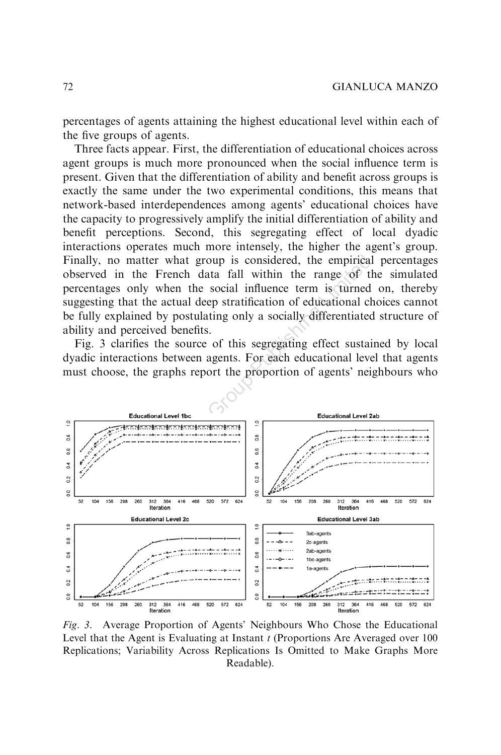percentages of agents attaining the highest educational level within each of the five groups of agents.

Three facts appear. First, the differentiation of educational choices across agent groups is much more pronounced when the social influence term is present. Given that the differentiation of ability and benefit across groups is exactly the same under the two experimental conditions, this means that network-based interdependences among agents' educational choices have the capacity to progressively amplify the initial differentiation of ability and benefit perceptions. Second, this segregating effect of local dyadic interactions operates much more intensely, the higher the agent's group. Finally, no matter what group is considered, the empirical percentages observed in the French data fall within the range of the simulated percentages only when the social influence term is turned on, thereby suggesting that the actual deep stratification of educational choices cannot be fully explained by postulating only a socially differentiated structure of ability and perceived benefits.

Fig. 3 clarifies the source of this segregating effect sustained by local dyadic interactions between agents. For each educational level that agents must choose, the graphs report the proportion of agents' neighbours who

*Fig. 3.* Average Proportion of Agents' Neighbours Who Chose the Educational Level that the Agent is Evaluating at Instant *t* (Proportions Are Averaged over 100 Replications; Variability Across Replications Is Omitted to Make Graphs More Readable).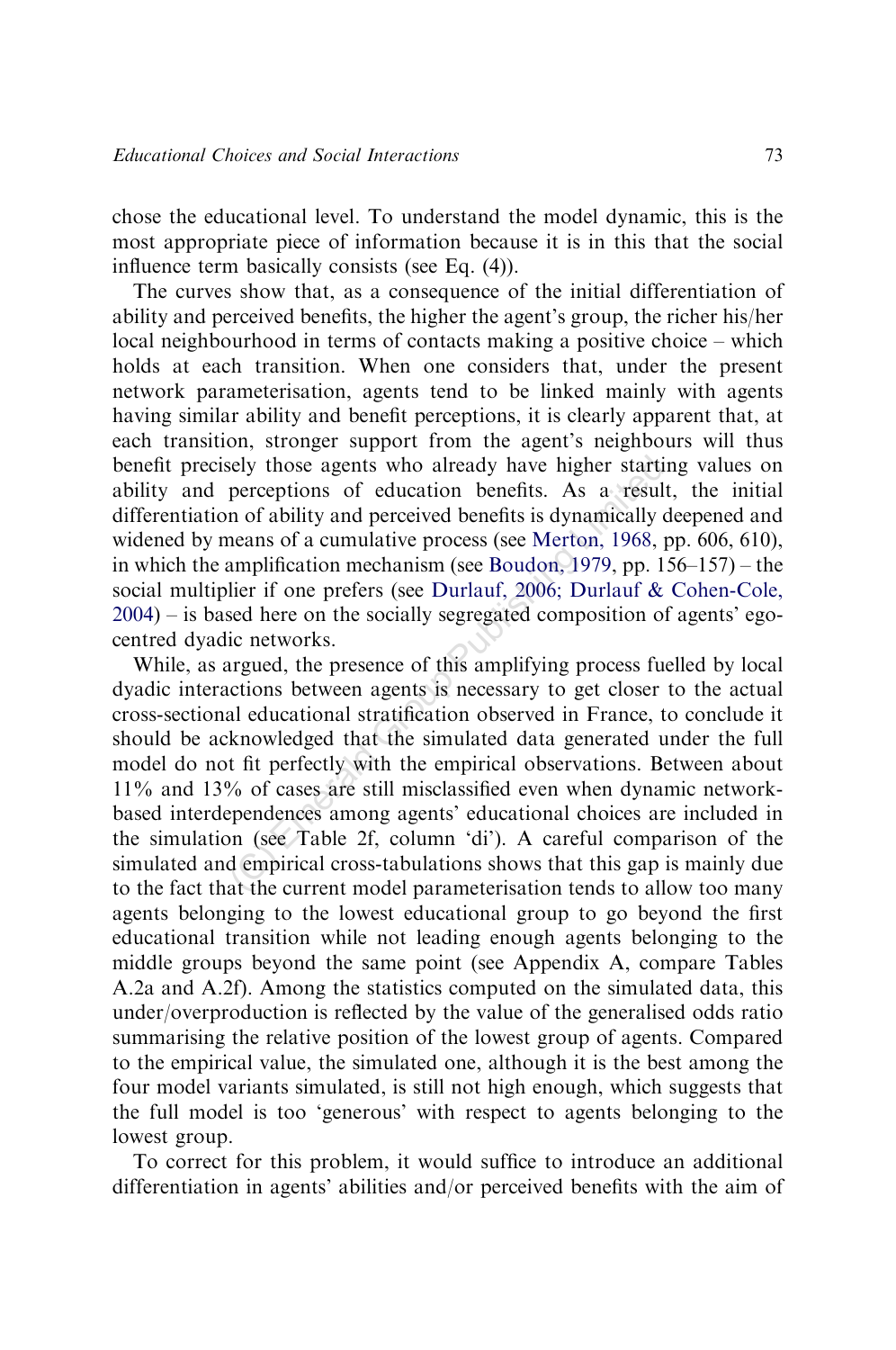chose the educational level. To understand the model dynamic, this is the most appropriate piece of information because it is in this that the social influence term basically consists (see Eq. (4)).

The curves show that, as a consequence of the initial differentiation of ability and perceived benefits, the higher the agent's group, the richer his/her local neighbourhood in terms of contacts making a positive choice – which holds at each transition. When one considers that, under the present network parameterisation, agents tend to be linked mainly with agents having similar ability and benefit perceptions, it is clearly apparent that, at each transition, stronger support from the agent's neighbours will thus benefit precisely those agents who already have higher starting values on ability and perceptions of education benefits. As a result, the initial differentiation of ability and perceived benefits is dynamically deepened and widened by means of a cumulative process (see Merton, 1968, pp. 606, 610), in which the amplification mechanism (see Boudon, 1979, pp. 156–157) – the social multiplier if one prefers (see Durlauf, 2006; Durlauf & Cohen-Cole, 2004) – is based here on the socially segregated composition of agents' ego-centred dyadic networks.

While, as argued, the presence of this amplifying process fuelled by local dyadic interactions between agents is necessary to get closer to the actual cross-sectional educational stratification observed in France, to conclude it should be acknowledged that the simulated data generated under the full model do not fit perfectly with the empirical observations. Between about 11% and 13% of cases are still misclassified even when dynamic network-based interdependences among agents' educational choices are included in the simulation (see Table 2f, column 'di'). A careful comparison of the simulated and empirical cross-tabulations shows that this gap is mainly due to the fact that the current model parameterisation tends to allow too many agents belonging to the lowest educational group to go beyond the first educational transition while not leading enough agents belonging to the middle groups beyond the same point (see Appendix A, compare Tables A.2a and A.2f). Among the statistics computed on the simulated data, this under/overproduction is reflected by the value of the generalised odds ratio summarising the relative position of the lowest group of agents. Compared to the empirical value, the simulated one, although it is the best among the four model variants simulated, is still not high enough, which suggests that the full model is too 'generous' with respect to agents belonging to the lowest group.

To correct for this problem, it would suffice to introduce an additional differentiation in agents' abilities and/or perceived benefits with the aim of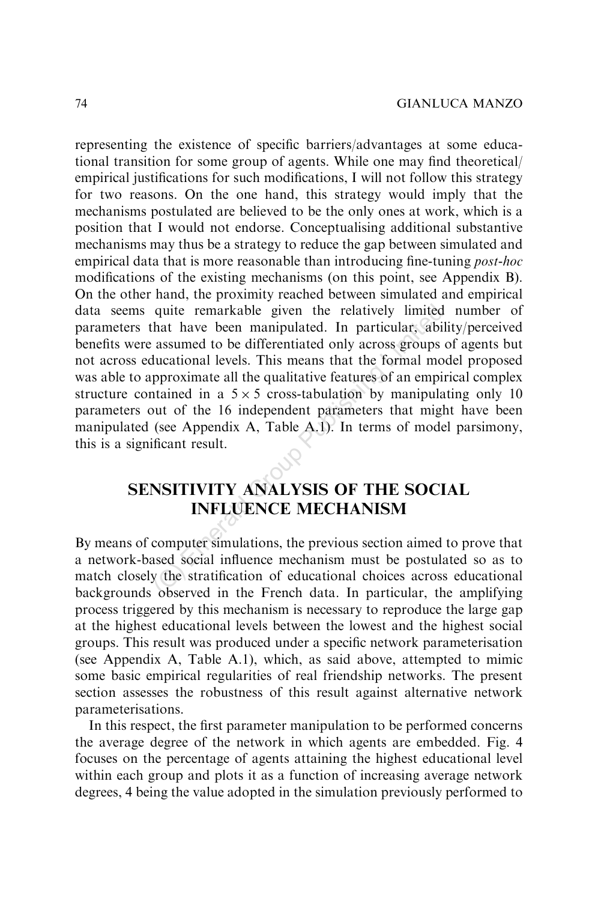representing the existence of specific barriers/advantages at some educational transition for some group of agents. While one may find theoretical/empirical justifications for such modifications, I will not follow this strategy for two reasons. On the one hand, this strategy would imply that the mechanisms postulated are believed to be the only ones at work, which is a position that I would not endorse. Conceptualising additional substantive mechanisms may thus be a strategy to reduce the gap between simulated and empirical data that is more reasonable than introducing fine-tuning *post-hoc* modifications of the existing mechanisms (on this point, see Appendix B). On the other hand, the proximity reached between simulated and empirical data seems quite remarkable given the relatively limited number of parameters that have been manipulated. In particular, ability/perceived benefits were assumed to be differentiated only across groups of agents but not across educational levels. This means that the formal model proposed was able to approximate all the qualitative features of an empirical complex structure contained in a $5 \times 5$ cross-tabulation by manipulating only 10 parameters out of the 16 independent parameters that might have been manipulated (see Appendix A, Table A.1). In terms of model parsimony, this is a significant result.

## SENSITIVITY ANALYSIS OF THE SOCIAL INFLUENCE MECHANISM

By means of computer simulations, the previous section aimed to prove that a network-based social influence mechanism must be postulated so as to match closely the stratification of educational choices across educational backgrounds observed in the French data. In particular, the amplifying process triggered by this mechanism is necessary to reproduce the large gap at the highest educational levels between the lowest and the highest social groups. This result was produced under a specific network parameterisation (see Appendix A, Table A.1), which, as said above, attempted to mimic some basic empirical regularities of real friendship networks. The present section assesses the robustness of this result against alternative network parameterisations.

In this respect, the first parameter manipulation to be performed concerns the average degree of the network in which agents are embedded. Fig. 4 focuses on the percentage of agents attaining the highest educational level within each group and plots it as a function of increasing average network degrees, 4 being the value adopted in the simulation previously performed to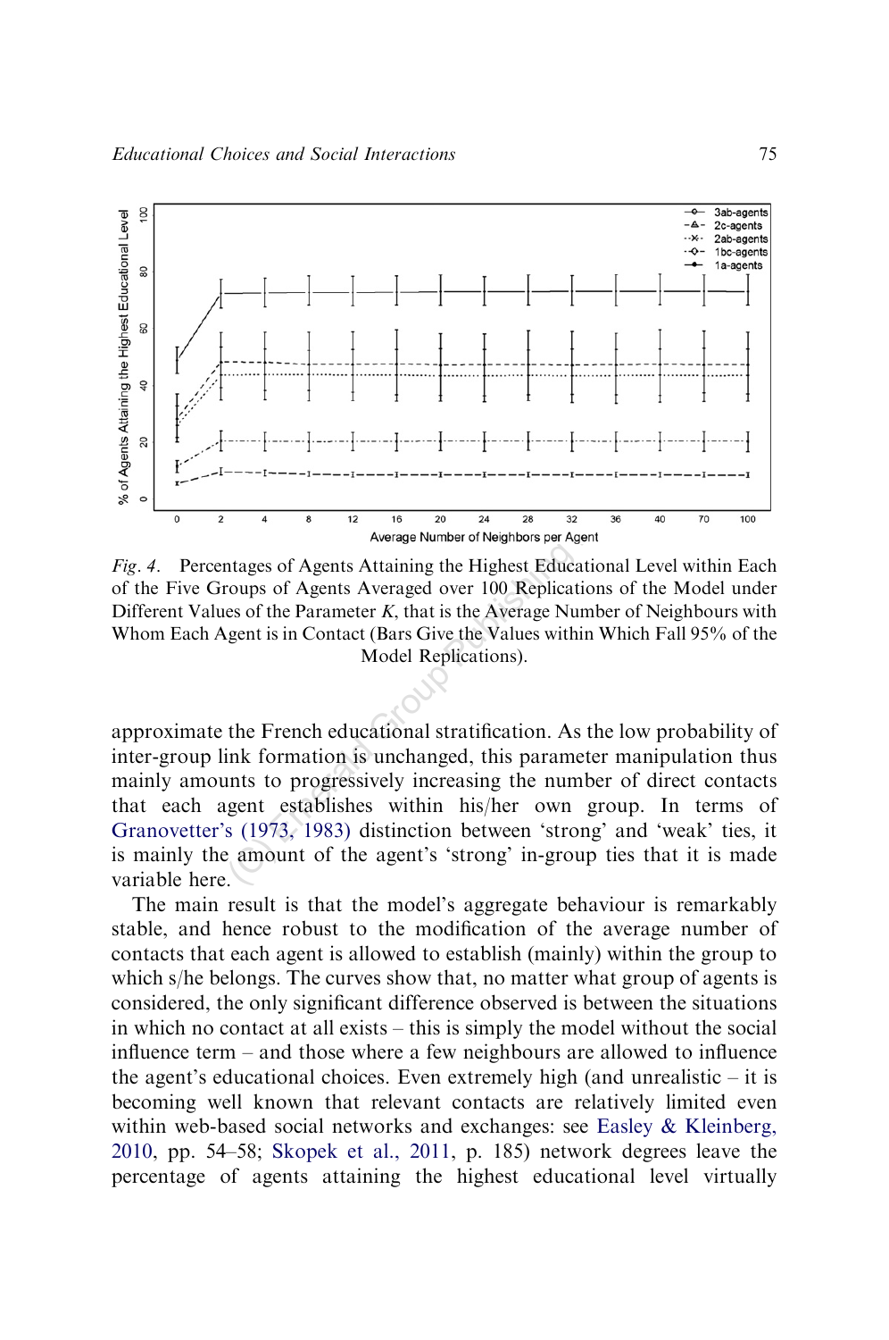*Fig. 4*. Percentages of Agents Attaining the Highest Educational Level within Each of the Five Groups of Agents Averaged over 100 Replications of the Model under Different Values of the Parameter *K*, that is the Average Number of Neighbours with Whom Each Agent is in Contact (Bars Give the Values within Which Fall 95% of the Model Replications).

approximate the French educational stratification. As the low probability of inter-group link formation is unchanged, this parameter manipulation thus mainly amounts to progressively increasing the number of direct contacts that each agent establishes within his/her own group. In terms of Granovetter's (1973, 1983) distinction between 'strong' and 'weak' ties, it is mainly the amount of the agent's 'strong' in-group ties that it is made variable here.

The main result is that the model's aggregate behaviour is remarkably stable, and hence robust to the modification of the average number of contacts that each agent is allowed to establish (mainly) within the group to which s/he belongs. The curves show that, no matter what group of agents is considered, the only significant difference observed is between the situations in which no contact at all exists – this is simply the model without the social influence term – and those where a few neighbours are allowed to influence the agent's educational choices. Even extremely high (and unrealistic – it is becoming well known that relevant contacts are relatively limited even within web-based social networks and exchanges: see Easley & Kleinberg, 2010, pp. 54–58; Skopek et al., 2011, p. 185) network degrees leave the percentage of agents attaining the highest educational level virtually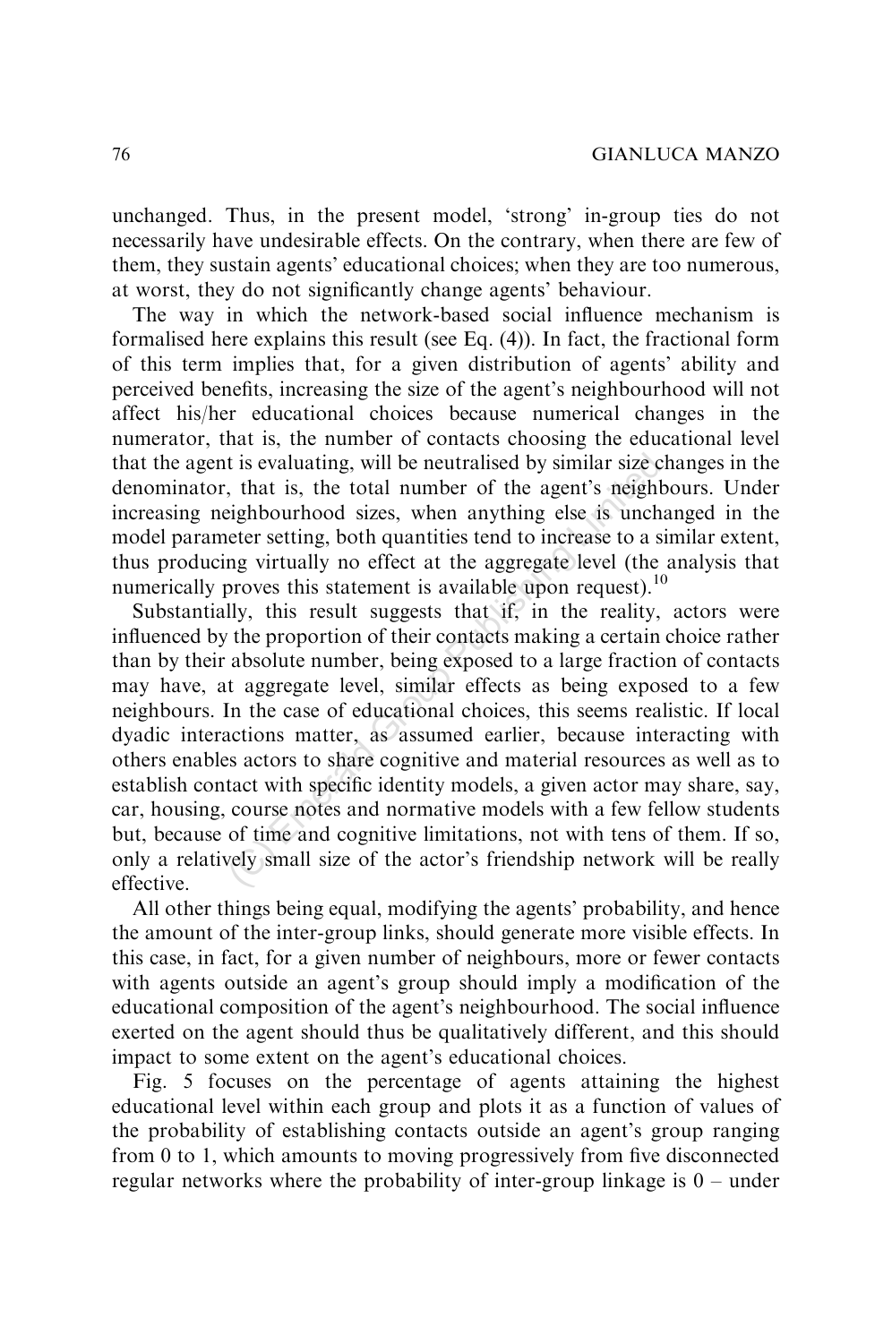unchanged. Thus, in the present model, 'strong' in-group ties do not necessarily have undesirable effects. On the contrary, when there are few of them, they sustain agents' educational choices; when they are too numerous, at worst, they do not significantly change agents' behaviour.

The way in which the network-based social influence mechanism is formalised here explains this result (see Eq. (4)). In fact, the fractional form of this term implies that, for a given distribution of agents' ability and perceived benefits, increasing the size of the agent's neighbourhood will not affect his/her educational choices because numerical changes in the numerator, that is, the number of contacts choosing the educational level that the agent is evaluating, will be neutralised by similar size changes in the denominator, that is, the total number of the agent's neighbours. Under increasing neighbourhood sizes, when anything else is unchanged in the model parameter setting, both quantities tend to increase to a similar extent, thus producing virtually no effect at the aggregate level (the analysis that numerically proves this statement is available upon request).[10]

Substantially, this result suggests that if, in the reality, actors were influenced by the proportion of their contacts making a certain choice rather than by their absolute number, being exposed to a large fraction of contacts may have, at aggregate level, similar effects as being exposed to a few neighbours. In the case of educational choices, this seems realistic. If local dyadic interactions matter, as assumed earlier, because interacting with others enables actors to share cognitive and material resources as well as to establish contact with specific identity models, a given actor may share, say, car, housing, course notes and normative models with a few fellow students but, because of time and cognitive limitations, not with tens of them. If so, only a relatively small size of the actor's friendship network will be really effective.

All other things being equal, modifying the agents' probability, and hence the amount of the inter-group links, should generate more visible effects. In this case, in fact, for a given number of neighbours, more or fewer contacts with agents outside an agent's group should imply a modification of the educational composition of the agent's neighbourhood. The social influence exerted on the agent should thus be qualitatively different, and this should impact to some extent on the agent's educational choices.

Fig. 5 focuses on the percentage of agents attaining the highest educational level within each group and plots it as a function of values of the probability of establishing contacts outside an agent's group ranging from 0 to 1, which amounts to moving progressively from five disconnected regular networks where the probability of inter-group linkage is 0 – under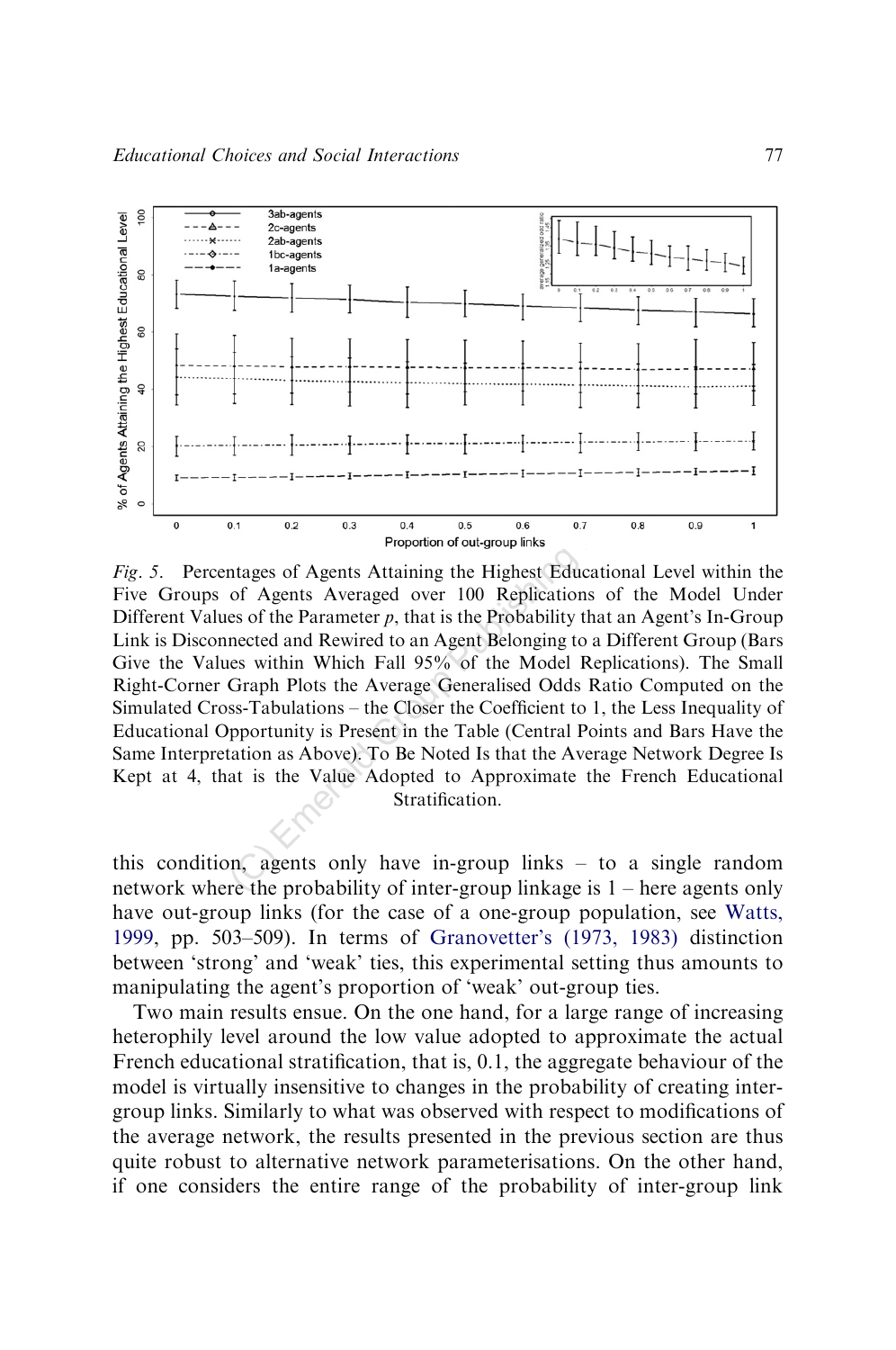*Fig. 5*. Percentages of Agents Attaining the Highest Educational Level within the Five Groups of Agents Averaged over 100 Replications of the Model Under Different Values of the Parameter *p*, that is the Probability that an Agent's In-Group Link is Disconnected and Rewired to an Agent Belonging to a Different Group (Bars Give the Values within Which Fall 95% of the Model Replications). The Small Right-Corner Graph Plots the Average Generalised Odds Ratio Computed on the Simulated Cross-Tabulations – the Closer the Coefficient to 1, the Less Inequality of Educational Opportunity is Present in the Table (Central Points and Bars Have the Same Interpretation as Above). To Be Noted Is that the Average Network Degree Is Kept at 4, that is the Value Adopted to Approximate the French Educational Stratification.

this condition, agents only have in-group links – to a single random network where the probability of inter-group linkage is 1 – here agents only have out-group links (for the case of a one-group population, see Watts, 1999, pp. 503–509). In terms of Granovetter's (1973, 1983) distinction between 'strong' and 'weak' ties, this experimental setting thus amounts to manipulating the agent's proportion of 'weak' out-group ties.

Two main results ensue. On the one hand, for a large range of increasing heterophily level around the low value adopted to approximate the actual French educational stratification, that is, 0.1, the aggregate behaviour of the model is virtually insensitive to changes in the probability of creating inter-group links. Similarly to what was observed with respect to modifications of the average network, the results presented in the previous section are thus quite robust to alternative network parameterisations. On the other hand, if one considers the entire range of the probability of inter-group link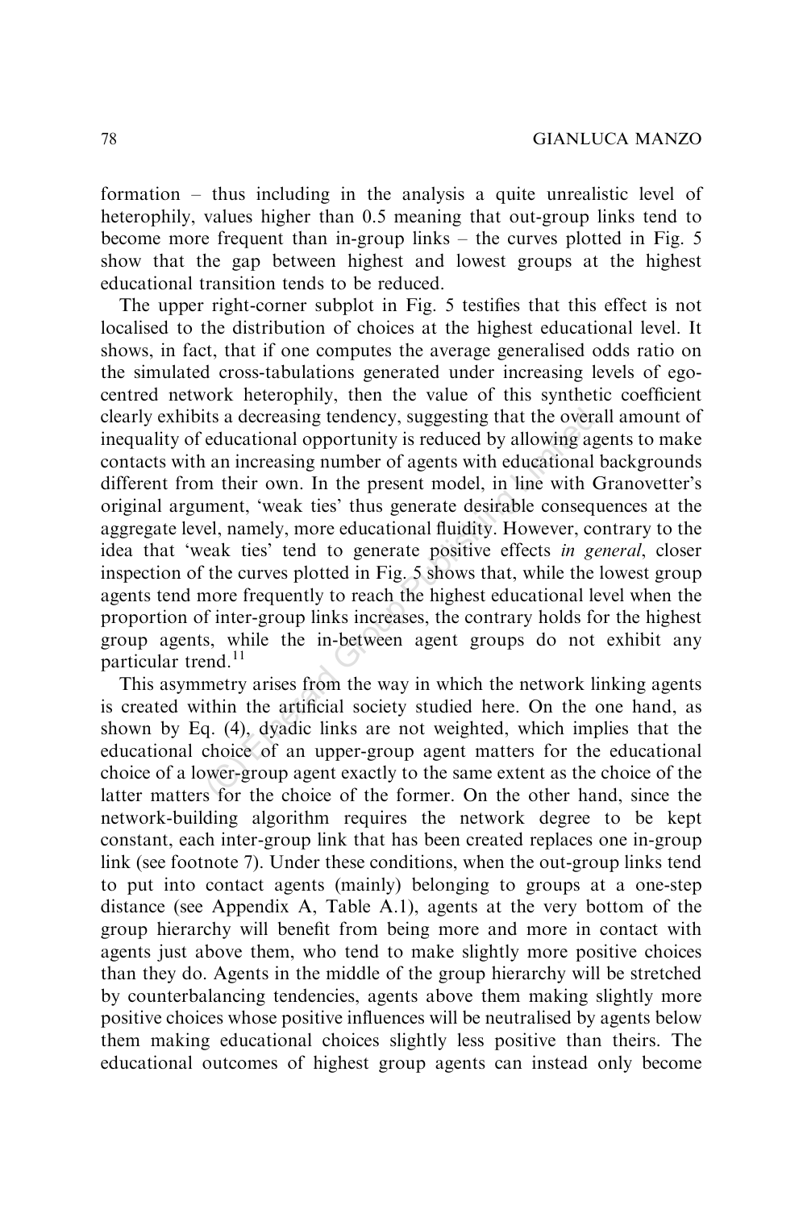formation – thus including in the analysis a quite unrealistic level of heterophily, values higher than 0.5 meaning that out-group links tend to become more frequent than in-group links – the curves plotted in Fig. 5 show that the gap between highest and lowest groups at the highest educational transition tends to be reduced.

The upper right-corner subplot in Fig. 5 testifies that this effect is not localised to the distribution of choices at the highest educational level. It shows, in fact, that if one computes the average generalised odds ratio on the simulated cross-tabulations generated under increasing levels of ego-centred network heterophily, then the value of this synthetic coefficient clearly exhibits a decreasing tendency, suggesting that the overall amount of inequality of educational opportunity is reduced by allowing agents to make contacts with an increasing number of agents with educational backgrounds different from their own. In the present model, in line with Granovetter's original argument, 'weak ties' thus generate desirable consequences at the aggregate level, namely, more educational fluidity. However, contrary to the idea that 'weak ties' tend to generate positive effects *in general*, closer inspection of the curves plotted in Fig. 5 shows that, while the lowest group agents tend more frequently to reach the highest educational level when the proportion of inter-group links increases, the contrary holds for the highest group agents, while the in-between agent groups do not exhibit any particular trend.[11]

This asymmetry arises from the way in which the network linking agents is created within the artificial society studied here. On the one hand, as shown by Eq. (4), dyadic links are not weighted, which implies that the educational choice of an upper-group agent matters for the educational choice of a lower-group agent exactly to the same extent as the choice of the latter matters for the choice of the former. On the other hand, since the network-building algorithm requires the network degree to be kept constant, each inter-group link that has been created replaces one in-group link (see footnote 7). Under these conditions, when the out-group links tend to put into contact agents (mainly) belonging to groups at a one-step distance (see Appendix A, Table A.1), agents at the very bottom of the group hierarchy will benefit from being more and more in contact with agents just above them, who tend to make slightly more positive choices than they do. Agents in the middle of the group hierarchy will be stretched by counterbalancing tendencies, agents above them making slightly more positive choices whose positive influences will be neutralised by agents below them making educational choices slightly less positive than theirs. The educational outcomes of highest group agents can instead only become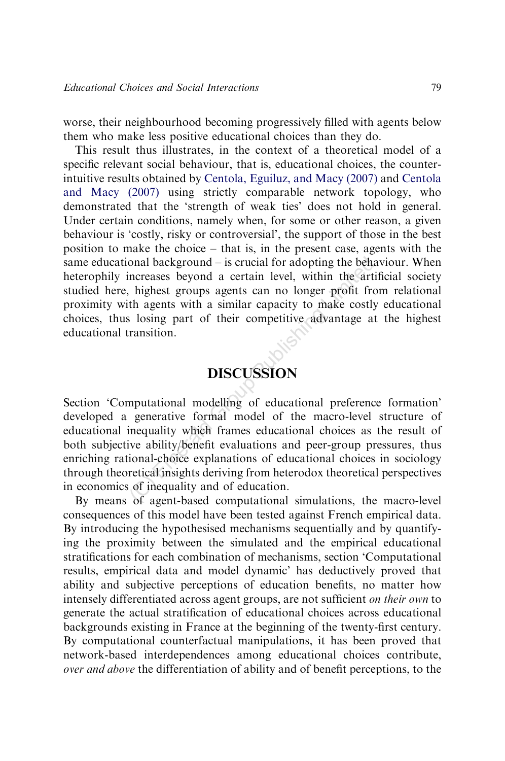worse, their neighbourhood becoming progressively filled with agents below them who make less positive educational choices than they do.

This result thus illustrates, in the context of a theoretical model of a specific relevant social behaviour, that is, educational choices, the counter-intuitive results obtained by Centola, Eguiluz, and Macy (2007) and Centola and Macy (2007) using strictly comparable network topology, who demonstrated that the 'strength of weak ties' does not hold in general. Under certain conditions, namely when, for some or other reason, a given behaviour is 'costly, risky or controversial', the support of those in the best position to make the choice – that is, in the present case, agents with the same educational background – is crucial for adopting the behaviour. When heterophily increases beyond a certain level, within the artificial society studied here, highest groups agents can no longer profit from relational proximity with agents with a similar capacity to make costly educational choices, thus losing part of their competitive advantage at the highest educational transition.

## DISCUSSION

Section 'Computational modelling of educational preference formation' developed a generative formal model of the macro-level structure of educational inequality which frames educational choices as the result of both subjective ability/benefit evaluations and peer-group pressures, thus enriching rational-choice explanations of educational choices in sociology through theoretical insights deriving from heterodox theoretical perspectives in economics of inequality and of education.

By means of agent-based computational simulations, the macro-level consequences of this model have been tested against French empirical data. By introducing the hypothesised mechanisms sequentially and by quantifying the proximity between the simulated and the empirical educational stratifications for each combination of mechanisms, section 'Computational results, empirical data and model dynamic' has deductively proved that ability and subjective perceptions of education benefits, no matter how intensely differentiated across agent groups, are not sufficient *on their own* to generate the actual stratification of educational choices across educational backgrounds existing in France at the beginning of the twenty-first century. By computational counterfactual manipulations, it has been proved that network-based interdependences among educational choices contribute, *over and above* the differentiation of ability and of benefit perceptions, to the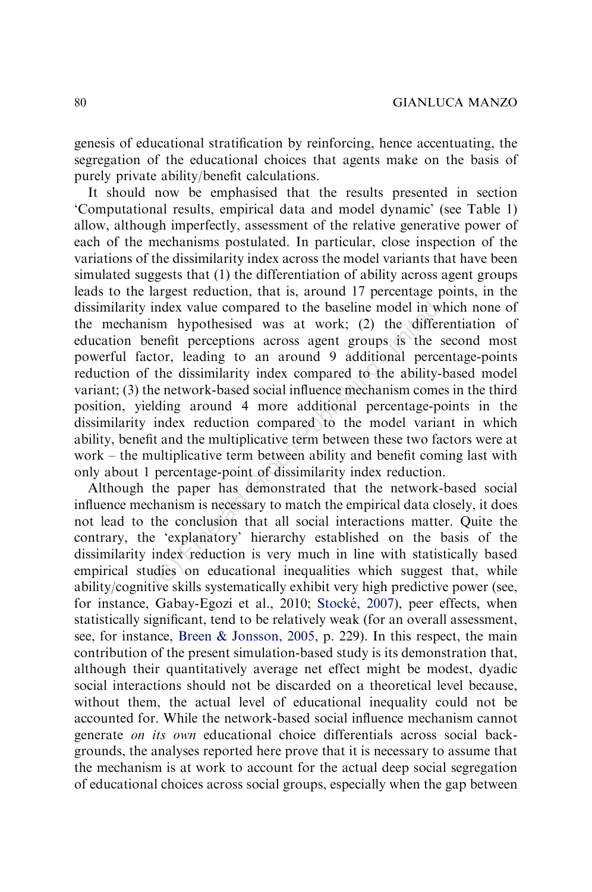genesis of educational stratification by reinforcing, hence accentuating, the segregation of the educational choices that agents make on the basis of purely private ability/benefit calculations.

It should now be emphasised that the results presented in section 'Computational results, empirical data and model dynamic' (see Table 1) allow, although imperfectly, assessment of the relative generative power of each of the mechanisms postulated. In particular, close inspection of the variations of the dissimilarity index across the model variants that have been simulated suggests that (1) the differentiation of ability across agent groups leads to the largest reduction, that is, around 17 percentage points, in the dissimilarity index value compared to the baseline model in which none of the mechanism hypothesised was at work; (2) the differentiation of education benefit perceptions across agent groups is the second most powerful factor, leading to an around 9 additional percentage-points reduction of the dissimilarity index compared to the ability-based model variant; (3) the network-based social influence mechanism comes in the third position, yielding around 4 more additional percentage-points in the dissimilarity index reduction compared to the model variant in which ability, benefit and the multiplicative term between these two factors were at work – the multiplicative term between ability and benefit coming last with only about 1 percentage-point of dissimilarity index reduction.

Although the paper has demonstrated that the network-based social influence mechanism is necessary to match the empirical data closely, it does not lead to the conclusion that all social interactions matter. Quite the contrary, the 'explanatory' hierarchy established on the basis of the dissimilarity index reduction is very much in line with statistically based empirical studies on educational inequalities which suggest that, while ability/cognitive skills systematically exhibit very high predictive power (see, for instance, Gabay-Egozi et al., 2010; Stocké, 2007), peer effects, when statistically significant, tend to be relatively weak (for an overall assessment, see, for instance, Breen & Jonsson, 2005, p. 229). In this respect, the main contribution of the present simulation-based study is its demonstration that, although their quantitatively average net effect might be modest, dyadic social interactions should not be discarded on a theoretical level because, without them, the actual level of educational inequality could not be accounted for. While the network-based social influence mechanism cannot generate *on its own* educational choice differentials across social backgrounds, the analyses reported here prove that it is necessary to assume that the mechanism is at work to account for the actual deep social segregation of educational choices across social groups, especially when the gap between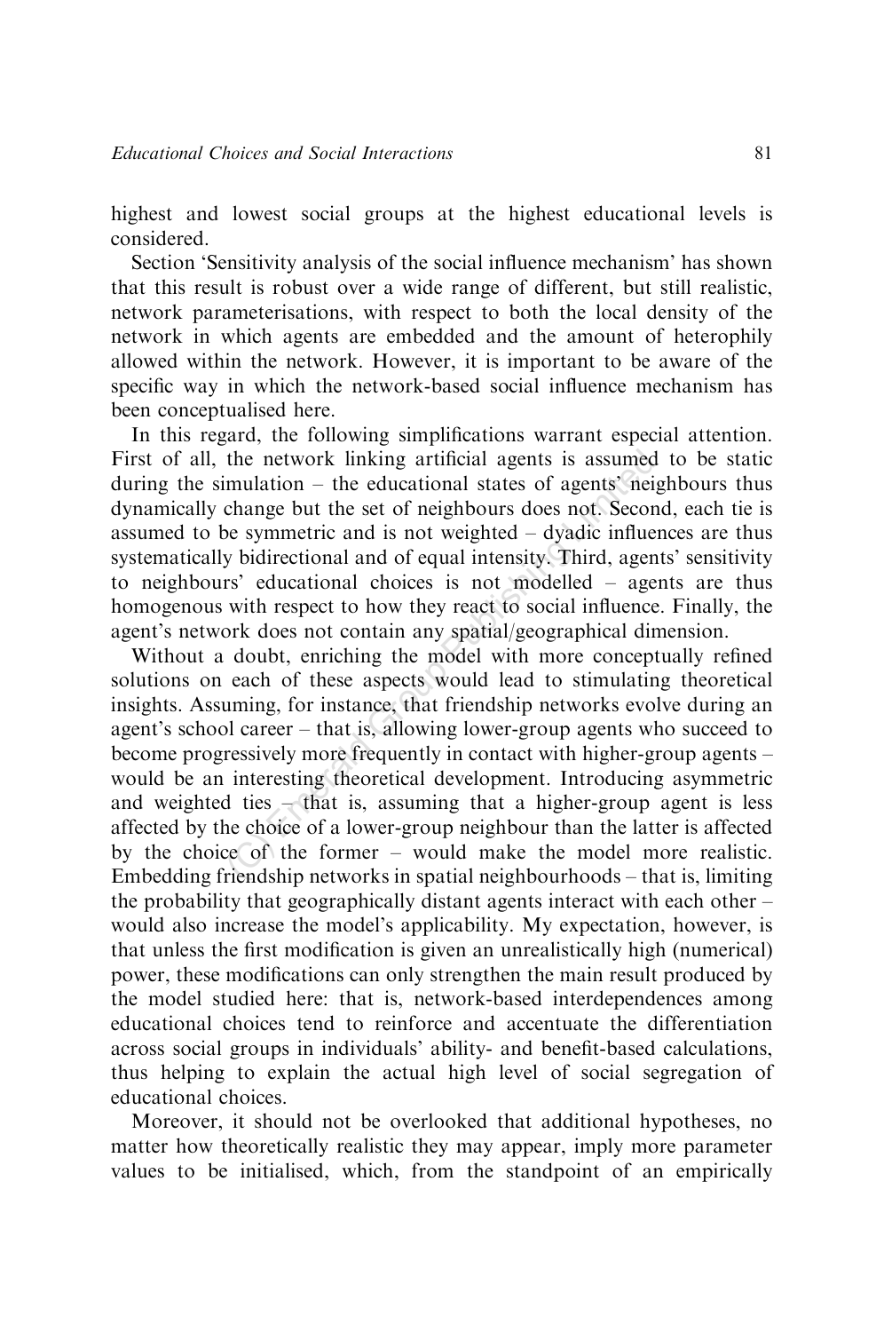highest and lowest social groups at the highest educational levels is considered.

Section 'Sensitivity analysis of the social influence mechanism' has shown that this result is robust over a wide range of different, but still realistic, network parameterisations, with respect to both the local density of the network in which agents are embedded and the amount of heterophily allowed within the network. However, it is important to be aware of the specific way in which the network-based social influence mechanism has been conceptualised here.

In this regard, the following simplifications warrant especial attention. First of all, the network linking artificial agents is assumed to be static during the simulation – the educational states of agents' neighbours thus dynamically change but the set of neighbours does not. Second, each tie is assumed to be symmetric and is not weighted – dyadic influences are thus systematically bidirectional and of equal intensity. Third, agents' sensitivity to neighbours' educational choices is not modelled – agents are thus homogenous with respect to how they react to social influence. Finally, the agent's network does not contain any spatial/geographical dimension.

Without a doubt, enriching the model with more conceptually refined solutions on each of these aspects would lead to stimulating theoretical insights. Assuming, for instance, that friendship networks evolve during an agent's school career – that is, allowing lower-group agents who succeed to become progressively more frequently in contact with higher-group agents – would be an interesting theoretical development. Introducing asymmetric and weighted ties – that is, assuming that a higher-group agent is less affected by the choice of a lower-group neighbour than the latter is affected by the choice of the former – would make the model more realistic. Embedding friendship networks in spatial neighbourhoods – that is, limiting the probability that geographically distant agents interact with each other – would also increase the model's applicability. My expectation, however, is that unless the first modification is given an unrealistically high (numerical) power, these modifications can only strengthen the main result produced by the model studied here: that is, network-based interdependences among educational choices tend to reinforce and accentuate the differentiation across social groups in individuals' ability- and benefit-based calculations, thus helping to explain the actual high level of social segregation of educational choices.

Moreover, it should not be overlooked that additional hypotheses, no matter how theoretically realistic they may appear, imply more parameter values to be initialised, which, from the standpoint of an empirically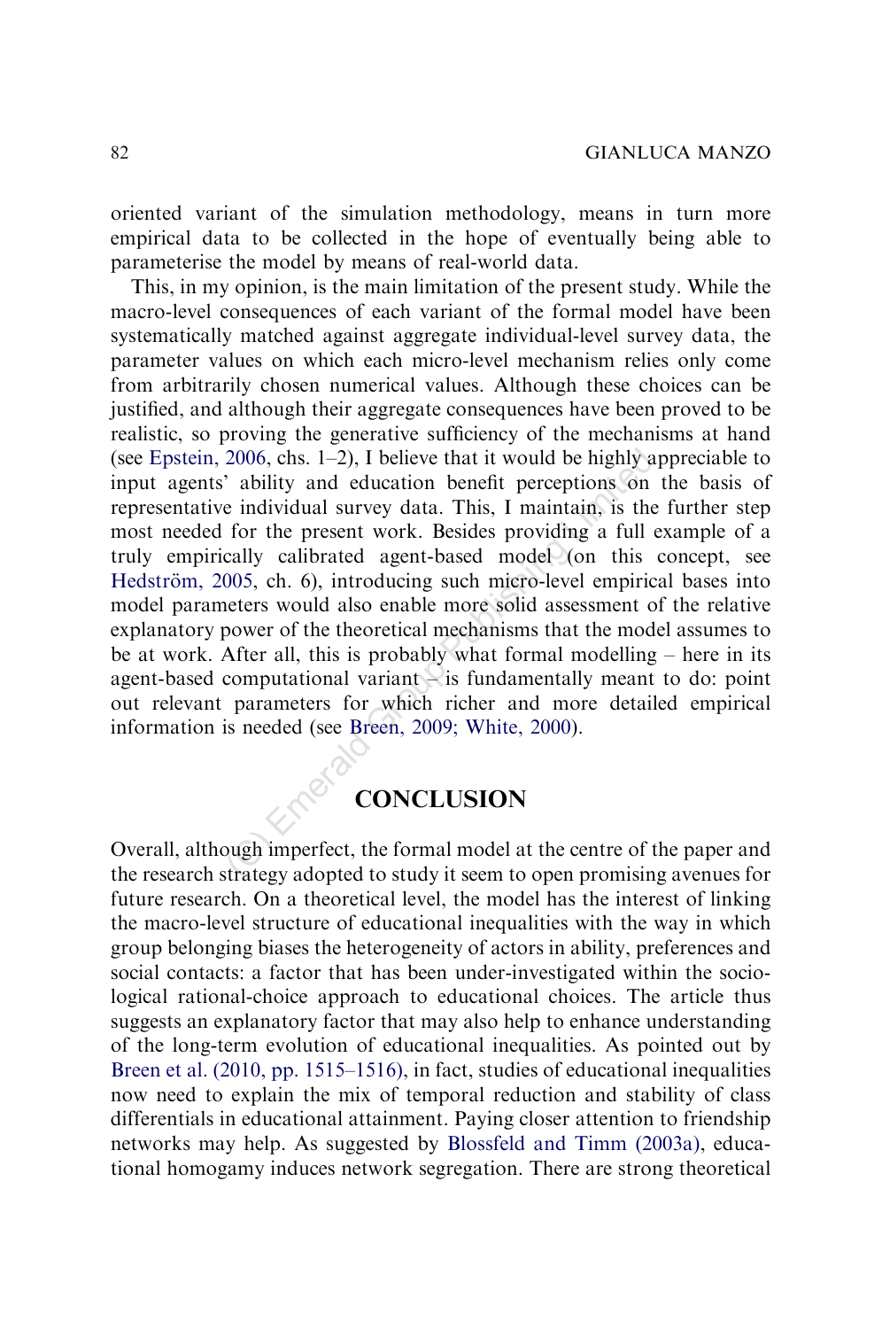oriented variant of the simulation methodology, means in turn more empirical data to be collected in the hope of eventually being able to parameterise the model by means of real-world data.

This, in my opinion, is the main limitation of the present study. While the macro-level consequences of each variant of the formal model have been systematically matched against aggregate individual-level survey data, the parameter values on which each micro-level mechanism relies only come from arbitrarily chosen numerical values. Although these choices can be justified, and although their aggregate consequences have been proved to be realistic, so proving the generative sufficiency of the mechanisms at hand (see Epstein, 2006, chs. 1–2), I believe that it would be highly appreciable to input agents' ability and education benefit perceptions on the basis of representative individual survey data. This, I maintain, is the further step most needed for the present work. Besides providing a full example of a truly empirically calibrated agent-based model (on this concept, see Hedström, 2005, ch. 6), introducing such micro-level empirical bases into model parameters would also enable more solid assessment of the relative explanatory power of the theoretical mechanisms that the model assumes to be at work. After all, this is probably what formal modelling – here in its agent-based computational variant – is fundamentally meant to do: point out relevant parameters for which richer and more detailed empirical information is needed (see Breen, 2009; White, 2000).

## CONCLUSION

Overall, although imperfect, the formal model at the centre of the paper and the research strategy adopted to study it seem to open promising avenues for future research. On a theoretical level, the model has the interest of linking the macro-level structure of educational inequalities with the way in which group belonging biases the heterogeneity of actors in ability, preferences and social contacts: a factor that has been under-investigated within the sociological rational-choice approach to educational choices. The article thus suggests an explanatory factor that may also help to enhance understanding of the long-term evolution of educational inequalities. As pointed out by Breen et al. (2010, pp. 1515–1516), in fact, studies of educational inequalities now need to explain the mix of temporal reduction and stability of class differentials in educational attainment. Paying closer attention to friendship networks may help. As suggested by Blossfeld and Timm (2003a), educational homogamy induces network segregation. There are strong theoretical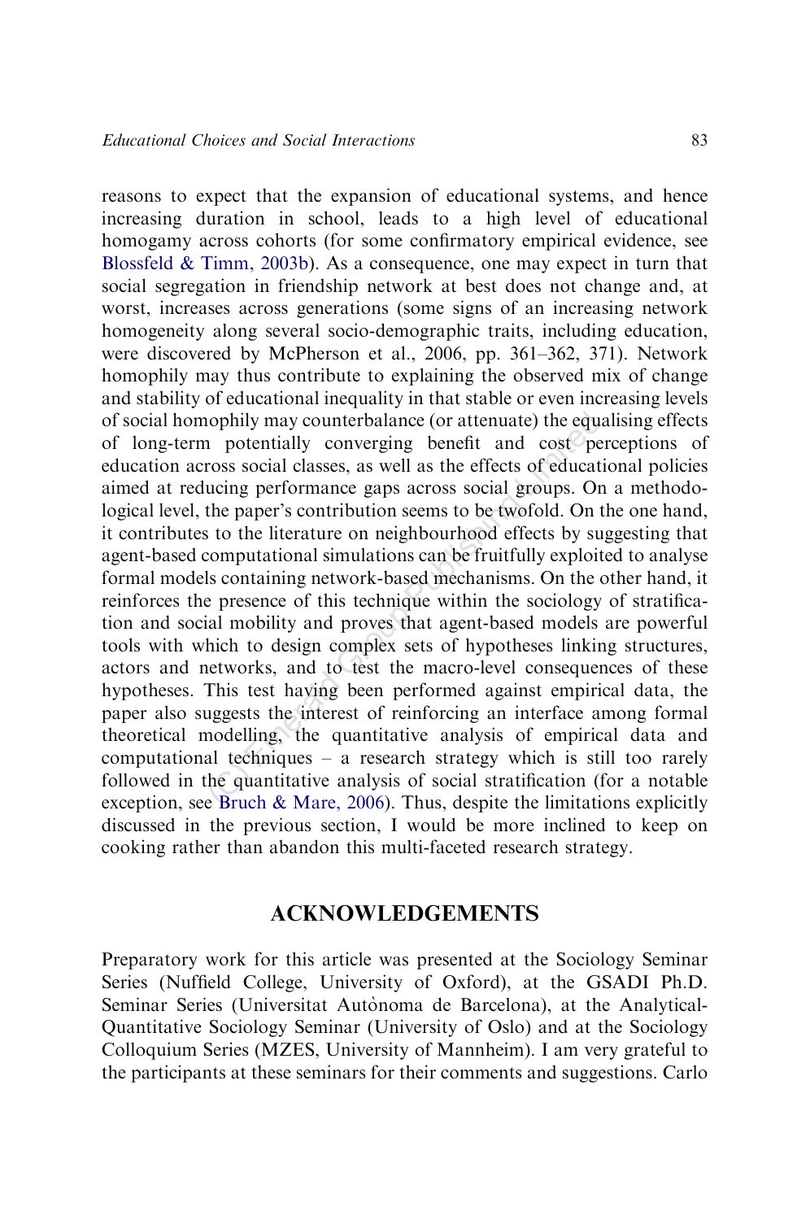reasons to expect that the expansion of educational systems, and hence increasing duration in school, leads to a high level of educational homogamy across cohorts (for some confirmatory empirical evidence, see Blossfeld & Timm, 2003b). As a consequence, one may expect in turn that social segregation in friendship network at best does not change and, at worst, increases across generations (some signs of an increasing network homogeneity along several socio-demographic traits, including education, were discovered by McPherson et al., 2006, pp. 361–362, 371). Network homophily may thus contribute to explaining the observed mix of change and stability of educational inequality in that stable or even increasing levels of social homophily may counterbalance (or attenuate) the equalising effects of long-term potentially converging benefit and cost perceptions of education across social classes, as well as the effects of educational policies aimed at reducing performance gaps across social groups. On a methodological level, the paper's contribution seems to be twofold. On the one hand, it contributes to the literature on neighbourhood effects by suggesting that agent-based computational simulations can be fruitfully exploited to analyse formal models containing network-based mechanisms. On the other hand, it reinforces the presence of this technique within the sociology of stratification and social mobility and proves that agent-based models are powerful tools with which to design complex sets of hypotheses linking structures, actors and networks, and to test the macro-level consequences of these hypotheses. This test having been performed against empirical data, the paper also suggests the interest of reinforcing an interface among formal theoretical modelling, the quantitative analysis of empirical data and computational techniques – a research strategy which is still too rarely followed in the quantitative analysis of social stratification (for a notable exception, see Bruch & Mare, 2006). Thus, despite the limitations explicitly discussed in the previous section, I would be more inclined to keep on cooking rather than abandon this multi-faceted research strategy.

## ACKNOWLEDGEMENTS

Preparatory work for this article was presented at the Sociology Seminar Series (Nuffield College, University of Oxford), at the GSADI Ph.D. Seminar Series (Universitat Autònoma de Barcelona), at the Analytical-Quantitative Sociology Seminar (University of Oslo) and at the Sociology Colloquium Series (MZES, University of Mannheim). I am very grateful to the participants at these seminars for their comments and suggestions. Carlo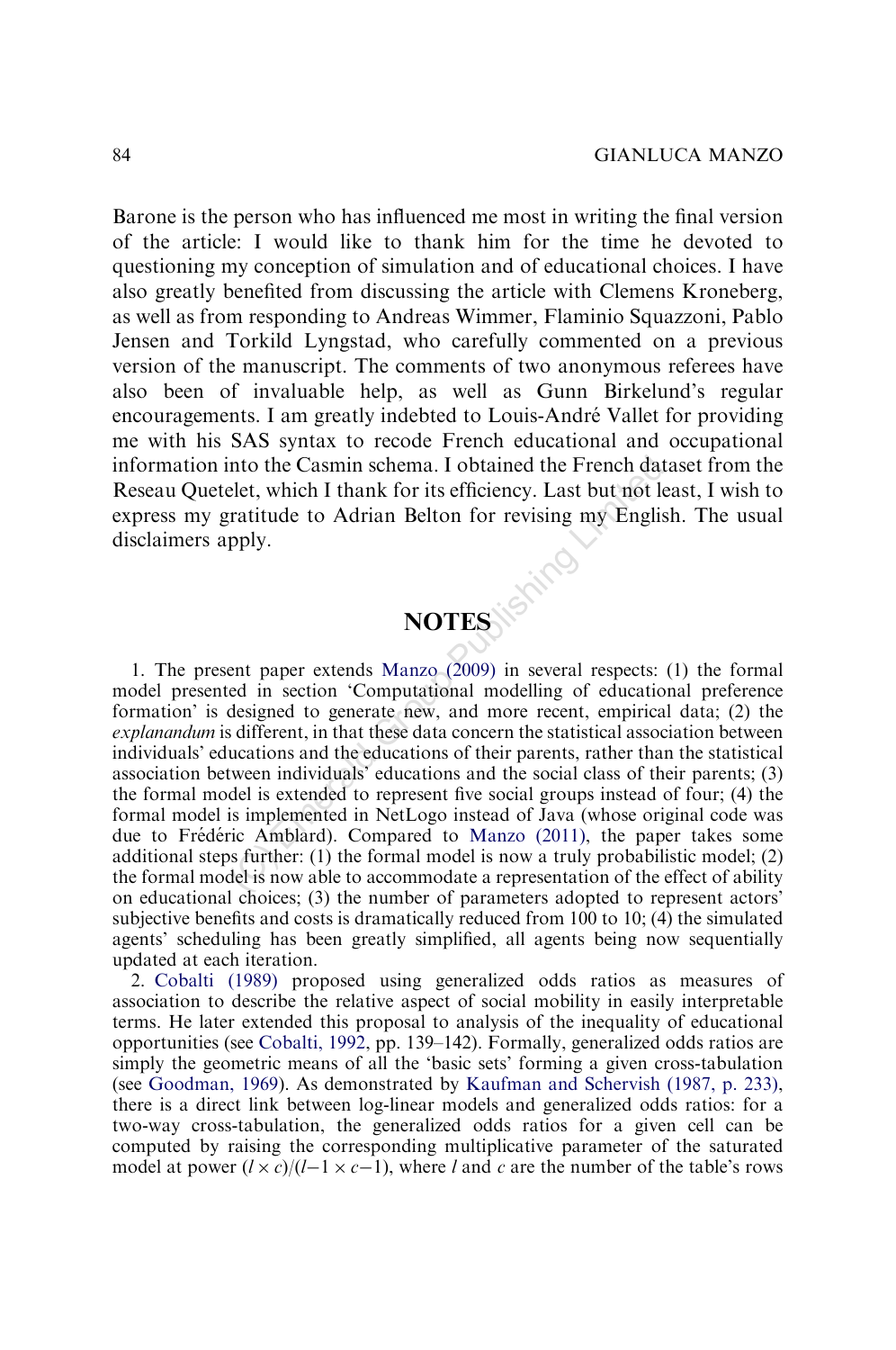Barone is the person who has influenced me most in writing the final version of the article: I would like to thank him for the time he devoted to questioning my conception of simulation and of educational choices. I have also greatly benefited from discussing the article with Clemens Kroneberg, as well as from responding to Andreas Wimmer, Flaminio Squazzoni, Pablo Jensen and Torkild Lyngstad, who carefully commented on a previous version of the manuscript. The comments of two anonymous referees have also been of invaluable help, as well as Gunn Birkelund's regular encouragements. I am greatly indebted to Louis-André Vallet for providing me with his SAS syntax to recode French educational and occupational information into the Casmin schema. I obtained the French dataset from the Reseau Quetelet, which I thank for its efficiency. Last but not least, I wish to express my gratitude to Adrian Belton for revising my English. The usual disclaimers apply.

## NOTES

1. The present paper extends Manzo (2009) in several respects: (1) the formal model presented in section 'Computational modelling of educational preference formation' is designed to generate new, and more recent, empirical data; (2) the *explanandum* is different, in that these data concern the statistical association between individuals' educations and the educations of their parents, rather than the statistical association between individuals' educations and the social class of their parents; (3) the formal model is extended to represent five social groups instead of four; (4) the formal model is implemented in NetLogo instead of Java (whose original code was due to Frédéric Amblard). Compared to Manzo (2011), the paper takes some additional steps further: (1) the formal model is now a truly probabilistic model; (2) the formal model is now able to accommodate a representation of the effect of ability on educational choices; (3) the number of parameters adopted to represent actors' subjective benefits and costs is dramatically reduced from 100 to 10; (4) the simulated agents' scheduling has been greatly simplified, all agents being now sequentially updated at each iteration.

2. Cobalti (1989) proposed using generalized odds ratios as measures of association to describe the relative aspect of social mobility in easily interpretable terms. He later extended this proposal to analysis of the inequality of educational opportunities (see Cobalti, 1992, pp. 139–142). Formally, generalized odds ratios are simply the geometric means of all the 'basic sets' forming a given cross-tabulation (see Goodman, 1969). As demonstrated by Kaufman and Schervish (1987, p. 233), there is a direct link between log-linear models and generalized odds ratios: for a two-way cross-tabulation, the generalized odds ratios for a given cell can be computed by raising the corresponding multiplicative parameter of the saturated model at power $(l \times c)/(l-1 \times c-1)$, where $l$ and $c$ are the number of the table's rows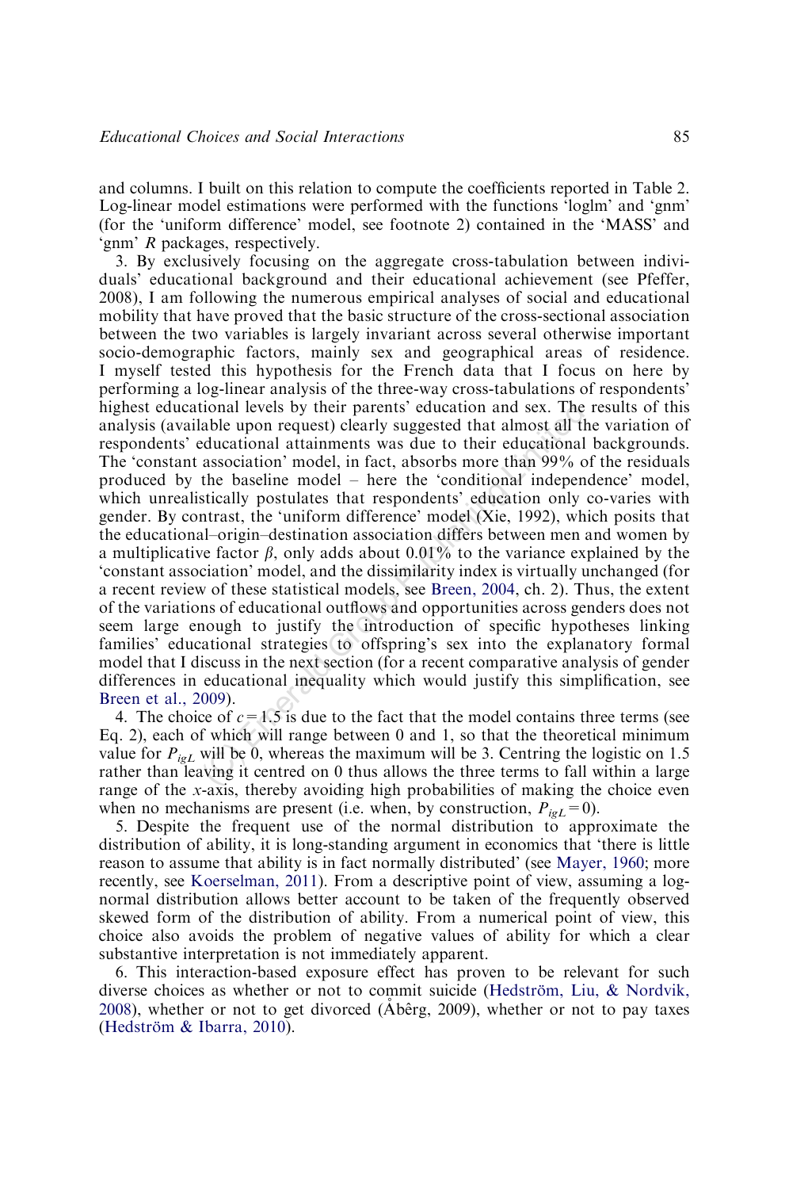and columns. I built on this relation to compute the coefficients reported in Table 2. Log-linear model estimations were performed with the functions 'loglm' and 'gnm' (for the 'uniform difference' model, see footnote 2) contained in the 'MASS' and 'gnm' *R* packages, respectively.

3. By exclusively focusing on the aggregate cross-tabulation between individuals' educational background and their educational achievement (see Pfeffer, 2008), I am following the numerous empirical analyses of social and educational mobility that have proved that the basic structure of the cross-sectional association between the two variables is largely invariant across several otherwise important socio-demographic factors, mainly sex and geographical areas of residence. I myself tested this hypothesis for the French data that I focus on here by performing a log-linear analysis of the three-way cross-tabulations of respondents' highest educational levels by their parents' education and sex. The results of this analysis (available upon request) clearly suggested that almost all the variation of respondents' educational attainments was due to their educational backgrounds. The 'constant association' model, in fact, absorbs more than 99% of the residuals produced by the baseline model – here the 'conditional independence' model, which unrealistically postulates that respondents' education only co-varies with gender. By contrast, the 'uniform difference' model (Xie, 1992), which posits that the educational–origin–destination association differs between men and women by a multiplicative factor $\beta$, only adds about 0.01% to the variance explained by the 'constant association' model, and the dissimilarity index is virtually unchanged (for a recent review of these statistical models, see Breen, 2004, ch. 2). Thus, the extent of the variations of educational outflows and opportunities across genders does not seem large enough to justify the introduction of specific hypotheses linking families' educational strategies to offspring's sex into the explanatory formal model that I discuss in the next section (for a recent comparative analysis of gender differences in educational inequality which would justify this simplification, see Breen et al., 2009).

4. The choice of $c = 1.5$ is due to the fact that the model contains three terms (see Eq. 2), each of which will range between 0 and 1, so that the theoretical minimum value for $P_{igL}$ will be 0, whereas the maximum will be 3. Centring the logistic on 1.5 rather than leaving it centred on 0 thus allows the three terms to fall within a large range of the *x*-axis, thereby avoiding high probabilities of making the choice even when no mechanisms are present (i.e. when, by construction, $P_{igL} = 0$).

5. Despite the frequent use of the normal distribution to approximate the distribution of ability, it is long-standing argument in economics that 'there is little reason to assume that ability is in fact normally distributed' (see Mayer, 1960; more recently, see Koerselman, 2011). From a descriptive point of view, assuming a log-normal distribution allows better account to be taken of the frequently observed skewed form of the distribution of ability. From a numerical point of view, this choice also avoids the problem of negative values of ability for which a clear substantive interpretation is not immediately apparent.

6. This interaction-based exposure effect has proven to be relevant for such diverse choices as whether or not to commit suicide (Hedström, Liu, & Nordvik, 2008), whether or not to get divorced (Åbêrg, 2009), whether or not to pay taxes (Hedström & Ibarra, 2010).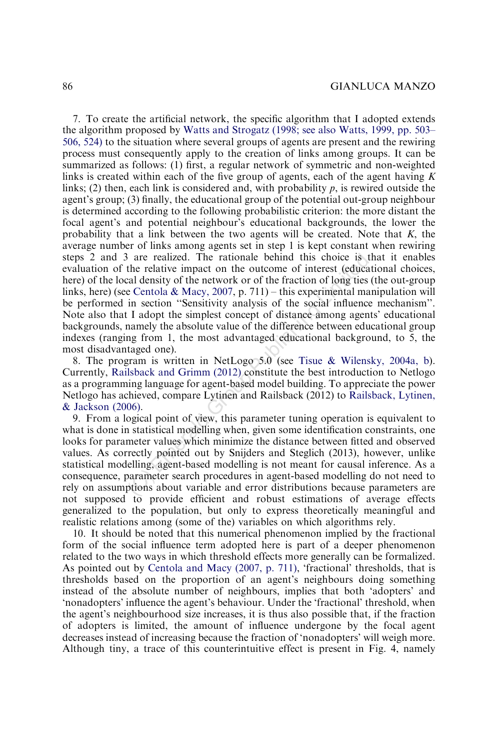7. To create the artificial network, the specific algorithm that I adopted extends the algorithm proposed by Watts and Strogatz (1998; see also Watts, 1999, pp. 503–506, 524) to the situation where several groups of agents are present and the rewiring process must consequently apply to the creation of links among groups. It can be summarized as follows: (1) first, a regular network of symmetric and non-weighted links is created within each of the five group of agents, each of the agent having $K$ links; (2) then, each link is considered and, with probability $p$, is rewired outside the agent's group; (3) finally, the educational group of the potential out-group neighbour is determined according to the following probabilistic criterion: the more distant the focal agent's and potential neighbour's educational backgrounds, the lower the probability that a link between the two agents will be created. Note that $K$, the average number of links among agents set in step 1 is kept constant when rewiring steps 2 and 3 are realized. The rationale behind this choice is that it enables evaluation of the relative impact on the outcome of interest (educational choices, here) of the local density of the network or of the fraction of long ties (the out-group links, here) (see Centola & Macy, 2007, p. 711) – this experimental manipulation will be performed in section "Sensitivity analysis of the social influence mechanism". Note also that I adopt the simplest concept of distance among agents' educational backgrounds, namely the absolute value of the difference between educational group indexes (ranging from 1, the most advantaged educational background, to 5, the most disadvantaged one).

8. The program is written in NetLogo 5.0 (see Tisue & Wilensky, 2004a, b). Currently, Railsback and Grimm (2012) constitute the best introduction to Netlogo as a programming language for agent-based model building. To appreciate the power Netlogo has achieved, compare Lytinen and Railsback (2012) to Railsback, Lytinen, & Jackson (2006).

9. From a logical point of view, this parameter tuning operation is equivalent to what is done in statistical modelling when, given some identification constraints, one looks for parameter values which minimize the distance between fitted and observed values. As correctly pointed out by Snijders and Steglich (2013), however, unlike statistical modelling, agent-based modelling is not meant for causal inference. As a consequence, parameter search procedures in agent-based modelling do not need to rely on assumptions about variable and error distributions because parameters are not supposed to provide efficient and robust estimations of average effects generalized to the population, but only to express theoretically meaningful and realistic relations among (some of the) variables on which algorithms rely.

10. It should be noted that this numerical phenomenon implied by the fractional form of the social influence term adopted here is part of a deeper phenomenon related to the two ways in which threshold effects more generally can be formalized. As pointed out by Centola and Macy (2007, p. 711), 'fractional' thresholds, that is thresholds based on the proportion of an agent's neighbours doing something instead of the absolute number of neighbours, implies that both 'adopters' and 'nonadopters' influence the agent's behaviour. Under the 'fractional' threshold, when the agent's neighbourhood size increases, it is thus also possible that, if the fraction of adopters is limited, the amount of influence undergone by the focal agent decreases instead of increasing because the fraction of 'nonadopters' will weigh more. Although tiny, a trace of this counterintuitive effect is present in Fig. 4, namely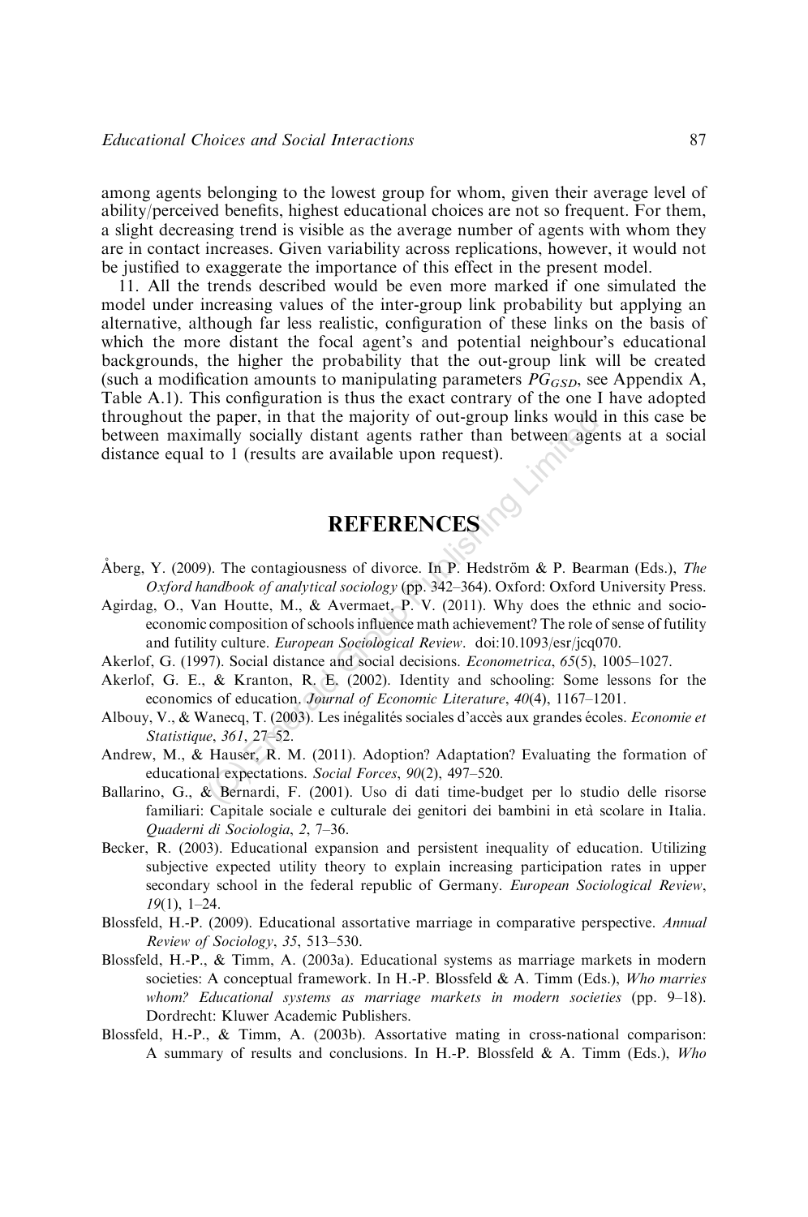among agents belonging to the lowest group for whom, given their average level of ability/perceived benefits, highest educational choices are not so frequent. For them, a slight decreasing trend is visible as the average number of agents with whom they are in contact increases. Given variability across replications, however, it would not be justified to exaggerate the importance of this effect in the present model.

11. All the trends described would be even more marked if one simulated the model under increasing values of the inter-group link probability but applying an alternative, although far less realistic, configuration of these links on the basis of which the more distant the focal agent's and potential neighbour's educational backgrounds, the higher the probability that the out-group link will be created (such a modification amounts to manipulating parameters $PG_{GSD}$, see Appendix A, Table A.1). This configuration is thus the exact contrary of the one I have adopted throughout the paper, in that the majority of out-group links would in this case be between maximally socially distant agents rather than between agents at a social distance equal to 1 (results are available upon request).

## REFERENCES

Åberg, Y. (2009). The contagiousness of divorce. In P. Hedström & P. Bearman (Eds.), *The Oxford handbook of analytical sociology* (pp. 342–364). Oxford: Oxford University Press.

Agirdag, O., Van Houtte, M., & Avermaet, P. V. (2011). Why does the ethnic and socio-economic composition of schools influence math achievement? The role of sense of futility and futility culture. *European Sociological Review*. doi:10.1093/esr/jcq070.

Akerlof, G. (1997). Social distance and social decisions. *Econometrica*, *65*(5), 1005–1027.

Akerlof, G. E., & Kranton, R. E. (2002). Identity and schooling: Some lessons for the economics of education. *Journal of Economic Literature*, *40*(4), 1167–1201.

Albouy, V., & Wanecq, T. (2003). Les inégalités sociales d'accès aux grandes écoles. *Economie et Statistique*, *361*, 27–52.

Andrew, M., & Hauser, R. M. (2011). Adoption? Adaptation? Evaluating the formation of educational expectations. *Social Forces*, *90*(2), 497–520.

Ballarino, G., & Bernardi, F. (2001). Uso di dati time-budget per lo studio delle risorse familiari: Capitale sociale e culturale dei genitori dei bambini in età scolare in Italia. *Quaderni di Sociologia*, *2*, 7–36.

Becker, R. (2003). Educational expansion and persistent inequality of education. Utilizing subjective expected utility theory to explain increasing participation rates in upper secondary school in the federal republic of Germany. *European Sociological Review*, *19*(1), 1–24.

Blossfeld, H.-P. (2009). Educational assortative marriage in comparative perspective. *Annual Review of Sociology*, *35*, 513–530.

Blossfeld, H.-P., & Timm, A. (2003a). Educational systems as marriage markets in modern societies: A conceptual framework. In H.-P. Blossfeld & A. Timm (Eds.), *Who marries whom? Educational systems as marriage markets in modern societies* (pp. 9–18). Dordrecht: Kluwer Academic Publishers.

Blossfeld, H.-P., & Timm, A. (2003b). Assortative mating in cross-national comparison: A summary of results and conclusions. In H.-P. Blossfeld & A. Timm (Eds.), *Who*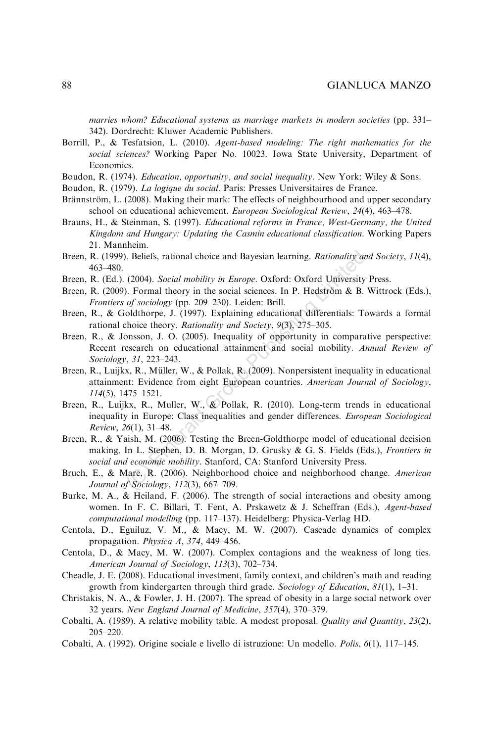*marries whom? Educational systems as marriage markets in modern societies* (pp. 331–342). Dordrecht: Kluwer Academic Publishers.

Borrill, P., & Tesfatsion, L. (2010). *Agent-based modeling: The right mathematics for the social sciences?* Working Paper No. 10023. Iowa State University, Department of Economics.

Boudon, R. (1974). *Education, opportunity, and social inequality*. New York: Wiley & Sons.

Boudon, R. (1979). *La logique du social*. Paris: Presses Universitaires de France.

Brännström, L. (2008). Making their mark: The effects of neighbourhood and upper secondary school on educational achievement. *European Sociological Review*, *24*(4), 463–478.

Brauns, H., & Steinman, S. (1997). *Educational reforms in France, West-Germany, the United Kingdom and Hungary: Updating the Casmin educational classification*. Working Papers 21. Mannheim.

Breen, R. (1999). Beliefs, rational choice and Bayesian learning. *Rationality and Society*, *11*(4), 463–480.

Breen, R. (Ed.). (2004). *Social mobility in Europe*. Oxford: Oxford University Press.

Breen, R. (2009). Formal theory in the social sciences. In P. Hedström & B. Wittrock (Eds.), *Frontiers of sociology* (pp. 209–230). Leiden: Brill.

Breen, R., & Goldthorpe, J. (1997). Explaining educational differentials: Towards a formal rational choice theory. *Rationality and Society*, *9*(3), 275–305.

Breen, R., & Jonsson, J. O. (2005). Inequality of opportunity in comparative perspective: Recent research on educational attainment and social mobility. *Annual Review of Sociology*, *31*, 223–243.

Breen, R., Luijkx, R., Müller, W., & Pollak, R. (2009). Nonpersistent inequality in educational attainment: Evidence from eight European countries. *American Journal of Sociology*, *114*(5), 1475–1521.

Breen, R., Luijkx, R., Muller, W., & Pollak, R. (2010). Long-term trends in educational inequality in Europe: Class inequalities and gender differences. *European Sociological Review*, *26*(1), 31–48.

Breen, R., & Yaish, M. (2006). Testing the Breen-Goldthorpe model of educational decision making. In L. Stephen, D. B. Morgan, D. Grusky & G. S. Fields (Eds.), *Frontiers in social and economic mobility*. Stanford, CA: Stanford University Press.

Bruch, E., & Mare, R. (2006). Neighborhood choice and neighborhood change. *American Journal of Sociology*, *112*(3), 667–709.

Burke, M. A., & Heiland, F. (2006). The strength of social interactions and obesity among women. In F. C. Billari, T. Fent, A. Prskawetz & J. Scheffran (Eds.), *Agent-based computational modelling* (pp. 117–137). Heidelberg: Physica-Verlag HD.

Centola, D., Eguiluz, V. M., & Macy, M. W. (2007). Cascade dynamics of complex propagation. *Physica A*, *374*, 449–456.

Centola, D., & Macy, M. W. (2007). Complex contagions and the weakness of long ties. *American Journal of Sociology*, *113*(3), 702–734.

Cheadle, J. E. (2008). Educational investment, family context, and children's math and reading growth from kindergarten through third grade. *Sociology of Education*, *81*(1), 1–31.

Christakis, N. A., & Fowler, J. H. (2007). The spread of obesity in a large social network over 32 years. *New England Journal of Medicine*, *357*(4), 370–379.

Cobalti, A. (1989). A relative mobility table. A modest proposal. *Quality and Quantity*, *23*(2), 205–220.

Cobalti, A. (1992). Origine sociale e livello di istruzione: Un modello. *Polis*, *6*(1), 117–145.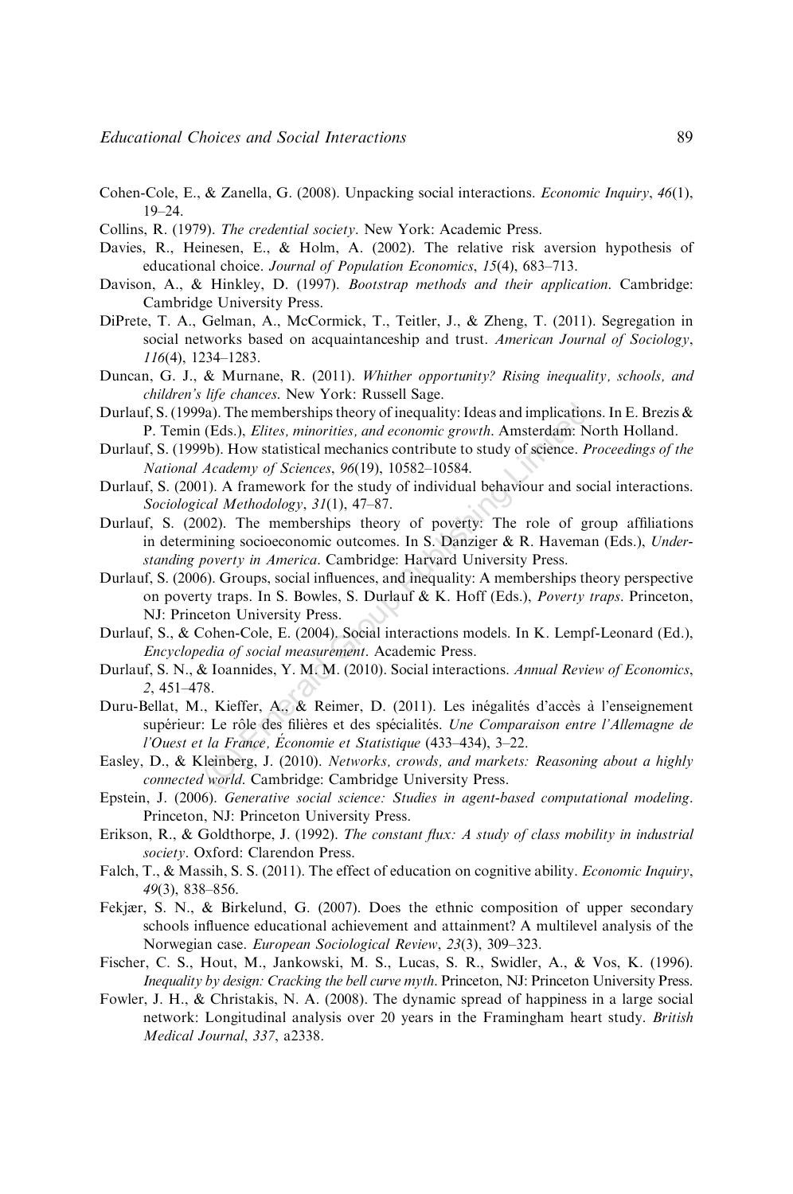Cohen-Cole, E., & Zanella, G. (2008). Unpacking social interactions. *Economic Inquiry*, *46*(1), 19–24.

Collins, R. (1979). *The credential society*. New York: Academic Press.

Davies, R., Heinesen, E., & Holm, A. (2002). The relative risk aversion hypothesis of educational choice. *Journal of Population Economics*, *15*(4), 683–713.

Davison, A., & Hinkley, D. (1997). *Bootstrap methods and their application*. Cambridge: Cambridge University Press.

DiPrete, T. A., Gelman, A., McCormick, T., Teitler, J., & Zheng, T. (2011). Segregation in social networks based on acquaintanceship and trust. *American Journal of Sociology*, *116*(4), 1234–1283.

Duncan, G. J., & Murnane, R. (2011). *Whither opportunity? Rising inequality, schools, and children's life chances*. New York: Russell Sage.

Durlauf, S. (1999a). The memberships theory of inequality: Ideas and implications. In E. Brezis & P. Temin (Eds.), *Elites, minorities, and economic growth*. Amsterdam: North Holland.

Durlauf, S. (1999b). How statistical mechanics contribute to study of science. *Proceedings of the National Academy of Sciences*, *96*(19), 10582–10584.

Durlauf, S. (2001). A framework for the study of individual behaviour and social interactions. *Sociological Methodology*, *31*(1), 47–87.

Durlauf, S. (2002). The memberships theory of poverty: The role of group affiliations in determining socioeconomic outcomes. In S. Danziger & R. Haveman (Eds.), *Understanding poverty in America*. Cambridge: Harvard University Press.

Durlauf, S. (2006). Groups, social influences, and inequality: A memberships theory perspective on poverty traps. In S. Bowles, S. Durlauf & K. Hoff (Eds.), *Poverty traps*. Princeton, NJ: Princeton University Press.

Durlauf, S., & Cohen-Cole, E. (2004). Social interactions models. In K. Lempf-Leonard (Ed.), *Encyclopedia of social measurement*. Academic Press.

Durlauf, S. N., & Ioannides, Y. M. M. (2010). Social interactions. *Annual Review of Economics*, *2*, 451–478.

Duru-Bellat, M., Kieffer, A., & Reimer, D. (2011). Les inégalités d'accès à l'enseignement supérieur: Le rôle des filières et des spécialités. *Une Comparaison entre l'Allemagne de l'Ouest et la France, Économie et Statistique* (433–434), 3–22.

Easley, D., & Kleinberg, J. (2010). *Networks, crowds, and markets: Reasoning about a highly connected world*. Cambridge: Cambridge University Press.

Epstein, J. (2006). *Generative social science: Studies in agent-based computational modeling*. Princeton, NJ: Princeton University Press.

Erikson, R., & Goldthorpe, J. (1992). *The constant flux: A study of class mobility in industrial society*. Oxford: Clarendon Press.

Falch, T., & Massih, S. S. (2011). The effect of education on cognitive ability. *Economic Inquiry*, *49*(3), 838–856.

Fekjær, S. N., & Birkelund, G. (2007). Does the ethnic composition of upper secondary schools influence educational achievement and attainment? A multilevel analysis of the Norwegian case. *European Sociological Review*, *23*(3), 309–323.

Fischer, C. S., Hout, M., Jankowski, M. S., Lucas, S. R., Swidler, A., & Vos, K. (1996). *Inequality by design: Cracking the bell curve myth*. Princeton, NJ: Princeton University Press.

Fowler, J. H., & Christakis, N. A. (2008). The dynamic spread of happiness in a large social network: Longitudinal analysis over 20 years in the Framingham heart study. *British Medical Journal*, *337*, a2338.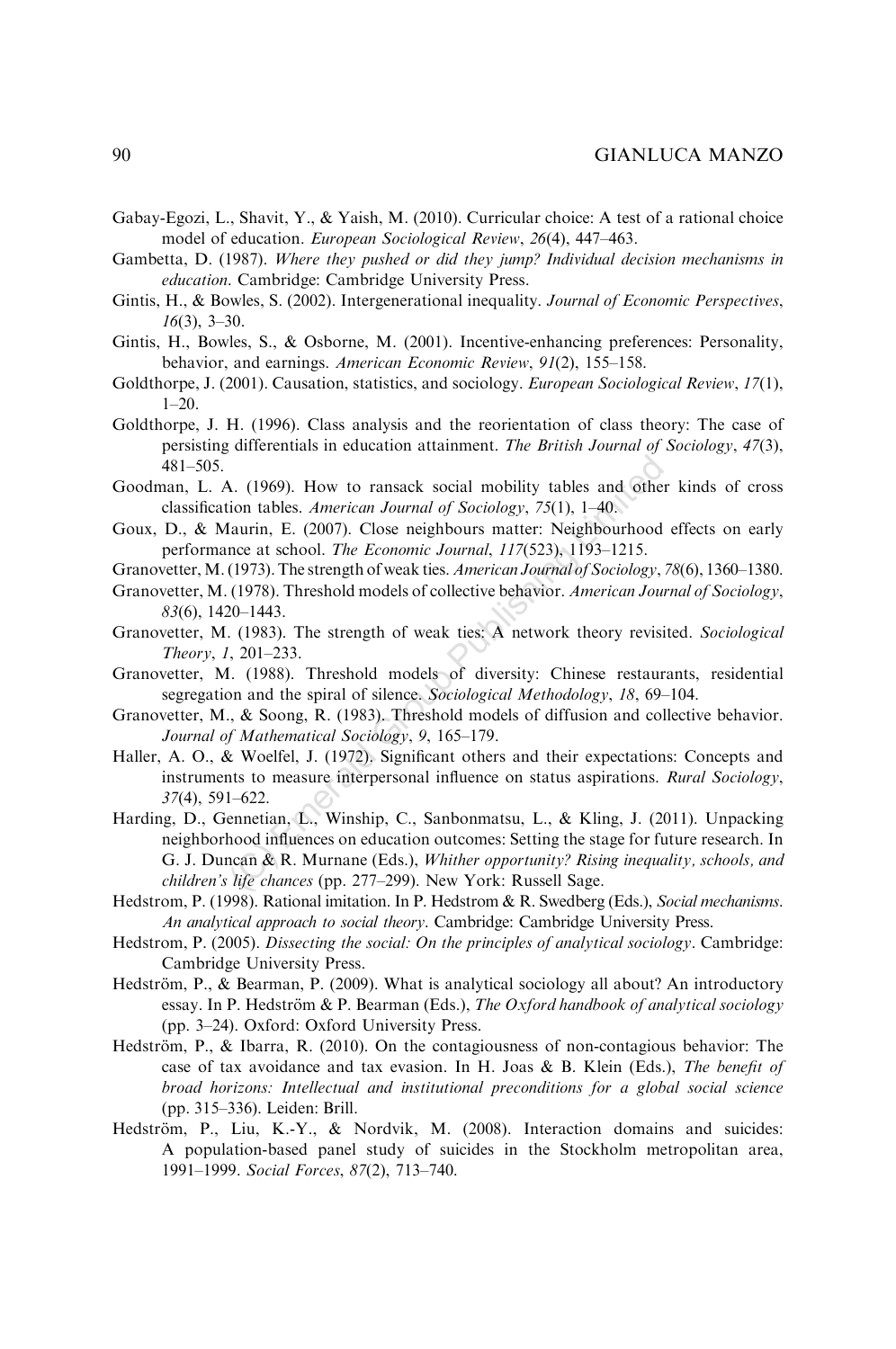Gabay-Egozi, L., Shavit, Y., & Yaish, M. (2010). Curricular choice: A test of a rational choice model of education. *European Sociological Review*, *26*(4), 447–463.

Gambetta, D. (1987). *Where they pushed or did they jump? Individual decision mechanisms in education*. Cambridge: Cambridge University Press.

Gintis, H., & Bowles, S. (2002). Intergenerational inequality. *Journal of Economic Perspectives*, *16*(3), 3–30.

Gintis, H., Bowles, S., & Osborne, M. (2001). Incentive-enhancing preferences: Personality, behavior, and earnings. *American Economic Review*, *91*(2), 155–158.

Goldthorpe, J. (2001). Causation, statistics, and sociology. *European Sociological Review*, *17*(1), 1–20.

Goldthorpe, J. H. (1996). Class analysis and the reorientation of class theory: The case of persisting differentials in education attainment. *The British Journal of Sociology*, *47*(3), 481–505.

Goodman, L. A. (1969). How to ransack social mobility tables and other kinds of cross classification tables. *American Journal of Sociology*, *75*(1), 1–40.

Goux, D., & Maurin, E. (2007). Close neighbours matter: Neighbourhood effects on early performance at school. *The Economic Journal*, *117*(523), 1193–1215.

Granovetter, M. (1973). The strength of weak ties. *American Journal of Sociology*, *78*(6), 1360–1380.

Granovetter, M. (1978). Threshold models of collective behavior. *American Journal of Sociology*, *83*(6), 1420–1443.

Granovetter, M. (1983). The strength of weak ties: A network theory revisited. *Sociological Theory*, *1*, 201–233.

Granovetter, M. (1988). Threshold models of diversity: Chinese restaurants, residential segregation and the spiral of silence. *Sociological Methodology*, *18*, 69–104.

Granovetter, M., & Soong, R. (1983). Threshold models of diffusion and collective behavior. *Journal of Mathematical Sociology*, *9*, 165–179.

Haller, A. O., & Woelfel, J. (1972). Significant others and their expectations: Concepts and instruments to measure interpersonal influence on status aspirations. *Rural Sociology*, *37*(4), 591–622.

Harding, D., Gennetian, L., Winship, C., Sanbonmatsu, L., & Kling, J. (2011). Unpacking neighborhood influences on education outcomes: Setting the stage for future research. In G. J. Duncan & R. Murnane (Eds.), *Whither opportunity? Rising inequality, schools, and children's life chances* (pp. 277–299). New York: Russell Sage.

Hedstrom, P. (1998). Rational imitation. In P. Hedstrom & R. Swedberg (Eds.), *Social mechanisms. An analytical approach to social theory*. Cambridge: Cambridge University Press.

Hedstrom, P. (2005). *Dissecting the social: On the principles of analytical sociology*. Cambridge: Cambridge University Press.

Hedström, P., & Bearman, P. (2009). What is analytical sociology all about? An introductory essay. In P. Hedström & P. Bearman (Eds.), *The Oxford handbook of analytical sociology* (pp. 3–24). Oxford: Oxford University Press.

Hedström, P., & Ibarra, R. (2010). On the contagiousness of non-contagious behavior: The case of tax avoidance and tax evasion. In H. Joas & B. Klein (Eds.), *The benefit of broad horizons: Intellectual and institutional preconditions for a global social science* (pp. 315–336). Leiden: Brill.

Hedström, P., Liu, K.-Y., & Nordvik, M. (2008). Interaction domains and suicides: A population-based panel study of suicides in the Stockholm metropolitan area, 1991–1999. *Social Forces*, *87*(2), 713–740.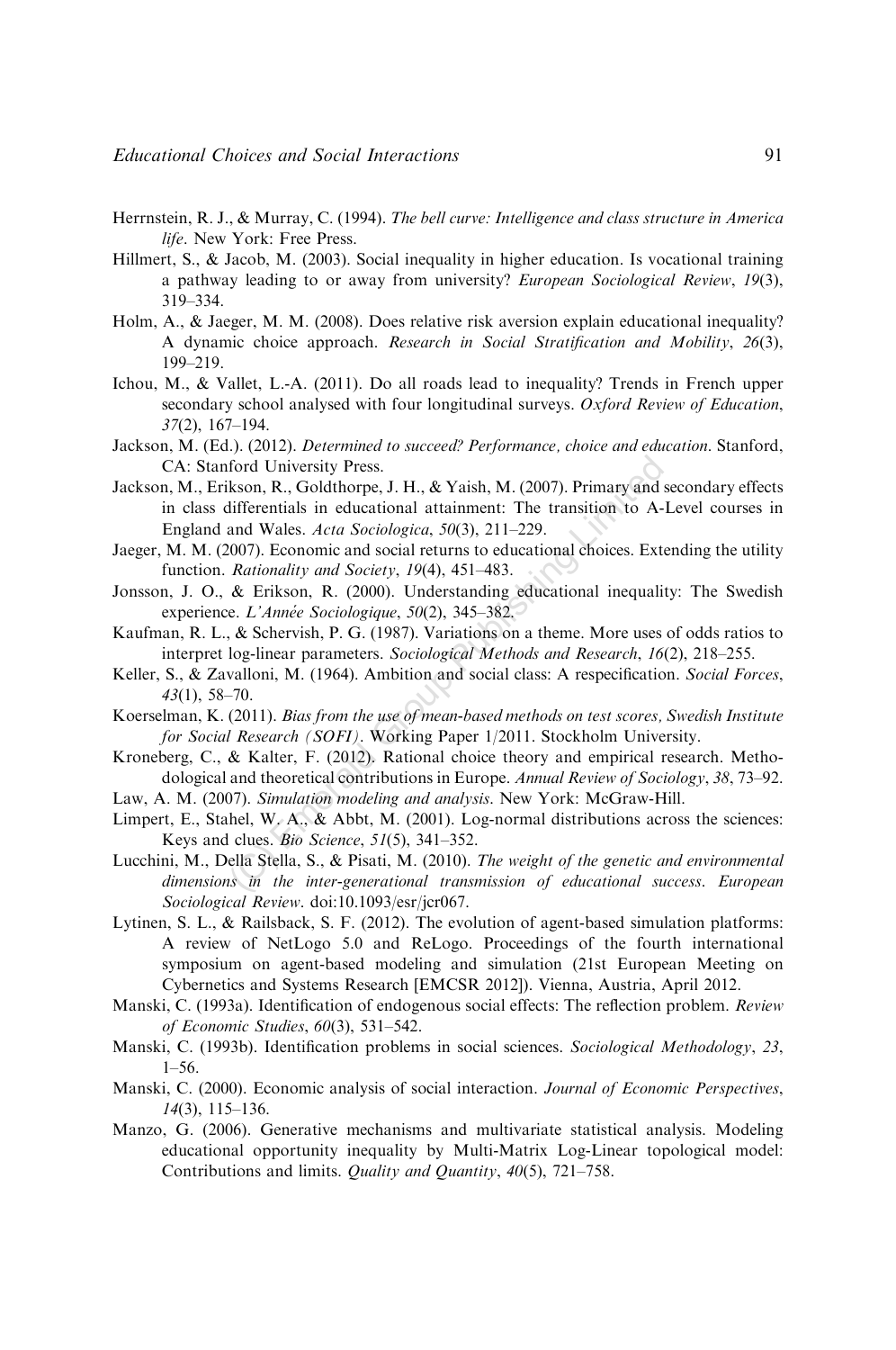Herrnstein, R. J., & Murray, C. (1994). *The bell curve: Intelligence and class structure in America life*. New York: Free Press.

Hillmert, S., & Jacob, M. (2003). Social inequality in higher education. Is vocational training a pathway leading to or away from university? *European Sociological Review*, *19*(3), 319–334.

Holm, A., & Jaeger, M. M. (2008). Does relative risk aversion explain educational inequality? A dynamic choice approach. *Research in Social Stratification and Mobility*, *26*(3), 199–219.

Ichou, M., & Vallet, L.-A. (2011). Do all roads lead to inequality? Trends in French upper secondary school analysed with four longitudinal surveys. *Oxford Review of Education*, *37*(2), 167–194.

Jackson, M. (Ed.). (2012). *Determined to succeed? Performance, choice and education*. Stanford, CA: Stanford University Press.

Jackson, M., Erikson, R., Goldthorpe, J. H., & Yaish, M. (2007). Primary and secondary effects in class differentials in educational attainment: The transition to A-Level courses in England and Wales. *Acta Sociologica*, *50*(3), 211–229.

Jaeger, M. M. (2007). Economic and social returns to educational choices. Extending the utility function. *Rationality and Society*, *19*(4), 451–483.

Jonsson, J. O., & Erikson, R. (2000). Understanding educational inequality: The Swedish experience. *L'Année Sociologique*, *50*(2), 345–382.

Kaufman, R. L., & Schervish, P. G. (1987). Variations on a theme. More uses of odds ratios to interpret log-linear parameters. *Sociological Methods and Research*, *16*(2), 218–255.

Keller, S., & Zavalloni, M. (1964). Ambition and social class: A respecification. *Social Forces*, *43*(1), 58–70.

Koerselman, K. (2011). *Bias from the use of mean-based methods on test scores, Swedish Institute for Social Research (SOFI)*. Working Paper 1/2011. Stockholm University.

Kroneberg, C., & Kalter, F. (2012). Rational choice theory and empirical research. Methodological and theoretical contributions in Europe. *Annual Review of Sociology*, *38*, 73–92.

Law, A. M. (2007). *Simulation modeling and analysis*. New York: McGraw-Hill.

Limpert, E., Stahel, W. A., & Abbt, M. (2001). Log-normal distributions across the sciences: Keys and clues. *Bio Science*, *51*(5), 341–352.

Lucchini, M., Della Stella, S., & Pisati, M. (2010). *The weight of the genetic and environmental dimensions in the inter-generational transmission of educational success*. *European Sociological Review*. doi:10.1093/esr/jcr067.

Lytinen, S. L., & Railsback, S. F. (2012). The evolution of agent-based simulation platforms: A review of NetLogo 5.0 and ReLogo. Proceedings of the fourth international symposium on agent-based modeling and simulation (21st European Meeting on Cybernetics and Systems Research [EMCSR 2012]). Vienna, Austria, April 2012.

Manski, C. (1993a). Identification of endogenous social effects: The reflection problem. *Review of Economic Studies*, *60*(3), 531–542.

Manski, C. (1993b). Identification problems in social sciences. *Sociological Methodology*, *23*, 1–56.

Manski, C. (2000). Economic analysis of social interaction. *Journal of Economic Perspectives*, *14*(3), 115–136.

Manzo, G. (2006). Generative mechanisms and multivariate statistical analysis. Modeling educational opportunity inequality by Multi-Matrix Log-Linear topological model: Contributions and limits. *Quality and Quantity*, *40*(5), 721–758.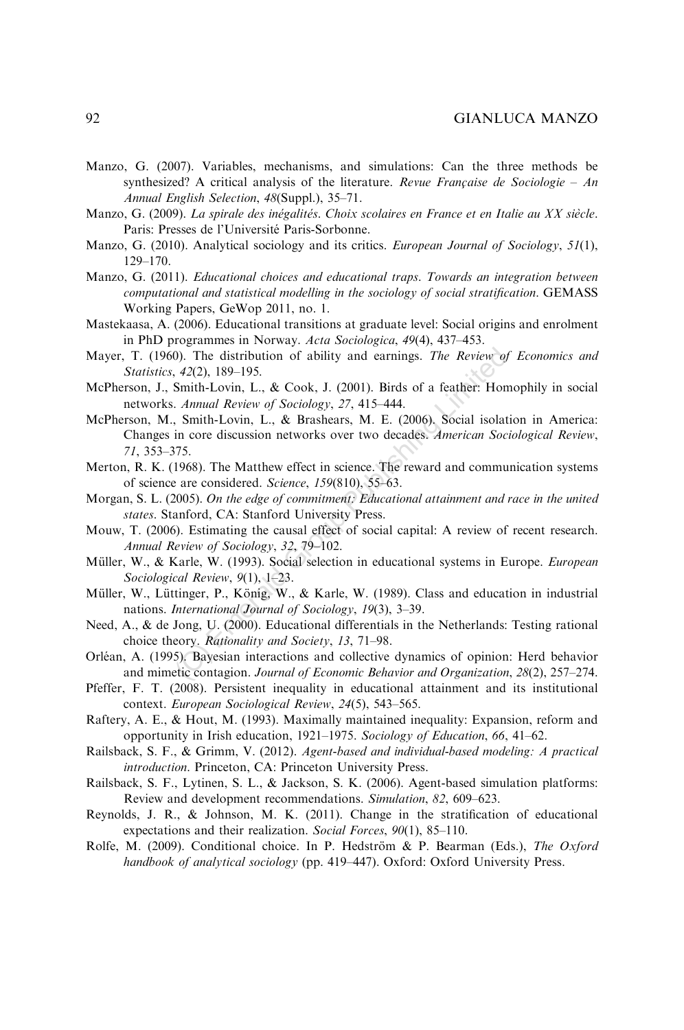Manzo, G. (2007). Variables, mechanisms, and simulations: Can the three methods be synthesized? A critical analysis of the literature. *Revue Française de Sociologie – An Annual English Selection*, *48*(Suppl.), 35–71.

Manzo, G. (2009). *La spirale des inégalités. Choix scolaires en France et en Italie au XX siècle*. Paris: Presses de l'Université Paris-Sorbonne.

Manzo, G. (2010). Analytical sociology and its critics. *European Journal of Sociology*, *51*(1), 129–170.

Manzo, G. (2011). *Educational choices and educational traps. Towards an integration between computational and statistical modelling in the sociology of social stratification*. GEMASS Working Papers, GeWop 2011, no. 1.

Mastekaasa, A. (2006). Educational transitions at graduate level: Social origins and enrolment in PhD programmes in Norway. *Acta Sociologica*, *49*(4), 437–453.

Mayer, T. (1960). The distribution of ability and earnings. *The Review of Economics and Statistics*, *42*(2), 189–195.

McPherson, J., Smith-Lovin, L., & Cook, J. (2001). Birds of a feather: Homophily in social networks. *Annual Review of Sociology*, *27*, 415–444.

McPherson, M., Smith-Lovin, L., & Brashears, M. E. (2006). Social isolation in America: Changes in core discussion networks over two decades. *American Sociological Review*, *71*, 353–375.

Merton, R. K. (1968). The Matthew effect in science. The reward and communication systems of science are considered. *Science*, *159*(810), 55–63.

Morgan, S. L. (2005). *On the edge of commitment: Educational attainment and race in the united states*. Stanford, CA: Stanford University Press.

Mouw, T. (2006). Estimating the causal effect of social capital: A review of recent research. *Annual Review of Sociology*, *32*, 79–102.

Müller, W., & Karle, W. (1993). Social selection in educational systems in Europe. *European Sociological Review*, *9*(1), 1–23.

Müller, W., Lüttinger, P., König, W., & Karle, W. (1989). Class and education in industrial nations. *International Journal of Sociology*, *19*(3), 3–39.

Need, A., & de Jong, U. (2000). Educational differentials in the Netherlands: Testing rational choice theory. *Rationality and Society*, *13*, 71–98.

Orléan, A. (1995). Bayesian interactions and collective dynamics of opinion: Herd behavior and mimetic contagion. *Journal of Economic Behavior and Organization*, *28*(2), 257–274.

Pfeffer, F. T. (2008). Persistent inequality in educational attainment and its institutional context. *European Sociological Review*, *24*(5), 543–565.

Raftery, A. E., & Hout, M. (1993). Maximally maintained inequality: Expansion, reform and opportunity in Irish education, 1921–1975. *Sociology of Education*, *66*, 41–62.

Railsback, S. F., & Grimm, V. (2012). *Agent-based and individual-based modeling: A practical introduction*. Princeton, CA: Princeton University Press.

Railsback, S. F., Lytinen, S. L., & Jackson, S. K. (2006). Agent-based simulation platforms: Review and development recommendations. *Simulation*, *82*, 609–623.

Reynolds, J. R., & Johnson, M. K. (2011). Change in the stratification of educational expectations and their realization. *Social Forces*, *90*(1), 85–110.

Rolfe, M. (2009). Conditional choice. In P. Hedström & P. Bearman (Eds.), *The Oxford handbook of analytical sociology* (pp. 419–447). Oxford: Oxford University Press.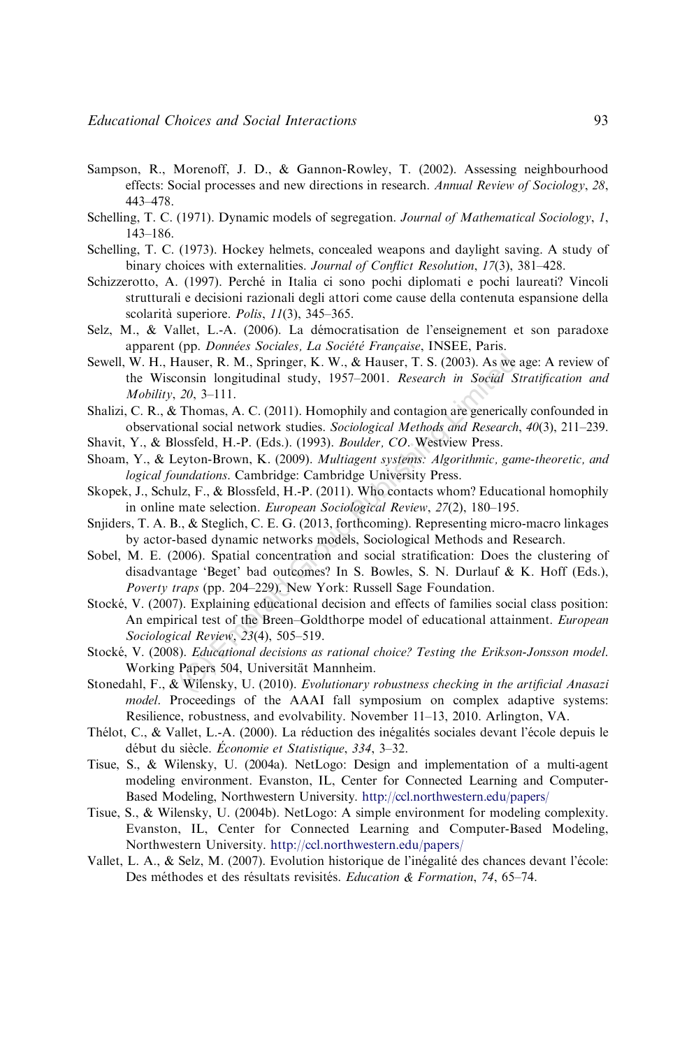Sampson, R., Morenoff, J. D., & Gannon-Rowley, T. (2002). Assessing neighbourhood effects: Social processes and new directions in research. *Annual Review of Sociology*, *28*, 443–478.

Schelling, T. C. (1971). Dynamic models of segregation. *Journal of Mathematical Sociology*, *1*, 143–186.

Schelling, T. C. (1973). Hockey helmets, concealed weapons and daylight saving. A study of binary choices with externalities. *Journal of Conflict Resolution*, *17*(3), 381–428.

Schizzerotto, A. (1997). Perché in Italia ci sono pochi diplomati e pochi laureati? Vincoli strutturali e decisioni razionali degli attori come cause della contenuta espansione della scolarità superiore. *Polis*, *11*(3), 345–365.

Selz, M., & Vallet, L.-A. (2006). La démocratisation de l'enseignement et son paradoxe apparent (pp. *Données Sociales, La Société Française*, INSEE, Paris.

Sewell, W. H., Hauser, R. M., Springer, K. W., & Hauser, T. S. (2003). As we age: A review of the Wisconsin longitudinal study, 1957–2001. *Research in Social Stratification and Mobility*, *20*, 3–111.

Shalizi, C. R., & Thomas, A. C. (2011). Homophily and contagion are generically confounded in observational social network studies. *Sociological Methods and Research*, *40*(3), 211–239.

Shavit, Y., & Blossfeld, H.-P. (Eds.). (1993). *Boulder, CO*. Westview Press.

Shoam, Y., & Leyton-Brown, K. (2009). *Multiagent systems: Algorithmic, game-theoretic, and logical foundations*. Cambridge: Cambridge University Press.

Skopek, J., Schulz, F., & Blossfeld, H.-P. (2011). Who contacts whom? Educational homophily in online mate selection. *European Sociological Review*, *27*(2), 180–195.

Snjiders, T. A. B., & Steglich, C. E. G. (2013, forthcoming). Representing micro-macro linkages by actor-based dynamic networks models, Sociological Methods and Research.

Sobel, M. E. (2006). Spatial concentration and social stratification: Does the clustering of disadvantage 'Beget' bad outcomes? In S. Bowles, S. N. Durlauf & K. Hoff (Eds.), *Poverty traps* (pp. 204–229). New York: Russell Sage Foundation.

Stocké, V. (2007). Explaining educational decision and effects of families social class position: An empirical test of the Breen–Goldthorpe model of educational attainment. *European Sociological Review*, *23*(4), 505–519.

Stocké, V. (2008). *Educational decisions as rational choice? Testing the Erikson-Jonsson model*. Working Papers 504, Universität Mannheim.

Stonedahl, F., & Wilensky, U. (2010). *Evolutionary robustness checking in the artificial Anasazi model*. Proceedings of the AAAI fall symposium on complex adaptive systems: Resilience, robustness, and evolvability. November 11–13, 2010. Arlington, VA.

Thélot, C., & Vallet, L.-A. (2000). La réduction des inégalités sociales devant l'école depuis le début du siècle. *Économie et Statistique*, *334*, 3–32.

Tisue, S., & Wilensky, U. (2004a). NetLogo: Design and implementation of a multi-agent modeling environment. Evanston, IL, Center for Connected Learning and Computer-Based Modeling, Northwestern University. http://ccl.northwestern.edu/papers/

Tisue, S., & Wilensky, U. (2004b). NetLogo: A simple environment for modeling complexity. Evanston, IL, Center for Connected Learning and Computer-Based Modeling, Northwestern University. http://ccl.northwestern.edu/papers/

Vallet, L. A., & Selz, M. (2007). Evolution historique de l'inégalité des chances devant l'école: Des méthodes et des résultats revisités. *Education & Formation*, *74*, 65–74.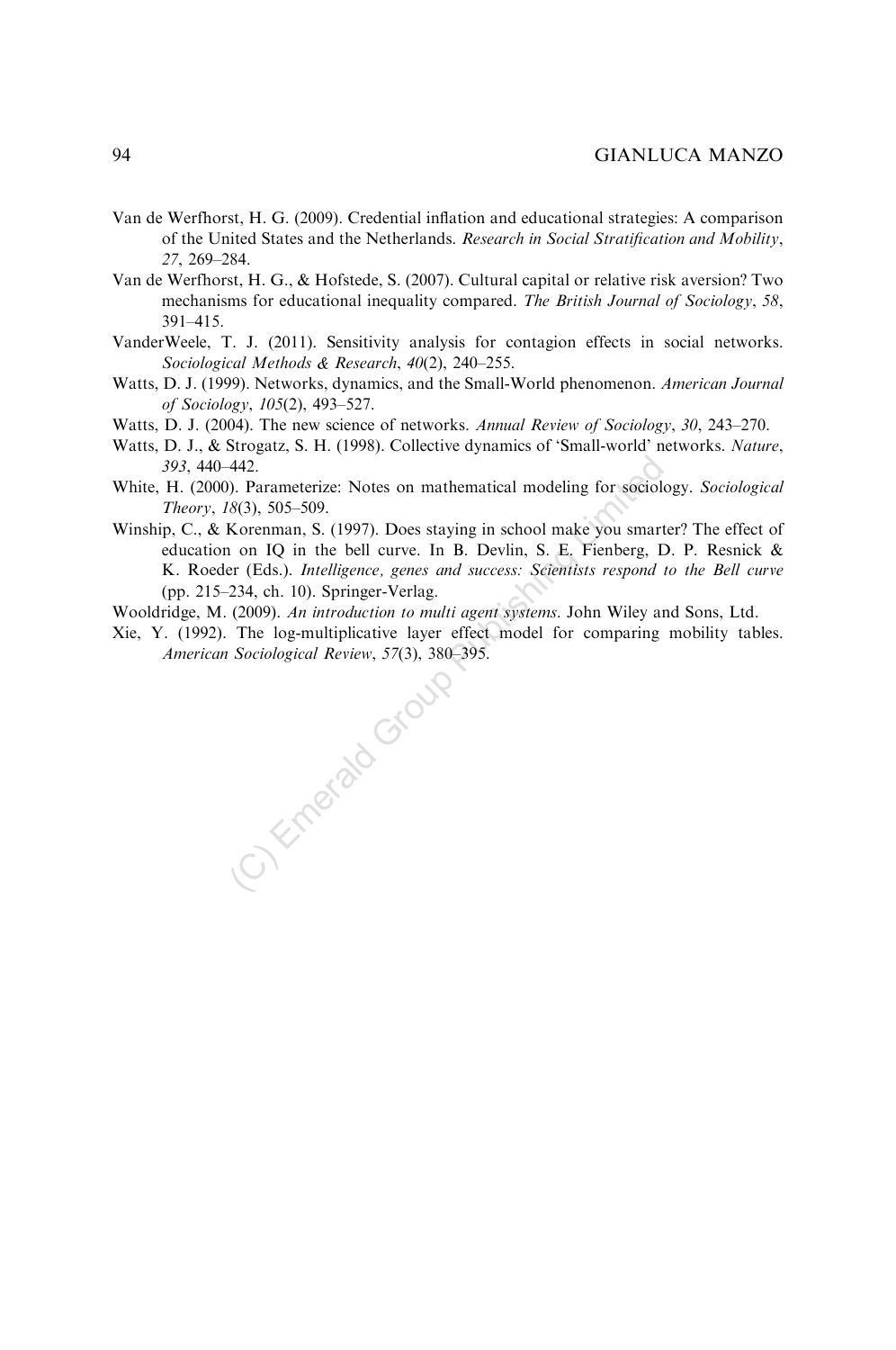Van de Werfhorst, H. G. (2009). Credential inflation and educational strategies: A comparison of the United States and the Netherlands. *Research in Social Stratification and Mobility*, *27*, 269–284.

Van de Werfhorst, H. G., & Hofstede, S. (2007). Cultural capital or relative risk aversion? Two mechanisms for educational inequality compared. *The British Journal of Sociology*, *58*, 391–415.

VanderWeele, T. J. (2011). Sensitivity analysis for contagion effects in social networks. *Sociological Methods & Research*, *40*(2), 240–255.

Watts, D. J. (1999). Networks, dynamics, and the Small-World phenomenon. *American Journal of Sociology*, *105*(2), 493–527.

Watts, D. J. (2004). The new science of networks. *Annual Review of Sociology*, *30*, 243–270.

Watts, D. J., & Strogatz, S. H. (1998). Collective dynamics of 'Small-world' networks. *Nature*, *393*, 440–442.

White, H. (2000). Parameterize: Notes on mathematical modeling for sociology. *Sociological Theory*, *18*(3), 505–509.

Winship, C., & Korenman, S. (1997). Does staying in school make you smarter? The effect of education on IQ in the bell curve. In B. Devlin, S. E. Fienberg, D. P. Resnick & K. Roeder (Eds.). *Intelligence, genes and success: Scientists respond to the Bell curve* (pp. 215–234, ch. 10). Springer-Verlag.

Wooldridge, M. (2009). *An introduction to multi agent systems*. John Wiley and Sons, Ltd.

Xie, Y. (1992). The log-multiplicative layer effect model for comparing mobility tables. *American Sociological Review*, *57*(3), 380–395.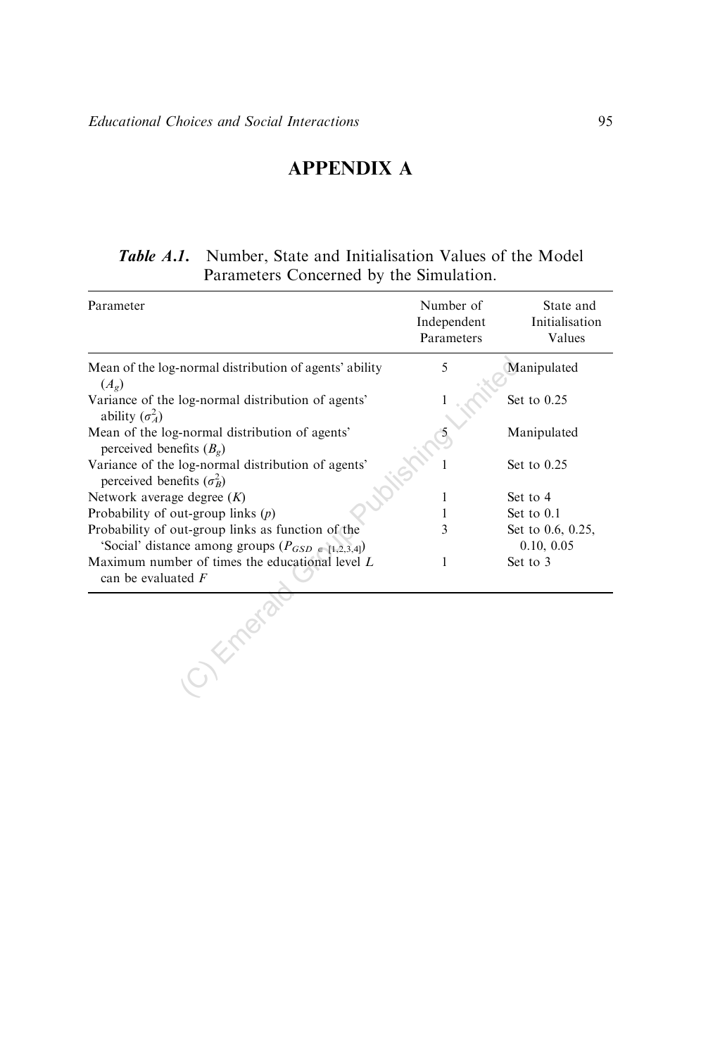# APPENDIX A

***Table A.1.*** Number, State and Initialisation Values of the Model Parameters Concerned by the Simulation.

| Parameter | Number of Independent Parameters | State and Initialisation Values |
|---|---|---|
| Mean of the log-normal distribution of agents' ability ($A_g$) | 5 | Manipulated |
| Variance of the log-normal distribution of agents' ability ($\sigma_A^2$) | 1 | Set to 0.25 |
| Mean of the log-normal distribution of agents' perceived benefits ($B_g$) | 5 | Manipulated |
| Variance of the log-normal distribution of agents' perceived benefits ($\sigma_B^2$) | 1 | Set to 0.25 |
| Network average degree ($K$) | 1 | Set to 4 |
| Probability of out-group links ($p$) | 1 | Set to 0.1 |
| Probability of out-group links as function of the 'Social' distance among groups ($P_{GSD \in [1,2,3,4]}$) | 3 | Set to 0.6, 0.25, 0.10, 0.05 |
| Maximum number of times the educational level $L$ can be evaluated $F$ | 1 | Set to 3 |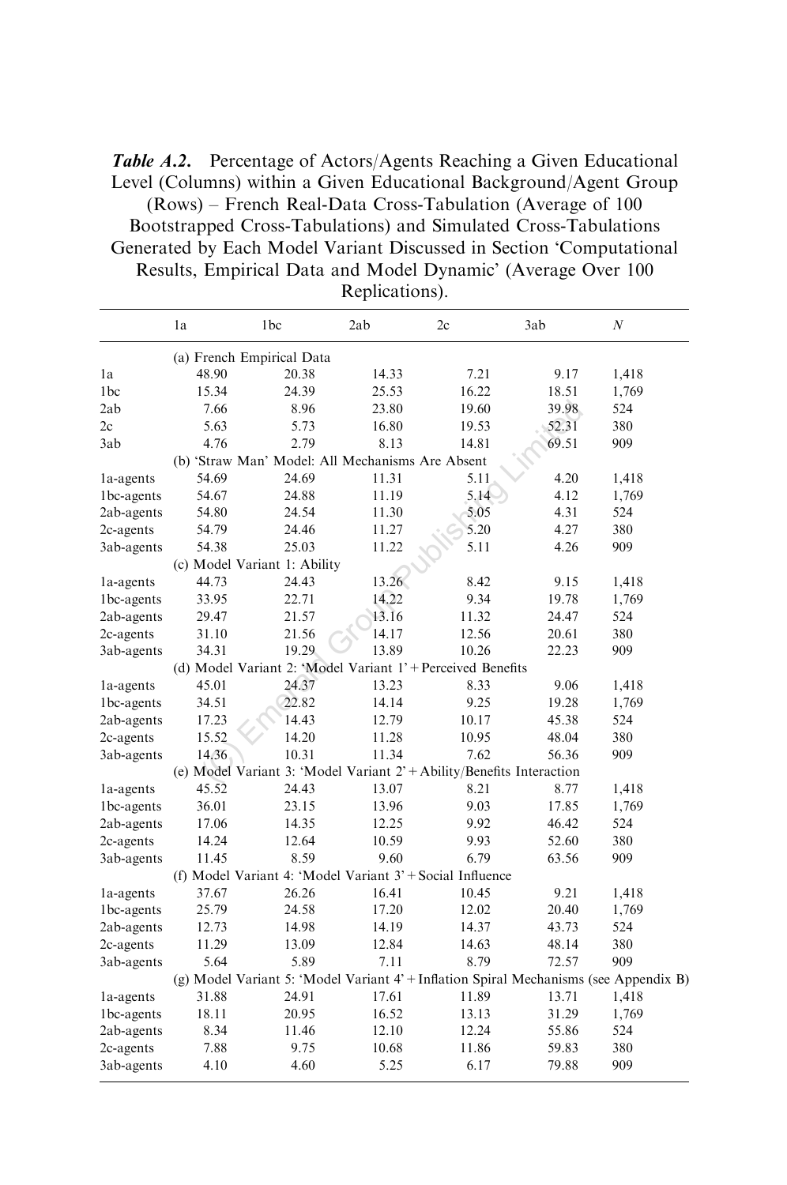***Table A.2.*** Percentage of Actors/Agents Reaching a Given Educational Level (Columns) within a Given Educational Background/Agent Group (Rows) – French Real-Data Cross-Tabulation (Average of 100 Bootstrapped Cross-Tabulations) and Simulated Cross-Tabulations Generated by Each Model Variant Discussed in Section 'Computational Results, Empirical Data and Model Dynamic' (Average Over 100 Replications).

| | 1a | 1bc | 2ab | 2c | 3ab | *N* |
|---|---|---|---|---|---|---|
| | (a) French Empirical Data | | | | | |
| 1a | 48.90 | 20.38 | 14.33 | 7.21 | 9.17 | 1,418 |
| 1bc | 15.34 | 24.39 | 25.53 | 16.22 | 18.51 | 1,769 |
| 2ab | 7.66 | 8.96 | 23.80 | 19.60 | 39.98 | 524 |
| 2c | 5.63 | 5.73 | 16.80 | 19.53 | 52.31 | 380 |
| 3ab | 4.76 | 2.79 | 8.13 | 14.81 | 69.51 | 909 |
| | (b) 'Straw Man' Model: All Mechanisms Are Absent | | | | | |
| 1a-agents | 54.69 | 24.69 | 11.31 | 5.11 | 4.20 | 1,418 |
| 1bc-agents | 54.67 | 24.88 | 11.19 | 5.14 | 4.12 | 1,769 |
| 2ab-agents | 54.80 | 24.54 | 11.30 | 5.05 | 4.31 | 524 |
| 2c-agents | 54.79 | 24.46 | 11.27 | 5.20 | 4.27 | 380 |
| 3ab-agents | 54.38 | 25.03 | 11.22 | 5.11 | 4.26 | 909 |
| | (c) Model Variant 1: Ability | | | | | |
| 1a-agents | 44.73 | 24.43 | 13.26 | 8.42 | 9.15 | 1,418 |
| 1bc-agents | 33.95 | 22.71 | 14.22 | 9.34 | 19.78 | 1,769 |
| 2ab-agents | 29.47 | 21.57 | 13.16 | 11.32 | 24.47 | 524 |
| 2c-agents | 31.10 | 21.56 | 14.17 | 12.56 | 20.61 | 380 |
| 3ab-agents | 34.31 | 19.29 | 13.89 | 10.26 | 22.23 | 909 |
| | (d) Model Variant 2: 'Model Variant 1' + Perceived Benefits | | | | | |
| 1a-agents | 45.01 | 24.37 | 13.23 | 8.33 | 9.06 | 1,418 |
| 1bc-agents | 34.51 | 22.82 | 14.14 | 9.25 | 19.28 | 1,769 |
| 2ab-agents | 17.23 | 14.43 | 12.79 | 10.17 | 45.38 | 524 |
| 2c-agents | 15.52 | 14.20 | 11.28 | 10.95 | 48.04 | 380 |
| 3ab-agents | 14.36 | 10.31 | 11.34 | 7.62 | 56.36 | 909 |
| | (e) Model Variant 3: 'Model Variant 2' + Ability/Benefits Interaction | | | | | |
| 1a-agents | 45.52 | 24.43 | 13.07 | 8.21 | 8.77 | 1,418 |
| 1bc-agents | 36.01 | 23.15 | 13.96 | 9.03 | 17.85 | 1,769 |
| 2ab-agents | 17.06 | 14.35 | 12.25 | 9.92 | 46.42 | 524 |
| 2c-agents | 14.24 | 12.64 | 10.59 | 9.93 | 52.60 | 380 |
| 3ab-agents | 11.45 | 8.59 | 9.60 | 6.79 | 63.56 | 909 |
| | (f) Model Variant 4: 'Model Variant 3' + Social Influence | | | | | |
| 1a-agents | 37.67 | 26.26 | 16.41 | 10.45 | 9.21 | 1,418 |
| 1bc-agents | 25.79 | 24.58 | 17.20 | 12.02 | 20.40 | 1,769 |
| 2ab-agents | 12.73 | 14.98 | 14.19 | 14.37 | 43.73 | 524 |
| 2c-agents | 11.29 | 13.09 | 12.84 | 14.63 | 48.14 | 380 |
| 3ab-agents | 5.64 | 5.89 | 7.11 | 8.79 | 72.57 | 909 |
| | (g) Model Variant 5: 'Model Variant 4' + Inflation Spiral Mechanisms (see Appendix B) | | | | | |
| 1a-agents | 31.88 | 24.91 | 17.61 | 11.89 | 13.71 | 1,418 |
| 1bc-agents | 18.11 | 20.95 | 16.52 | 13.13 | 31.29 | 1,769 |
| 2ab-agents | 8.34 | 11.46 | 12.10 | 12.24 | 55.86 | 524 |
| 2c-agents | 7.88 | 9.75 | 10.68 | 11.86 | 59.83 | 380 |
| 3ab-agents | 4.10 | 4.60 | 5.25 | 6.17 | 79.88 | 909 |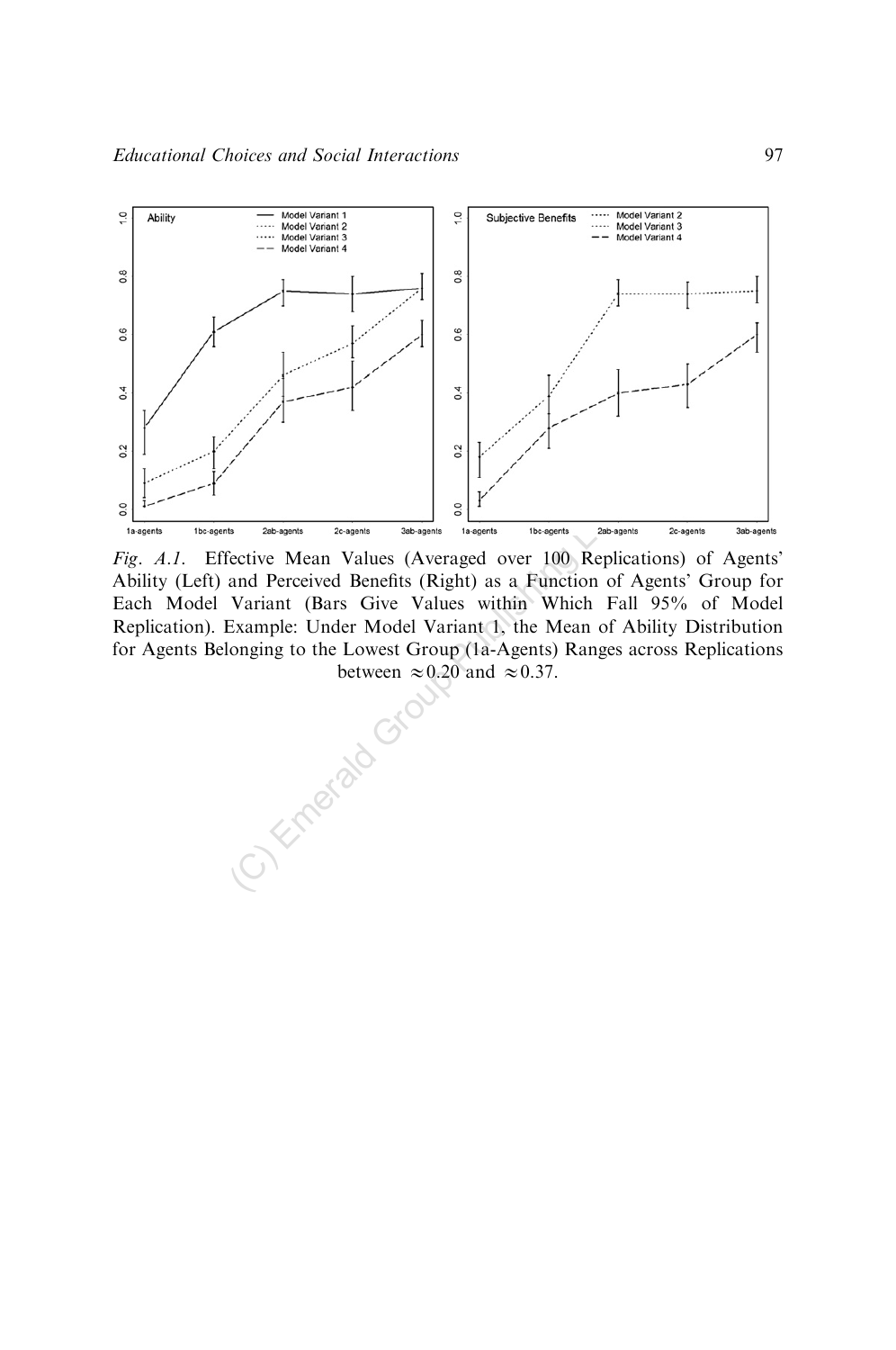*Fig. A.1.* Effective Mean Values (Averaged over 100 Replications) of Agents' Ability (Left) and Perceived Benefits (Right) as a Function of Agents' Group for Each Model Variant (Bars Give Values within Which Fall 95% of Model Replication). Example: Under Model Variant 1, the Mean of Ability Distribution for Agents Belonging to the Lowest Group (1a-Agents) Ranges across Replications between $\approx 0.20$ and $\approx 0.37$.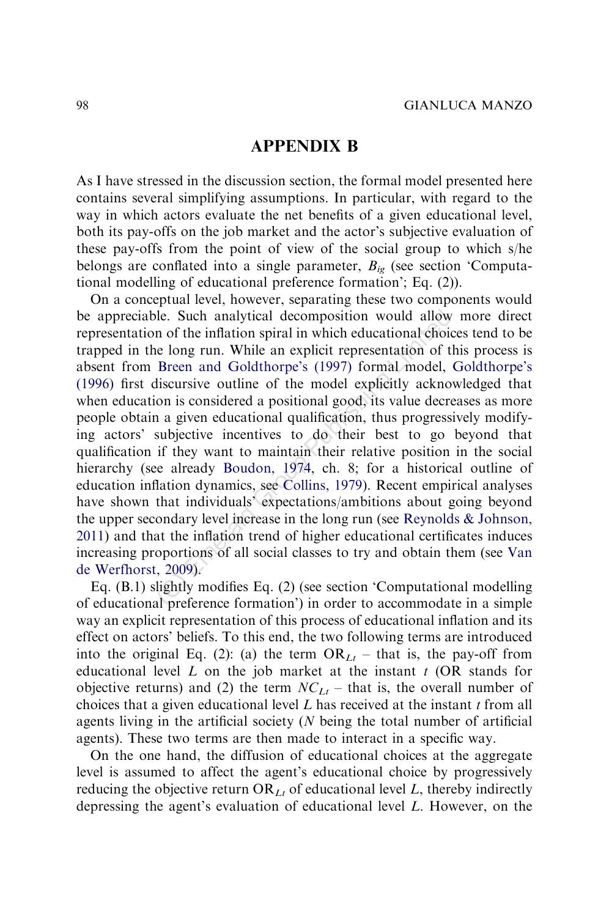## APPENDIX B

As I have stressed in the discussion section, the formal model presented here contains several simplifying assumptions. In particular, with regard to the way in which actors evaluate the net benefits of a given educational level, both its pay-offs on the job market and the actor's subjective evaluation of these pay-offs from the point of view of the social group to which s/he belongs are conflated into a single parameter, $B_{ig}$ (see section 'Computational modelling of educational preference formation'; Eq. (2)).

On a conceptual level, however, separating these two components would be appreciable. Such analytical decomposition would allow more direct representation of the inflation spiral in which educational choices tend to be trapped in the long run. While an explicit representation of this process is absent from Breen and Goldthorpe's (1997) formal model, Goldthorpe's (1996) first discursive outline of the model explicitly acknowledged that when education is considered a positional good, its value decreases as more people obtain a given educational qualification, thus progressively modifying actors' subjective incentives to do their best to go beyond that qualification if they want to maintain their relative position in the social hierarchy (see already Boudon, 1974, ch. 8; for a historical outline of education inflation dynamics, see Collins, 1979). Recent empirical analyses have shown that individuals' expectations/ambitions about going beyond the upper secondary level increase in the long run (see Reynolds & Johnson, 2011) and that the inflation trend of higher educational certificates induces increasing proportions of all social classes to try and obtain them (see Van de Werfhorst, 2009).

Eq. (B.1) slightly modifies Eq. (2) (see section 'Computational modelling of educational preference formation') in order to accommodate in a simple way an explicit representation of this process of educational inflation and its effect on actors' beliefs. To this end, the two following terms are introduced into the original Eq. (2): (a) the term $\mathrm{OR}_{Lt}$ – that is, the pay-off from educational level $L$ on the job market at the instant $t$ (OR stands for objective returns) and (2) the term $NC_{Lt}$ – that is, the overall number of choices that a given educational level $L$ has received at the instant $t$ from all agents living in the artificial society ($N$ being the total number of artificial agents). These two terms are then made to interact in a specific way.

On the one hand, the diffusion of educational choices at the aggregate level is assumed to affect the agent's educational choice by progressively reducing the objective return $\mathrm{OR}_{Lt}$ of educational level $L$, thereby indirectly depressing the agent's evaluation of educational level $L$. However, on the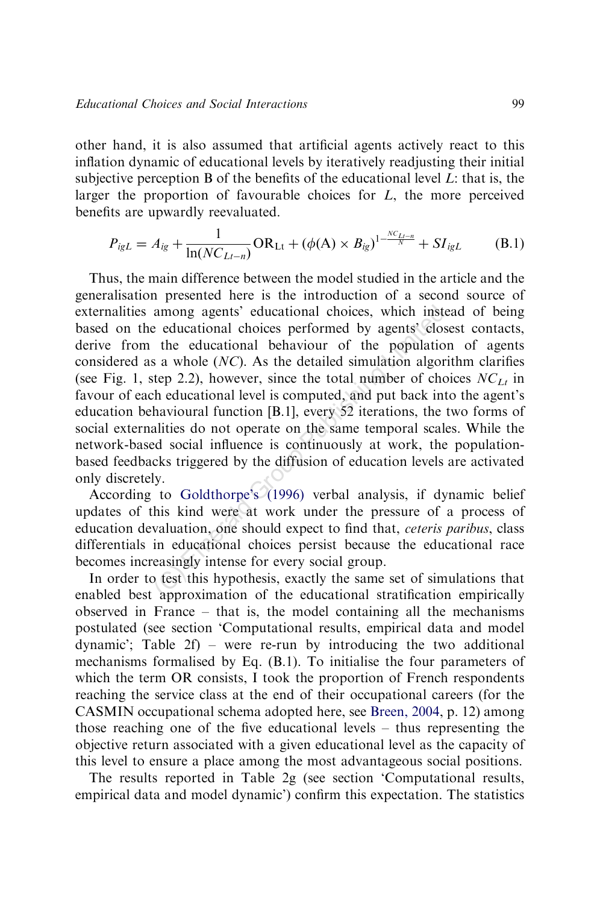other hand, it is also assumed that artificial agents actively react to this inflation dynamic of educational levels by iteratively readjusting their initial subjective perception B of the benefits of the educational level $L$: that is, the larger the proportion of favourable choices for $L$, the more perceived benefits are upwardly reevaluated.

$$P_{igL} = A_{ig} + \frac{1}{\ln(NC_{Lt-n})} \mathrm{OR}_{\mathrm{Lt}} + (\phi(\mathrm{A}) \times B_{ig})^{1-\frac{NC_{Lt-n}}{N}} + SI_{igL} \qquad \text{(B.1)}$$

Thus, the main difference between the model studied in the article and the generalisation presented here is the introduction of a second source of externalities among agents' educational choices, which instead of being based on the educational choices performed by agents' closest contacts, derive from the educational behaviour of the population of agents considered as a whole ($NC$). As the detailed simulation algorithm clarifies (see Fig. 1, step 2.2), however, since the total number of choices $NC_{Lt}$ in favour of each educational level is computed, and put back into the agent's education behavioural function [B.1], every 52 iterations, the two forms of social externalities do not operate on the same temporal scales. While the network-based social influence is continuously at work, the population-based feedbacks triggered by the diffusion of education levels are activated only discretely.

According to Goldthorpe's (1996) verbal analysis, if dynamic belief updates of this kind were at work under the pressure of a process of education devaluation, one should expect to find that, *ceteris paribus*, class differentials in educational choices persist because the educational race becomes increasingly intense for every social group.

In order to test this hypothesis, exactly the same set of simulations that enabled best approximation of the educational stratification empirically observed in France – that is, the model containing all the mechanisms postulated (see section 'Computational results, empirical data and model dynamic'; Table 2f) – were re-run by introducing the two additional mechanisms formalised by Eq. (B.1). To initialise the four parameters of which the term OR consists, I took the proportion of French respondents reaching the service class at the end of their occupational careers (for the CASMIN occupational schema adopted here, see Breen, 2004, p. 12) among those reaching one of the five educational levels – thus representing the objective return associated with a given educational level as the capacity of this level to ensure a place among the most advantageous social positions.

The results reported in Table 2g (see section 'Computational results, empirical data and model dynamic') confirm this expectation. The statistics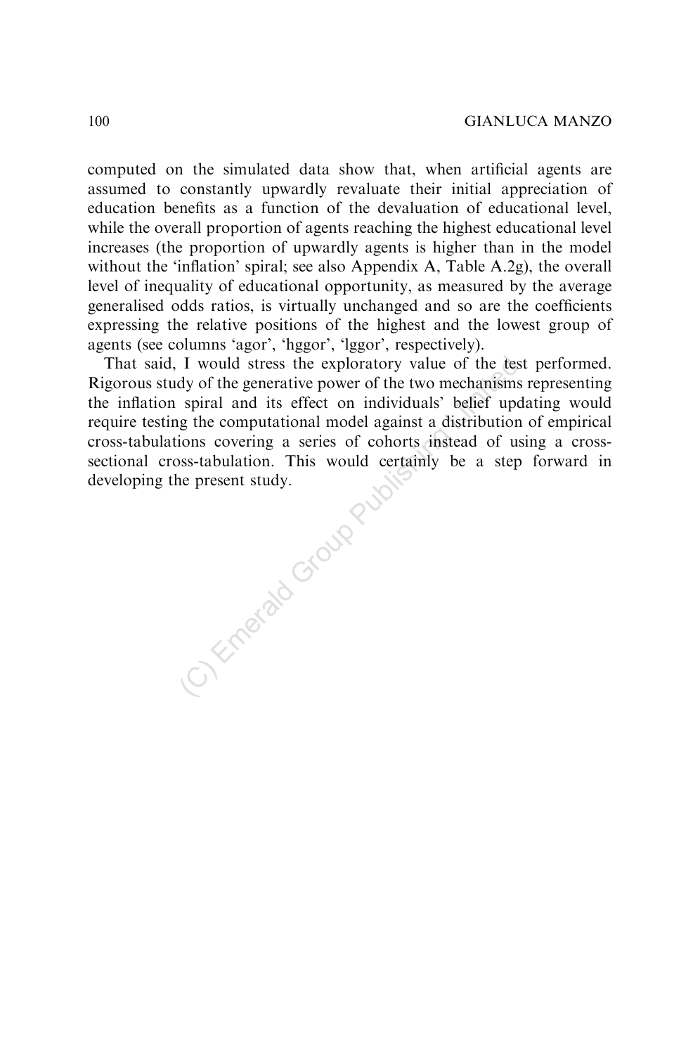computed on the simulated data show that, when artificial agents are assumed to constantly upwardly revaluate their initial appreciation of education benefits as a function of the devaluation of educational level, while the overall proportion of agents reaching the highest educational level increases (the proportion of upwardly agents is higher than in the model without the 'inflation' spiral; see also Appendix A, Table A.2g), the overall level of inequality of educational opportunity, as measured by the average generalised odds ratios, is virtually unchanged and so are the coefficients expressing the relative positions of the highest and the lowest group of agents (see columns 'agor', 'hggor', 'lggor', respectively).

That said, I would stress the exploratory value of the test performed. Rigorous study of the generative power of the two mechanisms representing the inflation spiral and its effect on individuals' belief updating would require testing the computational model against a distribution of empirical cross-tabulations covering a series of cohorts instead of using a cross-sectional cross-tabulation. This would certainly be a step forward in developing the present study.